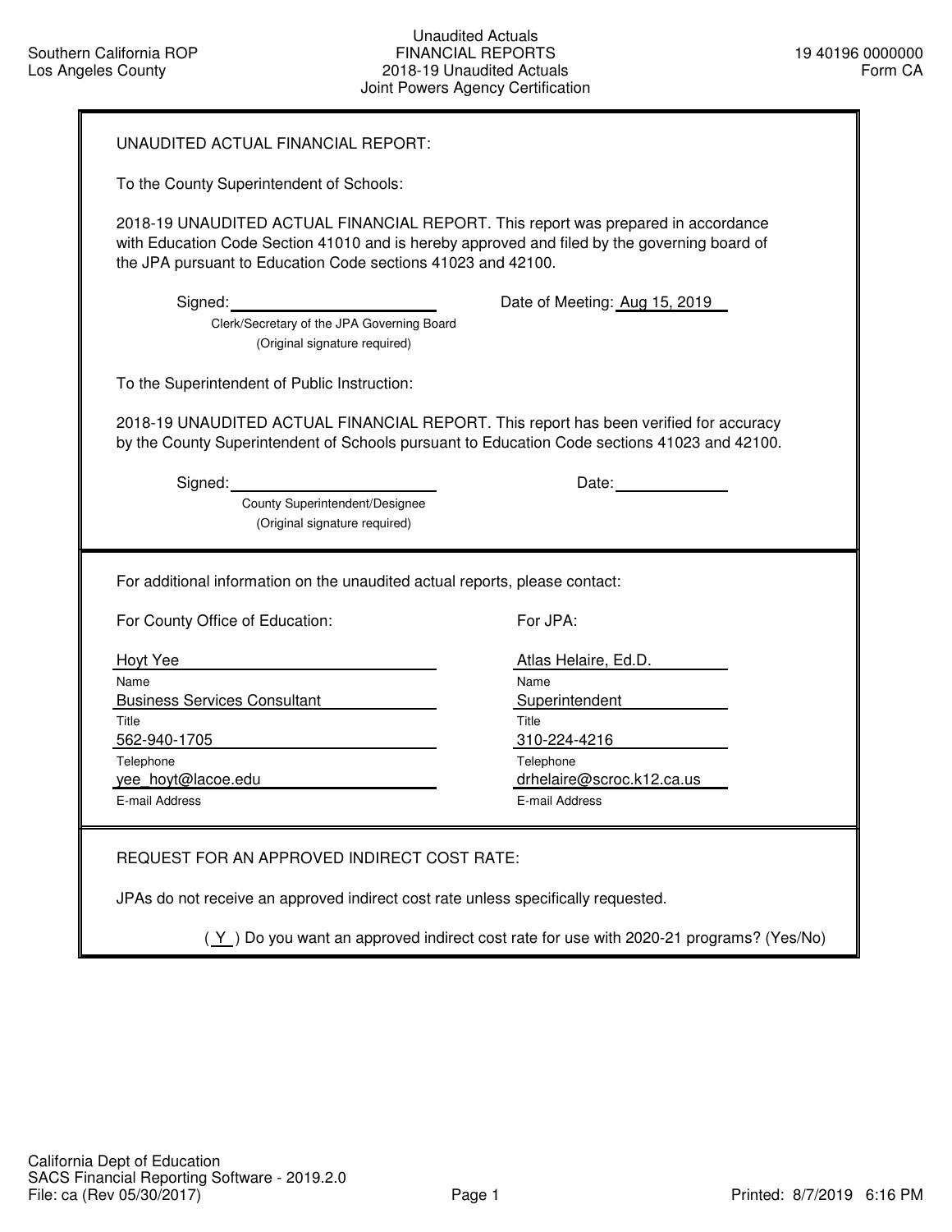Southern California ROP
Los Angeles County

Unaudited Actuals
FINANCIAL REPORTS
2018-19 Unaudited Actuals
Joint Powers Agency Certification

19 40196 0000000
Form CA

UNAUDITED ACTUAL FINANCIAL REPORT:

To the County Superintendent of Schools:

2018-19 UNAUDITED ACTUAL FINANCIAL REPORT. This report was prepared in accordance with Education Code Section 41010 and is hereby approved and filed by the governing board of the JPA pursuant to Education Code sections 41023 and 42100.

Signed: ______________________ Date of Meeting: Aug 15, 2019
Clerk/Secretary of the JPA Governing Board
(Original signature required)

To the Superintendent of Public Instruction:

2018-19 UNAUDITED ACTUAL FINANCIAL REPORT. This report has been verified for accuracy by the County Superintendent of Schools pursuant to Education Code sections 41023 and 42100.

Signed: ______________________ Date: ____________
County Superintendent/Designee
(Original signature required)

For additional information on the unaudited actual reports, please contact:

| For County Office of Education: | For JPA: |
|---|---|
| Hoyt Yee | Atlas Helaire, Ed.D. |
| Name | Name |
| Business Services Consultant | Superintendent |
| Title | Title |
| 562-940-1705 | 310-224-4216 |
| Telephone | Telephone |
| yee_hoyt@lacoe.edu | drhelaire@scroc.k12.ca.us |
| E-mail Address | E-mail Address |

REQUEST FOR AN APPROVED INDIRECT COST RATE:

JPAs do not receive an approved indirect cost rate unless specifically requested.

( Y ) Do you want an approved indirect cost rate for use with 2020-21 programs? (Yes/No)

California Dept of Education
SACS Financial Reporting Software - 2019.2.0
File: ca (Rev 05/30/2017)

Printed: 8/7/2019 6:16 PM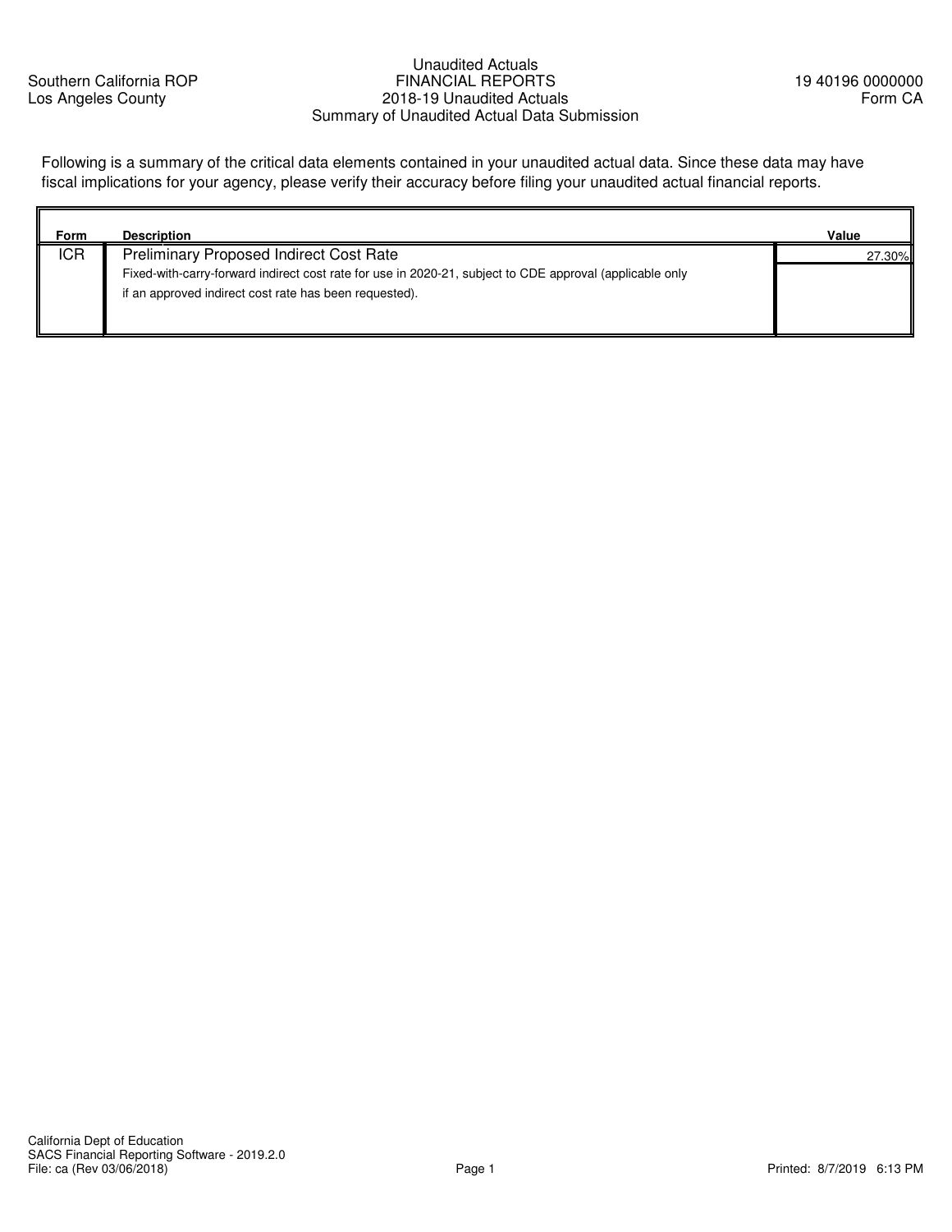Southern California ROP
Los Angeles County

# Unaudited Actuals
## FINANCIAL REPORTS
## 2018-19 Unaudited Actuals
## Summary of Unaudited Actual Data Submission

19 40196 0000000
Form CA

Following is a summary of the critical data elements contained in your unaudited actual data. Since these data may have fiscal implications for your agency, please verify their accuracy before filing your unaudited actual financial reports.

| Form | Description | Value |
|---|---|---|
| ICR | Preliminary Proposed Indirect Cost Rate<br>Fixed-with-carry-forward indirect cost rate for use in 2020-21, subject to CDE approval (applicable only if an approved indirect cost rate has been requested). | 27.30% |

California Dept of Education
SACS Financial Reporting Software - 2019.2.0
File: ca (Rev 03/06/2018)

Printed: 8/7/2019 6:13 PM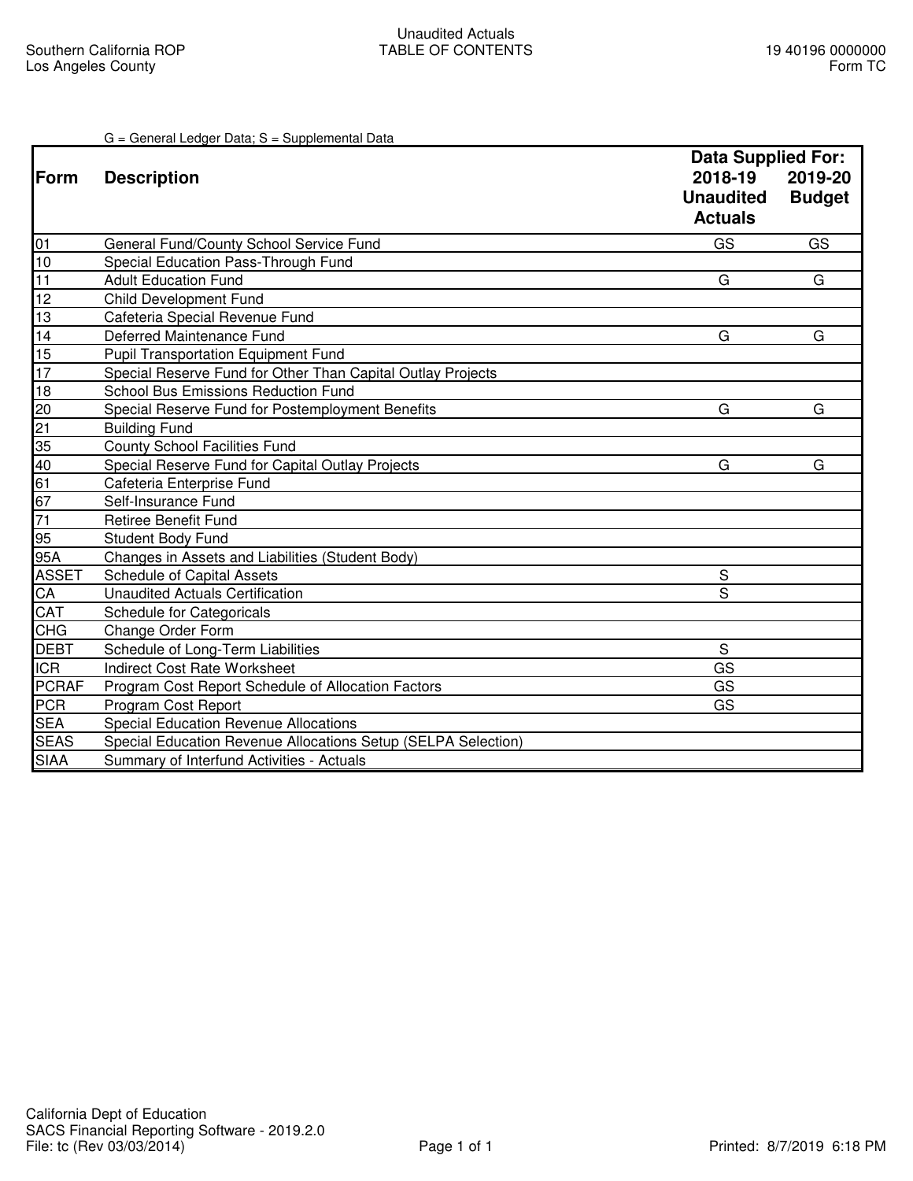Southern California ROP
Los Angeles County

# Unaudited Actuals
## TABLE OF CONTENTS

19 40196 0000000
Form TC

G = General Ledger Data; S = Supplemental Data

| Form | Description | Data Supplied For: 2018-19 Unaudited Actuals | 2019-20 Budget |
|---|---|---|---|
| 01 | General Fund/County School Service Fund | GS | GS |
| 10 | Special Education Pass-Through Fund | | |
| 11 | Adult Education Fund | G | G |
| 12 | Child Development Fund | | |
| 13 | Cafeteria Special Revenue Fund | | |
| 14 | Deferred Maintenance Fund | G | G |
| 15 | Pupil Transportation Equipment Fund | | |
| 17 | Special Reserve Fund for Other Than Capital Outlay Projects | | |
| 18 | School Bus Emissions Reduction Fund | | |
| 20 | Special Reserve Fund for Postemployment Benefits | G | G |
| 21 | Building Fund | | |
| 35 | County School Facilities Fund | | |
| 40 | Special Reserve Fund for Capital Outlay Projects | G | G |
| 61 | Cafeteria Enterprise Fund | | |
| 67 | Self-Insurance Fund | | |
| 71 | Retiree Benefit Fund | | |
| 95 | Student Body Fund | | |
| 95A | Changes in Assets and Liabilities (Student Body) | | |
| ASSET | Schedule of Capital Assets | S | |
| CA | Unaudited Actuals Certification | S | |
| CAT | Schedule for Categoricals | | |
| CHG | Change Order Form | | |
| DEBT | Schedule of Long-Term Liabilities | S | |
| ICR | Indirect Cost Rate Worksheet | GS | |
| PCRAF | Program Cost Report Schedule of Allocation Factors | GS | |
| PCR | Program Cost Report | GS | |
| SEA | Special Education Revenue Allocations | | |
| SEAS | Special Education Revenue Allocations Setup (SELPA Selection) | | |
| SIAA | Summary of Interfund Activities - Actuals | | |

California Dept of Education
SACS Financial Reporting Software - 2019.2.0
File: tc (Rev 03/03/2014)

Printed: 8/7/2019 6:18 PM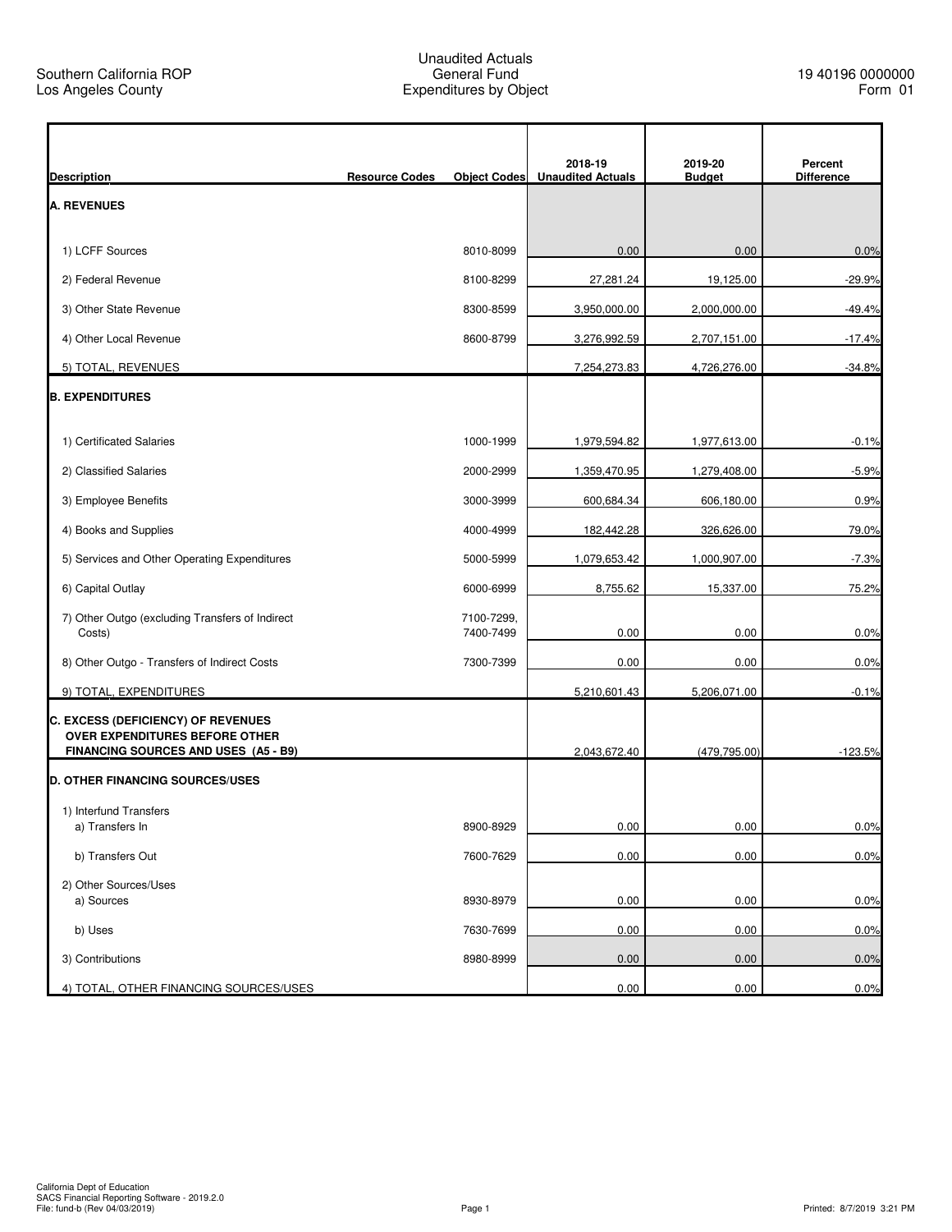Southern California ROP
Los Angeles County

# Unaudited Actuals
## General Fund
## Expenditures by Object

19 40196 0000000
Form 01

| Description | Resource Codes | Object Codes | 2018-19 Unaudited Actuals | 2019-20 Budget | Percent Difference |
|---|---|---|---|---|---|
| **A. REVENUES** | | | | | |
| 1) LCFF Sources | | 8010-8099 | 0.00 | 0.00 | 0.0% |
| 2) Federal Revenue | | 8100-8299 | 27,281.24 | 19,125.00 | -29.9% |
| 3) Other State Revenue | | 8300-8599 | 3,950,000.00 | 2,000,000.00 | -49.4% |
| 4) Other Local Revenue | | 8600-8799 | 3,276,992.59 | 2,707,151.00 | -17.4% |
| 5) TOTAL, REVENUES | | | 7,254,273.83 | 4,726,276.00 | -34.8% |
| **B. EXPENDITURES** | | | | | |
| 1) Certificated Salaries | | 1000-1999 | 1,979,594.82 | 1,977,613.00 | -0.1% |
| 2) Classified Salaries | | 2000-2999 | 1,359,470.95 | 1,279,408.00 | -5.9% |
| 3) Employee Benefits | | 3000-3999 | 600,684.34 | 606,180.00 | 0.9% |
| 4) Books and Supplies | | 4000-4999 | 182,442.28 | 326,626.00 | 79.0% |
| 5) Services and Other Operating Expenditures | | 5000-5999 | 1,079,653.42 | 1,000,907.00 | -7.3% |
| 6) Capital Outlay | | 6000-6999 | 8,755.62 | 15,337.00 | 75.2% |
| 7) Other Outgo (excluding Transfers of Indirect Costs) | | 7100-7299, 7400-7499 | 0.00 | 0.00 | 0.0% |
| 8) Other Outgo - Transfers of Indirect Costs | | 7300-7399 | 0.00 | 0.00 | 0.0% |
| 9) TOTAL, EXPENDITURES | | | 5,210,601.43 | 5,206,071.00 | -0.1% |
| **C. EXCESS (DEFICIENCY) OF REVENUES OVER EXPENDITURES BEFORE OTHER FINANCING SOURCES AND USES (A5 - B9)** | | | 2,043,672.40 | (479,795.00) | -123.5% |
| **D. OTHER FINANCING SOURCES/USES** | | | | | |
| 1) Interfund Transfers | | | | | |
| a) Transfers In | | 8900-8929 | 0.00 | 0.00 | 0.0% |
| b) Transfers Out | | 7600-7629 | 0.00 | 0.00 | 0.0% |
| 2) Other Sources/Uses | | | | | |
| a) Sources | | 8930-8979 | 0.00 | 0.00 | 0.0% |
| b) Uses | | 7630-7699 | 0.00 | 0.00 | 0.0% |
| 3) Contributions | | 8980-8999 | 0.00 | 0.00 | 0.0% |
| 4) TOTAL, OTHER FINANCING SOURCES/USES | | | 0.00 | 0.00 | 0.0% |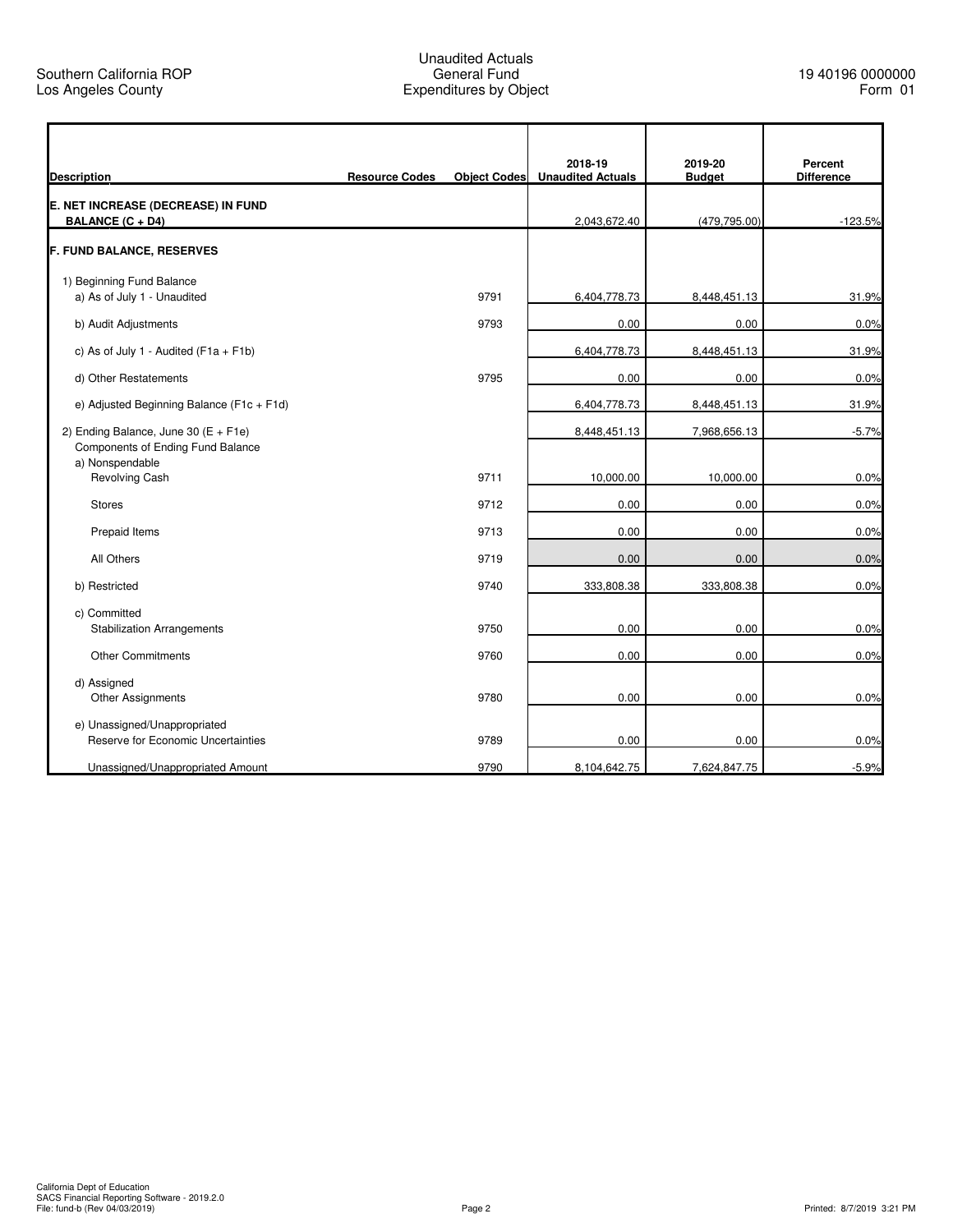Southern California ROP
Los Angeles County

Unaudited Actuals
General Fund
Expenditures by Object

19 40196 0000000
Form 01

| Description | Resource Codes | Object Codes | 2018-19 Unaudited Actuals | 2019-20 Budget | Percent Difference |
|---|---|---|---|---|---|
| **E. NET INCREASE (DECREASE) IN FUND BALANCE (C + D4)** | | | 2,043,672.40 | (479,795.00) | -123.5% |
| **F. FUND BALANCE, RESERVES** | | | | | |
| 1) Beginning Fund Balance | | | | | |
| a) As of July 1 - Unaudited | | 9791 | 6,404,778.73 | 8,448,451.13 | 31.9% |
| b) Audit Adjustments | | 9793 | 0.00 | 0.00 | 0.0% |
| c) As of July 1 - Audited (F1a + F1b) | | | 6,404,778.73 | 8,448,451.13 | 31.9% |
| d) Other Restatements | | 9795 | 0.00 | 0.00 | 0.0% |
| e) Adjusted Beginning Balance (F1c + F1d) | | | 6,404,778.73 | 8,448,451.13 | 31.9% |
| 2) Ending Balance, June 30 (E + F1e) | | | 8,448,451.13 | 7,968,656.13 | -5.7% |
| Components of Ending Fund Balance | | | | | |
| a) Nonspendable | | | | | |
| Revolving Cash | | 9711 | 10,000.00 | 10,000.00 | 0.0% |
| Stores | | 9712 | 0.00 | 0.00 | 0.0% |
| Prepaid Items | | 9713 | 0.00 | 0.00 | 0.0% |
| All Others | | 9719 | 0.00 | 0.00 | 0.0% |
| b) Restricted | | 9740 | 333,808.38 | 333,808.38 | 0.0% |
| c) Committed | | | | | |
| Stabilization Arrangements | | 9750 | 0.00 | 0.00 | 0.0% |
| Other Commitments | | 9760 | 0.00 | 0.00 | 0.0% |
| d) Assigned | | | | | |
| Other Assignments | | 9780 | 0.00 | 0.00 | 0.0% |
| e) Unassigned/Unappropriated | | | | | |
| Reserve for Economic Uncertainties | | 9789 | 0.00 | 0.00 | 0.0% |
| Unassigned/Unappropriated Amount | | 9790 | 8,104,642.75 | 7,624,847.75 | -5.9% |

California Dept of Education
SACS Financial Reporting Software - 2019.2.0
File: fund-b (Rev 04/03/2019)

Printed: 8/7/2019 3:21 PM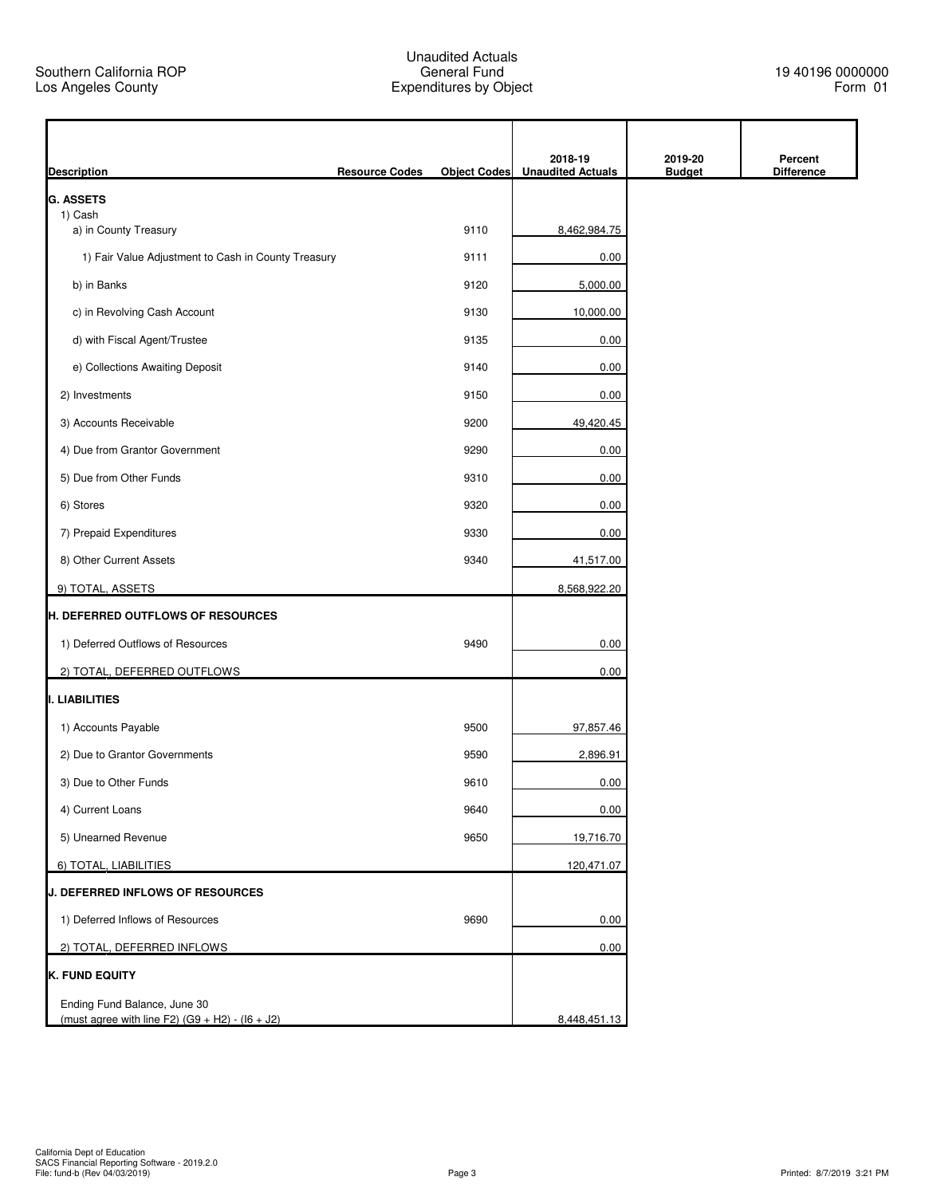Southern California ROP
Los Angeles County

Unaudited Actuals
General Fund
Expenditures by Object

19 40196 0000000
Form 01

| Description | Resource Codes | Object Codes | 2018-19 Unaudited Actuals | 2019-20 Budget | Percent Difference |
|---|---|---|---|---|---|
| **G. ASSETS** | | | | | |
| 1) Cash | | | | | |
| a) in County Treasury | | 9110 | 8,462,984.75 | | |
| 1) Fair Value Adjustment to Cash in County Treasury | | 9111 | 0.00 | | |
| b) in Banks | | 9120 | 5,000.00 | | |
| c) in Revolving Cash Account | | 9130 | 10,000.00 | | |
| d) with Fiscal Agent/Trustee | | 9135 | 0.00 | | |
| e) Collections Awaiting Deposit | | 9140 | 0.00 | | |
| 2) Investments | | 9150 | 0.00 | | |
| 3) Accounts Receivable | | 9200 | 49,420.45 | | |
| 4) Due from Grantor Government | | 9290 | 0.00 | | |
| 5) Due from Other Funds | | 9310 | 0.00 | | |
| 6) Stores | | 9320 | 0.00 | | |
| 7) Prepaid Expenditures | | 9330 | 0.00 | | |
| 8) Other Current Assets | | 9340 | 41,517.00 | | |
| 9) TOTAL, ASSETS | | | 8,568,922.20 | | |
| **H. DEFERRED OUTFLOWS OF RESOURCES** | | | | | |
| 1) Deferred Outflows of Resources | | 9490 | 0.00 | | |
| 2) TOTAL, DEFERRED OUTFLOWS | | | 0.00 | | |
| **I. LIABILITIES** | | | | | |
| 1) Accounts Payable | | 9500 | 97,857.46 | | |
| 2) Due to Grantor Governments | | 9590 | 2,896.91 | | |
| 3) Due to Other Funds | | 9610 | 0.00 | | |
| 4) Current Loans | | 9640 | 0.00 | | |
| 5) Unearned Revenue | | 9650 | 19,716.70 | | |
| 6) TOTAL, LIABILITIES | | | 120,471.07 | | |
| **J. DEFERRED INFLOWS OF RESOURCES** | | | | | |
| 1) Deferred Inflows of Resources | | 9690 | 0.00 | | |
| 2) TOTAL, DEFERRED INFLOWS | | | 0.00 | | |
| **K. FUND EQUITY** | | | | | |
| Ending Fund Balance, June 30 (must agree with line F2) (G9 + H2) - (I6 + J2) | | | 8,448,451.13 | | |

California Dept of Education
SACS Financial Reporting Software - 2019.2.0
File: fund-b (Rev 04/03/2019)

Printed: 8/7/2019 3:21 PM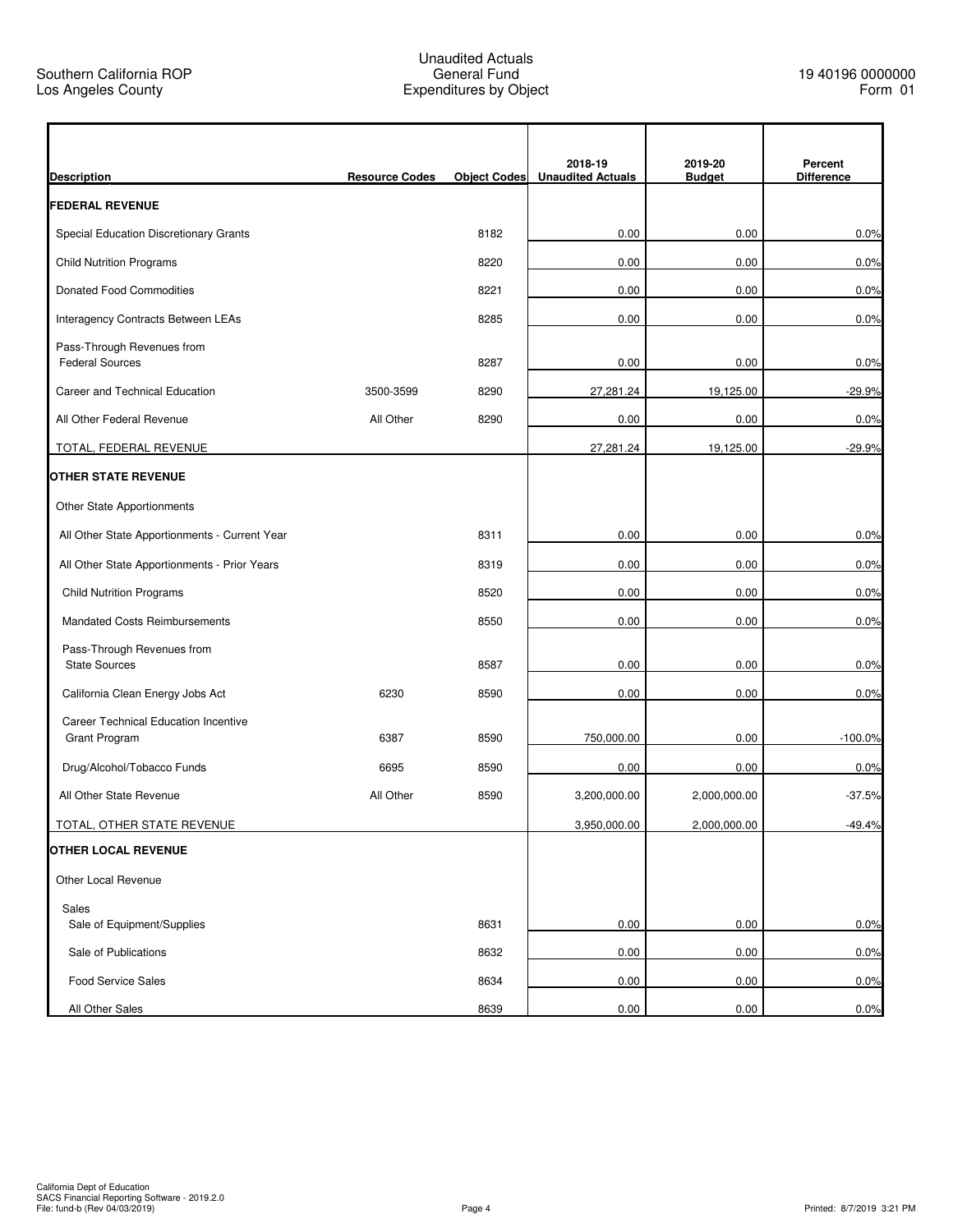Southern California ROP
Los Angeles County

Unaudited Actuals
General Fund
Expenditures by Object

19 40196 0000000
Form 01

| Description | Resource Codes | Object Codes | 2018-19 Unaudited Actuals | 2019-20 Budget | Percent Difference |
|---|---|---|---|---|---|
| **FEDERAL REVENUE** | | | | | |
| Special Education Discretionary Grants | | 8182 | 0.00 | 0.00 | 0.0% |
| Child Nutrition Programs | | 8220 | 0.00 | 0.00 | 0.0% |
| Donated Food Commodities | | 8221 | 0.00 | 0.00 | 0.0% |
| Interagency Contracts Between LEAs | | 8285 | 0.00 | 0.00 | 0.0% |
| Pass-Through Revenues from Federal Sources | | 8287 | 0.00 | 0.00 | 0.0% |
| Career and Technical Education | 3500-3599 | 8290 | 27,281.24 | 19,125.00 | -29.9% |
| All Other Federal Revenue | All Other | 8290 | 0.00 | 0.00 | 0.0% |
| TOTAL, FEDERAL REVENUE | | | 27,281.24 | 19,125.00 | -29.9% |
| **OTHER STATE REVENUE** | | | | | |
| Other State Apportionments | | | | | |
| All Other State Apportionments - Current Year | | 8311 | 0.00 | 0.00 | 0.0% |
| All Other State Apportionments - Prior Years | | 8319 | 0.00 | 0.00 | 0.0% |
| Child Nutrition Programs | | 8520 | 0.00 | 0.00 | 0.0% |
| Mandated Costs Reimbursements | | 8550 | 0.00 | 0.00 | 0.0% |
| Pass-Through Revenues from State Sources | | 8587 | 0.00 | 0.00 | 0.0% |
| California Clean Energy Jobs Act | 6230 | 8590 | 0.00 | 0.00 | 0.0% |
| Career Technical Education Incentive Grant Program | 6387 | 8590 | 750,000.00 | 0.00 | -100.0% |
| Drug/Alcohol/Tobacco Funds | 6695 | 8590 | 0.00 | 0.00 | 0.0% |
| All Other State Revenue | All Other | 8590 | 3,200,000.00 | 2,000,000.00 | -37.5% |
| TOTAL, OTHER STATE REVENUE | | | 3,950,000.00 | 2,000,000.00 | -49.4% |
| **OTHER LOCAL REVENUE** | | | | | |
| Other Local Revenue | | | | | |
| Sales | | | | | |
| Sale of Equipment/Supplies | | 8631 | 0.00 | 0.00 | 0.0% |
| Sale of Publications | | 8632 | 0.00 | 0.00 | 0.0% |
| Food Service Sales | | 8634 | 0.00 | 0.00 | 0.0% |
| All Other Sales | | 8639 | 0.00 | 0.00 | 0.0% |

California Dept of Education
SACS Financial Reporting Software - 2019.2.0
File: fund-b (Rev 04/03/2019)

Printed: 8/7/2019 3:21 PM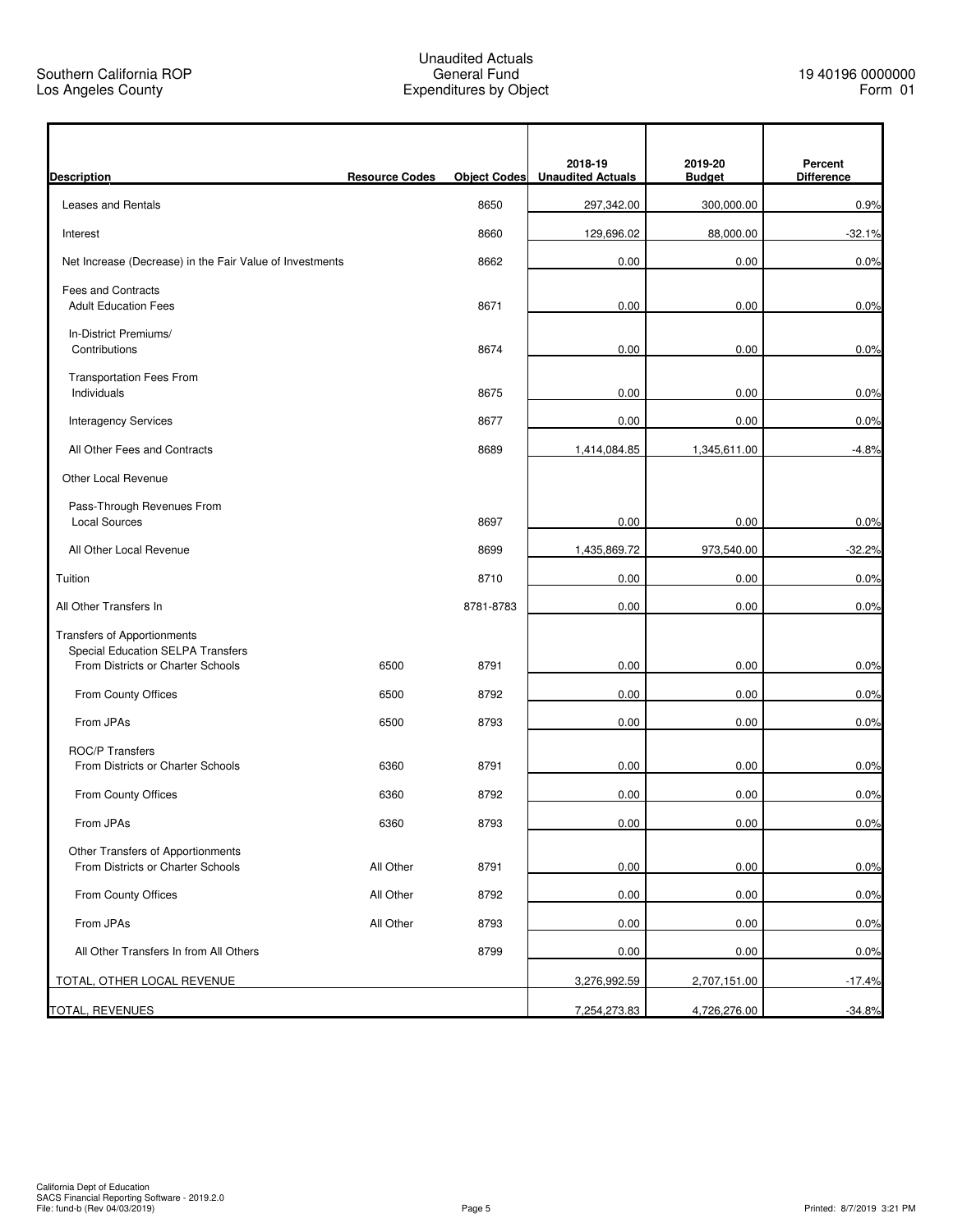Southern California ROP
Los Angeles County

Unaudited Actuals
General Fund
Expenditures by Object

19 40196 0000000
Form 01

| Description | Resource Codes | Object Codes | 2018-19 Unaudited Actuals | 2019-20 Budget | Percent Difference |
|---|---|---|---|---|---|
| Leases and Rentals | | 8650 | 297,342.00 | 300,000.00 | 0.9% |
| Interest | | 8660 | 129,696.02 | 88,000.00 | -32.1% |
| Net Increase (Decrease) in the Fair Value of Investments | | 8662 | 0.00 | 0.00 | 0.0% |
| Fees and Contracts | | | | | |
| Adult Education Fees | | 8671 | 0.00 | 0.00 | 0.0% |
| In-District Premiums/ Contributions | | 8674 | 0.00 | 0.00 | 0.0% |
| Transportation Fees From Individuals | | 8675 | 0.00 | 0.00 | 0.0% |
| Interagency Services | | 8677 | 0.00 | 0.00 | 0.0% |
| All Other Fees and Contracts | | 8689 | 1,414,084.85 | 1,345,611.00 | -4.8% |
| Other Local Revenue | | | | | |
| Pass-Through Revenues From Local Sources | | 8697 | 0.00 | 0.00 | 0.0% |
| All Other Local Revenue | | 8699 | 1,435,869.72 | 973,540.00 | -32.2% |
| Tuition | | 8710 | 0.00 | 0.00 | 0.0% |
| All Other Transfers In | | 8781-8783 | 0.00 | 0.00 | 0.0% |
| Transfers of Apportionments | | | | | |
| Special Education SELPA Transfers | | | | | |
| From Districts or Charter Schools | 6500 | 8791 | 0.00 | 0.00 | 0.0% |
| From County Offices | 6500 | 8792 | 0.00 | 0.00 | 0.0% |
| From JPAs | 6500 | 8793 | 0.00 | 0.00 | 0.0% |
| ROC/P Transfers | | | | | |
| From Districts or Charter Schools | 6360 | 8791 | 0.00 | 0.00 | 0.0% |
| From County Offices | 6360 | 8792 | 0.00 | 0.00 | 0.0% |
| From JPAs | 6360 | 8793 | 0.00 | 0.00 | 0.0% |
| Other Transfers of Apportionments | | | | | |
| From Districts or Charter Schools | All Other | 8791 | 0.00 | 0.00 | 0.0% |
| From County Offices | All Other | 8792 | 0.00 | 0.00 | 0.0% |
| From JPAs | All Other | 8793 | 0.00 | 0.00 | 0.0% |
| All Other Transfers In from All Others | | 8799 | 0.00 | 0.00 | 0.0% |
| TOTAL, OTHER LOCAL REVENUE | | | 3,276,992.59 | 2,707,151.00 | -17.4% |
| TOTAL, REVENUES | | | 7,254,273.83 | 4,726,276.00 | -34.8% |

California Dept of Education
SACS Financial Reporting Software - 2019.2.0
File: fund-b (Rev 04/03/2019)

Printed: 8/7/2019 3:21 PM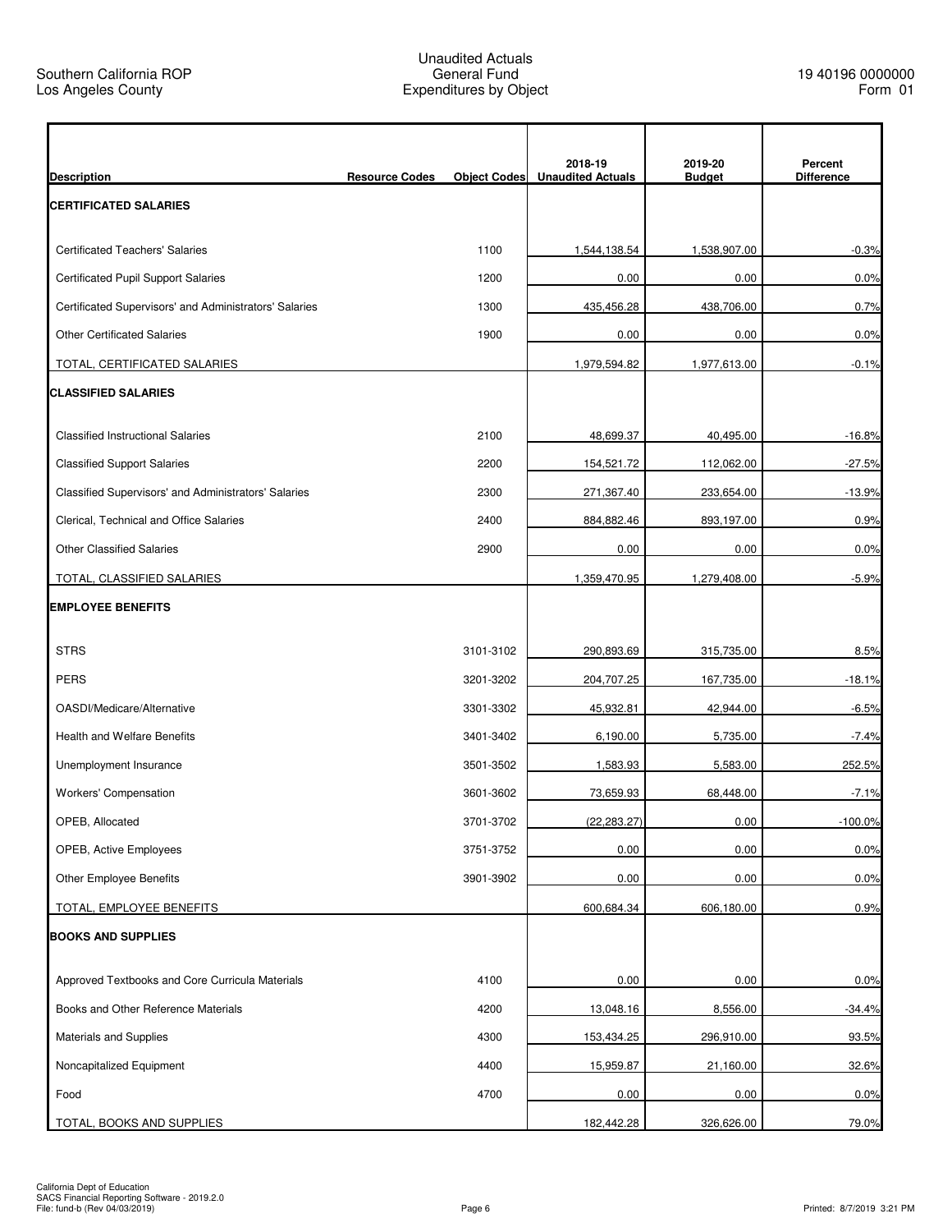Southern California ROP
Los Angeles County

Unaudited Actuals
General Fund
Expenditures by Object

19 40196 0000000
Form 01

| Description | Resource Codes | Object Codes | 2018-19 Unaudited Actuals | 2019-20 Budget | Percent Difference |
|---|---|---|---|---|---|
| **CERTIFICATED SALARIES** | | | | | |
| Certificated Teachers' Salaries | | 1100 | 1,544,138.54 | 1,538,907.00 | -0.3% |
| Certificated Pupil Support Salaries | | 1200 | 0.00 | 0.00 | 0.0% |
| Certificated Supervisors' and Administrators' Salaries | | 1300 | 435,456.28 | 438,706.00 | 0.7% |
| Other Certificated Salaries | | 1900 | 0.00 | 0.00 | 0.0% |
| TOTAL, CERTIFICATED SALARIES | | | 1,979,594.82 | 1,977,613.00 | -0.1% |
| **CLASSIFIED SALARIES** | | | | | |
| Classified Instructional Salaries | | 2100 | 48,699.37 | 40,495.00 | -16.8% |
| Classified Support Salaries | | 2200 | 154,521.72 | 112,062.00 | -27.5% |
| Classified Supervisors' and Administrators' Salaries | | 2300 | 271,367.40 | 233,654.00 | -13.9% |
| Clerical, Technical and Office Salaries | | 2400 | 884,882.46 | 893,197.00 | 0.9% |
| Other Classified Salaries | | 2900 | 0.00 | 0.00 | 0.0% |
| TOTAL, CLASSIFIED SALARIES | | | 1,359,470.95 | 1,279,408.00 | -5.9% |
| **EMPLOYEE BENEFITS** | | | | | |
| STRS | | 3101-3102 | 290,893.69 | 315,735.00 | 8.5% |
| PERS | | 3201-3202 | 204,707.25 | 167,735.00 | -18.1% |
| OASDI/Medicare/Alternative | | 3301-3302 | 45,932.81 | 42,944.00 | -6.5% |
| Health and Welfare Benefits | | 3401-3402 | 6,190.00 | 5,735.00 | -7.4% |
| Unemployment Insurance | | 3501-3502 | 1,583.93 | 5,583.00 | 252.5% |
| Workers' Compensation | | 3601-3602 | 73,659.93 | 68,448.00 | -7.1% |
| OPEB, Allocated | | 3701-3702 | (22,283.27) | 0.00 | -100.0% |
| OPEB, Active Employees | | 3751-3752 | 0.00 | 0.00 | 0.0% |
| Other Employee Benefits | | 3901-3902 | 0.00 | 0.00 | 0.0% |
| TOTAL, EMPLOYEE BENEFITS | | | 600,684.34 | 606,180.00 | 0.9% |
| **BOOKS AND SUPPLIES** | | | | | |
| Approved Textbooks and Core Curricula Materials | | 4100 | 0.00 | 0.00 | 0.0% |
| Books and Other Reference Materials | | 4200 | 13,048.16 | 8,556.00 | -34.4% |
| Materials and Supplies | | 4300 | 153,434.25 | 296,910.00 | 93.5% |
| Noncapitalized Equipment | | 4400 | 15,959.87 | 21,160.00 | 32.6% |
| Food | | 4700 | 0.00 | 0.00 | 0.0% |
| TOTAL, BOOKS AND SUPPLIES | | | 182,442.28 | 326,626.00 | 79.0% |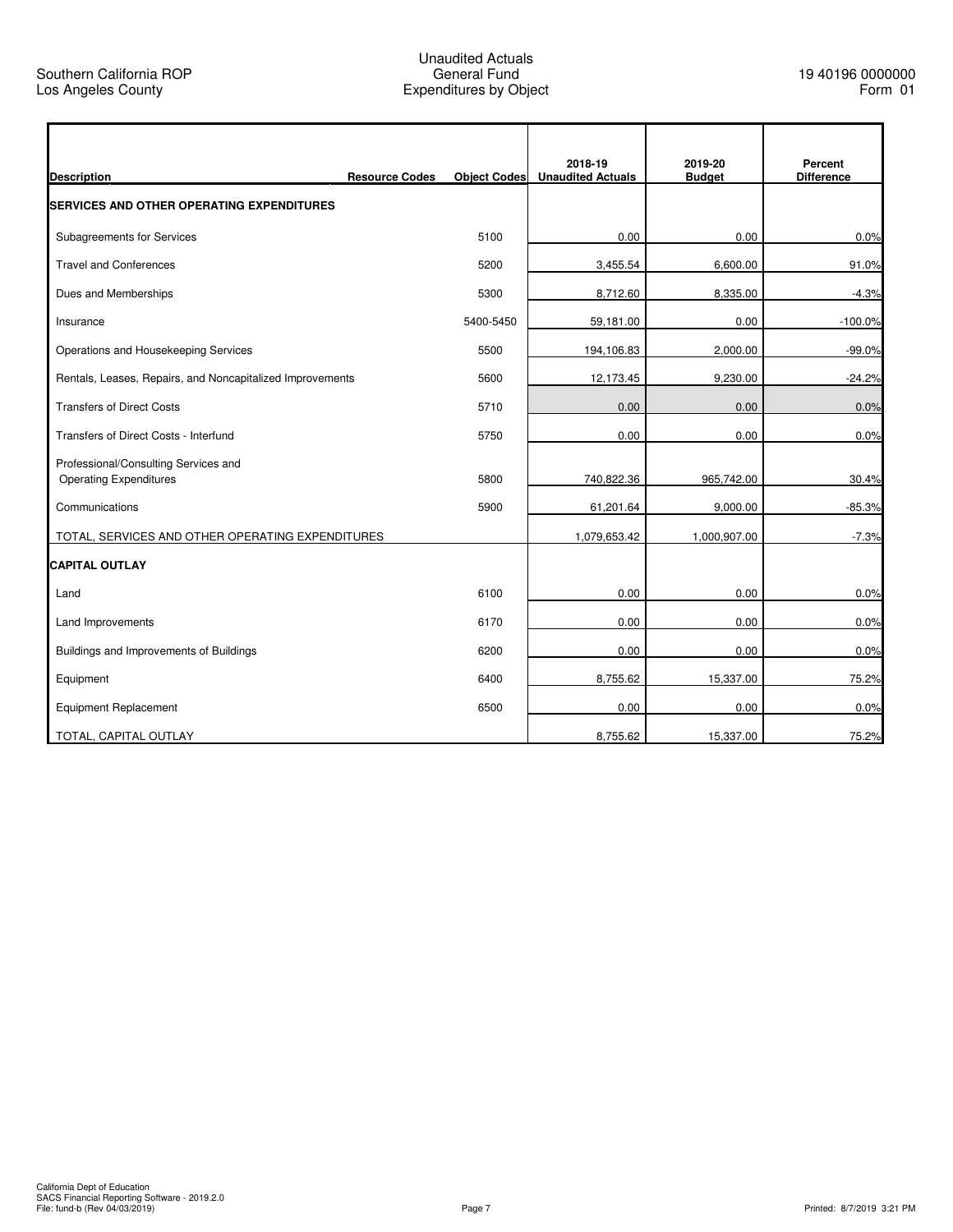Southern California ROP
Los Angeles County

Unaudited Actuals
General Fund
Expenditures by Object

19 40196 0000000
Form 01

| Description | Resource Codes | Object Codes | 2018-19 Unaudited Actuals | 2019-20 Budget | Percent Difference |
|---|---|---|---|---|---|
| **SERVICES AND OTHER OPERATING EXPENDITURES** | | | | | |
| Subagreements for Services | | 5100 | 0.00 | 0.00 | 0.0% |
| Travel and Conferences | | 5200 | 3,455.54 | 6,600.00 | 91.0% |
| Dues and Memberships | | 5300 | 8,712.60 | 8,335.00 | -4.3% |
| Insurance | | 5400-5450 | 59,181.00 | 0.00 | -100.0% |
| Operations and Housekeeping Services | | 5500 | 194,106.83 | 2,000.00 | -99.0% |
| Rentals, Leases, Repairs, and Noncapitalized Improvements | | 5600 | 12,173.45 | 9,230.00 | -24.2% |
| Transfers of Direct Costs | | 5710 | 0.00 | 0.00 | 0.0% |
| Transfers of Direct Costs - Interfund | | 5750 | 0.00 | 0.00 | 0.0% |
| Professional/Consulting Services and Operating Expenditures | | 5800 | 740,822.36 | 965,742.00 | 30.4% |
| Communications | | 5900 | 61,201.64 | 9,000.00 | -85.3% |
| TOTAL, SERVICES AND OTHER OPERATING EXPENDITURES | | | 1,079,653.42 | 1,000,907.00 | -7.3% |
| **CAPITAL OUTLAY** | | | | | |
| Land | | 6100 | 0.00 | 0.00 | 0.0% |
| Land Improvements | | 6170 | 0.00 | 0.00 | 0.0% |
| Buildings and Improvements of Buildings | | 6200 | 0.00 | 0.00 | 0.0% |
| Equipment | | 6400 | 8,755.62 | 15,337.00 | 75.2% |
| Equipment Replacement | | 6500 | 0.00 | 0.00 | 0.0% |
| TOTAL, CAPITAL OUTLAY | | | 8,755.62 | 15,337.00 | 75.2% |

California Dept of Education
SACS Financial Reporting Software - 2019.2.0
File: fund-b (Rev 04/03/2019)

Printed: 8/7/2019 3:21 PM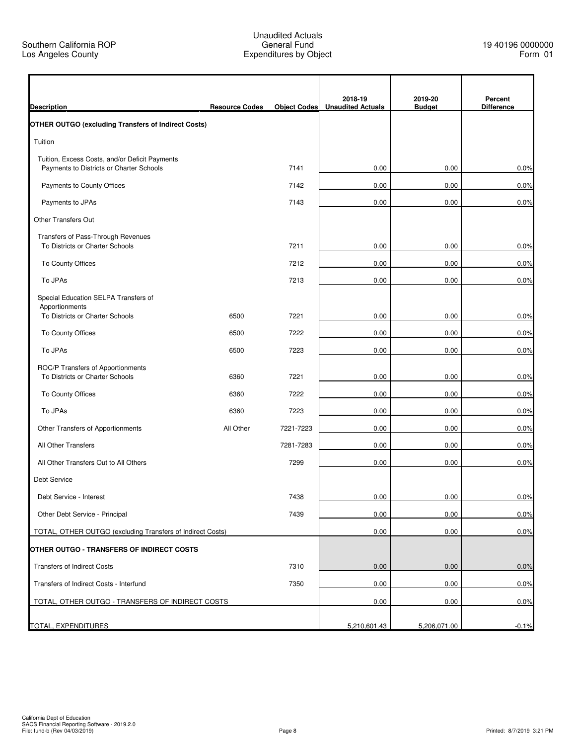Southern California ROP
Los Angeles County

Unaudited Actuals
General Fund
Expenditures by Object

19 40196 0000000
Form 01

| Description | Resource Codes | Object Codes | 2018-19 Unaudited Actuals | 2019-20 Budget | Percent Difference |
|---|---|---|---|---|---|
| **OTHER OUTGO (excluding Transfers of Indirect Costs)** | | | | | |
| Tuition | | | | | |
| Tuition, Excess Costs, and/or Deficit Payments<br>Payments to Districts or Charter Schools | | 7141 | 0.00 | 0.00 | 0.0% |
| Payments to County Offices | | 7142 | 0.00 | 0.00 | 0.0% |
| Payments to JPAs | | 7143 | 0.00 | 0.00 | 0.0% |
| Other Transfers Out | | | | | |
| Transfers of Pass-Through Revenues<br>To Districts or Charter Schools | | 7211 | 0.00 | 0.00 | 0.0% |
| To County Offices | | 7212 | 0.00 | 0.00 | 0.0% |
| To JPAs | | 7213 | 0.00 | 0.00 | 0.0% |
| Special Education SELPA Transfers of Apportionments<br>To Districts or Charter Schools | 6500 | 7221 | 0.00 | 0.00 | 0.0% |
| To County Offices | 6500 | 7222 | 0.00 | 0.00 | 0.0% |
| To JPAs | 6500 | 7223 | 0.00 | 0.00 | 0.0% |
| ROC/P Transfers of Apportionments<br>To Districts or Charter Schools | 6360 | 7221 | 0.00 | 0.00 | 0.0% |
| To County Offices | 6360 | 7222 | 0.00 | 0.00 | 0.0% |
| To JPAs | 6360 | 7223 | 0.00 | 0.00 | 0.0% |
| Other Transfers of Apportionments | All Other | 7221-7223 | 0.00 | 0.00 | 0.0% |
| All Other Transfers | | 7281-7283 | 0.00 | 0.00 | 0.0% |
| All Other Transfers Out to All Others | | 7299 | 0.00 | 0.00 | 0.0% |
| Debt Service | | | | | |
| Debt Service - Interest | | 7438 | 0.00 | 0.00 | 0.0% |
| Other Debt Service - Principal | | 7439 | 0.00 | 0.00 | 0.0% |
| TOTAL, OTHER OUTGO (excluding Transfers of Indirect Costs) | | | 0.00 | 0.00 | 0.0% |
| **OTHER OUTGO - TRANSFERS OF INDIRECT COSTS** | | | | | |
| Transfers of Indirect Costs | | 7310 | 0.00 | 0.00 | 0.0% |
| Transfers of Indirect Costs - Interfund | | 7350 | 0.00 | 0.00 | 0.0% |
| TOTAL, OTHER OUTGO - TRANSFERS OF INDIRECT COSTS | | | 0.00 | 0.00 | 0.0% |
| TOTAL, EXPENDITURES | | | 5,210,601.43 | 5,206,071.00 | -0.1% |

California Dept of Education
SACS Financial Reporting Software - 2019.2.0
File: fund-b (Rev 04/03/2019)

Printed: 8/7/2019 3:21 PM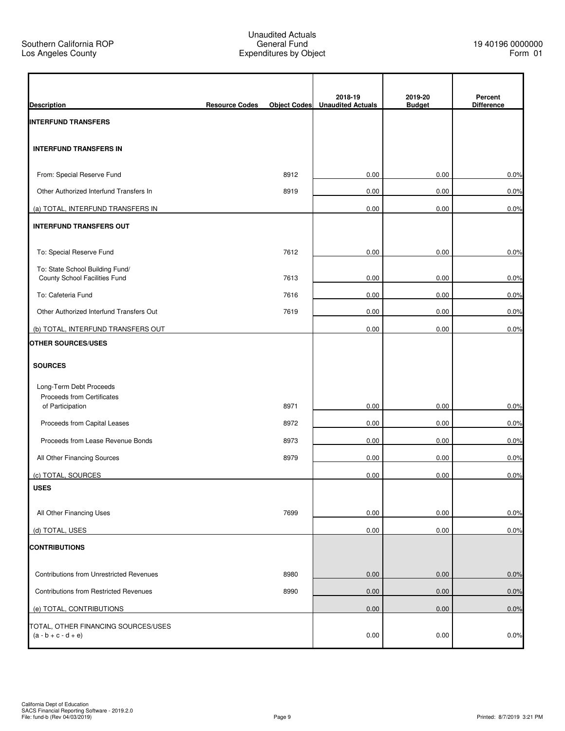Southern California ROP
Los Angeles County

Unaudited Actuals
General Fund
Expenditures by Object

19 40196 0000000
Form 01

| Description | Resource Codes | Object Codes | 2018-19 Unaudited Actuals | 2019-20 Budget | Percent Difference |
|---|---|---|---|---|---|
| **INTERFUND TRANSFERS** | | | | | |
| **INTERFUND TRANSFERS IN** | | | | | |
| From: Special Reserve Fund | | 8912 | 0.00 | 0.00 | 0.0% |
| Other Authorized Interfund Transfers In | | 8919 | 0.00 | 0.00 | 0.0% |
| (a) TOTAL, INTERFUND TRANSFERS IN | | | 0.00 | 0.00 | 0.0% |
| **INTERFUND TRANSFERS OUT** | | | | | |
| To: Special Reserve Fund | | 7612 | 0.00 | 0.00 | 0.0% |
| To: State School Building Fund/ County School Facilities Fund | | 7613 | 0.00 | 0.00 | 0.0% |
| To: Cafeteria Fund | | 7616 | 0.00 | 0.00 | 0.0% |
| Other Authorized Interfund Transfers Out | | 7619 | 0.00 | 0.00 | 0.0% |
| (b) TOTAL, INTERFUND TRANSFERS OUT | | | 0.00 | 0.00 | 0.0% |
| **OTHER SOURCES/USES** | | | | | |
| **SOURCES** | | | | | |
| Long-Term Debt Proceeds | | | | | |
| Proceeds from Certificates of Participation | | 8971 | 0.00 | 0.00 | 0.0% |
| Proceeds from Capital Leases | | 8972 | 0.00 | 0.00 | 0.0% |
| Proceeds from Lease Revenue Bonds | | 8973 | 0.00 | 0.00 | 0.0% |
| All Other Financing Sources | | 8979 | 0.00 | 0.00 | 0.0% |
| (c) TOTAL, SOURCES | | | 0.00 | 0.00 | 0.0% |
| **USES** | | | | | |
| All Other Financing Uses | | 7699 | 0.00 | 0.00 | 0.0% |
| (d) TOTAL, USES | | | 0.00 | 0.00 | 0.0% |
| **CONTRIBUTIONS** | | | | | |
| Contributions from Unrestricted Revenues | | 8980 | 0.00 | 0.00 | 0.0% |
| Contributions from Restricted Revenues | | 8990 | 0.00 | 0.00 | 0.0% |
| (e) TOTAL, CONTRIBUTIONS | | | 0.00 | 0.00 | 0.0% |
| TOTAL, OTHER FINANCING SOURCES/USES (a - b + c - d + e) | | | 0.00 | 0.00 | 0.0% |

California Dept of Education
SACS Financial Reporting Software - 2019.2.0
File: fund-b (Rev 04/03/2019)
Printed: 8/7/2019 3:21 PM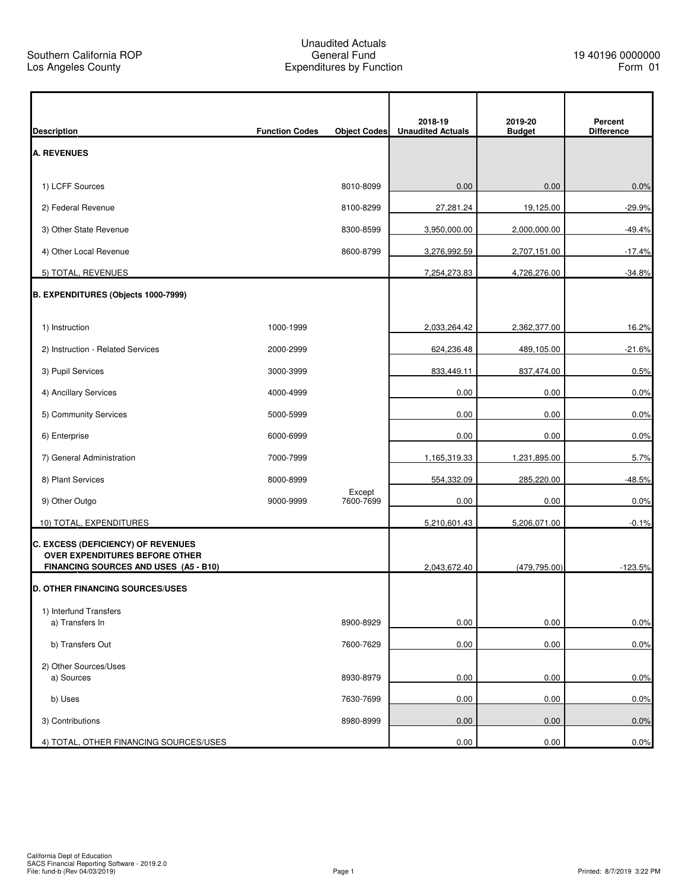Southern California ROP
Los Angeles County

# Unaudited Actuals
## General Fund
## Expenditures by Function

19 40196 0000000
Form 01

| Description | Function Codes | Object Codes | 2018-19 Unaudited Actuals | 2019-20 Budget | Percent Difference |
|---|---|---|---|---|---|
| **A. REVENUES** | | | | | |
| 1) LCFF Sources | | 8010-8099 | 0.00 | 0.00 | 0.0% |
| 2) Federal Revenue | | 8100-8299 | 27,281.24 | 19,125.00 | -29.9% |
| 3) Other State Revenue | | 8300-8599 | 3,950,000.00 | 2,000,000.00 | -49.4% |
| 4) Other Local Revenue | | 8600-8799 | 3,276,992.59 | 2,707,151.00 | -17.4% |
| 5) TOTAL, REVENUES | | | 7,254,273.83 | 4,726,276.00 | -34.8% |
| **B. EXPENDITURES (Objects 1000-7999)** | | | | | |
| 1) Instruction | 1000-1999 | | 2,033,264.42 | 2,362,377.00 | 16.2% |
| 2) Instruction - Related Services | 2000-2999 | | 624,236.48 | 489,105.00 | -21.6% |
| 3) Pupil Services | 3000-3999 | | 833,449.11 | 837,474.00 | 0.5% |
| 4) Ancillary Services | 4000-4999 | | 0.00 | 0.00 | 0.0% |
| 5) Community Services | 5000-5999 | | 0.00 | 0.00 | 0.0% |
| 6) Enterprise | 6000-6999 | | 0.00 | 0.00 | 0.0% |
| 7) General Administration | 7000-7999 | | 1,165,319.33 | 1,231,895.00 | 5.7% |
| 8) Plant Services | 8000-8999 | | 554,332.09 | 285,220.00 | -48.5% |
| 9) Other Outgo | 9000-9999 | Except 7600-7699 | 0.00 | 0.00 | 0.0% |
| 10) TOTAL, EXPENDITURES | | | 5,210,601.43 | 5,206,071.00 | -0.1% |
| **C. EXCESS (DEFICIENCY) OF REVENUES OVER EXPENDITURES BEFORE OTHER FINANCING SOURCES AND USES (A5 - B10)** | | | 2,043,672.40 | (479,795.00) | -123.5% |
| **D. OTHER FINANCING SOURCES/USES** | | | | | |
| 1) Interfund Transfers | | | | | |
| a) Transfers In | | 8900-8929 | 0.00 | 0.00 | 0.0% |
| b) Transfers Out | | 7600-7629 | 0.00 | 0.00 | 0.0% |
| 2) Other Sources/Uses | | | | | |
| a) Sources | | 8930-8979 | 0.00 | 0.00 | 0.0% |
| b) Uses | | 7630-7699 | 0.00 | 0.00 | 0.0% |
| 3) Contributions | | 8980-8999 | 0.00 | 0.00 | 0.0% |
| 4) TOTAL, OTHER FINANCING SOURCES/USES | | | 0.00 | 0.00 | 0.0% |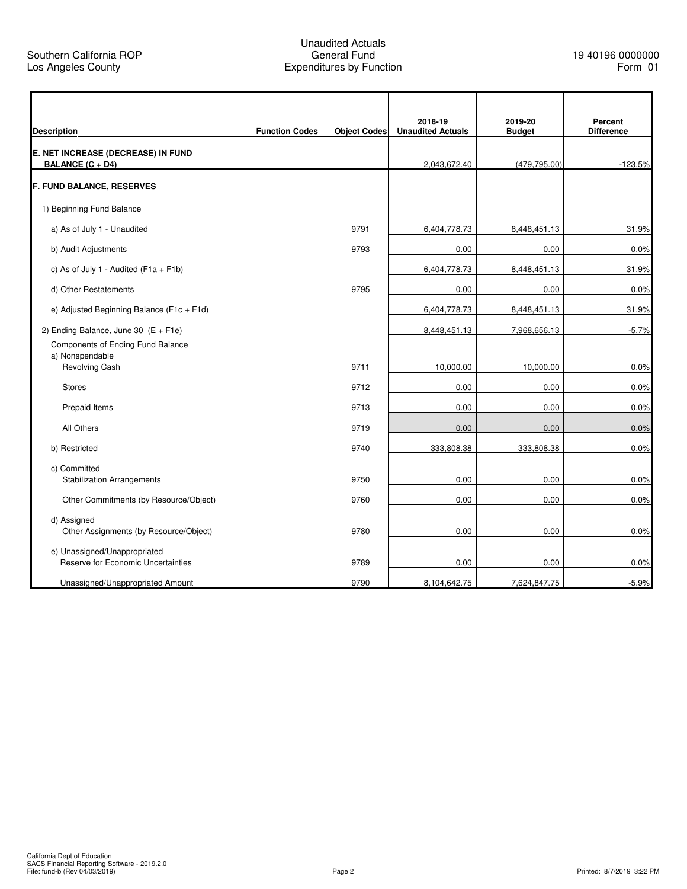Southern California ROP
Los Angeles County

Unaudited Actuals
General Fund
Expenditures by Function

19 40196 0000000
Form 01

| Description | Function Codes | Object Codes | 2018-19 Unaudited Actuals | 2019-20 Budget | Percent Difference |
|---|---|---|---|---|---|
| **E. NET INCREASE (DECREASE) IN FUND BALANCE (C + D4)** | | | 2,043,672.40 | (479,795.00) | -123.5% |
| **F. FUND BALANCE, RESERVES** | | | | | |
| 1) Beginning Fund Balance | | | | | |
| a) As of July 1 - Unaudited | | 9791 | 6,404,778.73 | 8,448,451.13 | 31.9% |
| b) Audit Adjustments | | 9793 | 0.00 | 0.00 | 0.0% |
| c) As of July 1 - Audited (F1a + F1b) | | | 6,404,778.73 | 8,448,451.13 | 31.9% |
| d) Other Restatements | | 9795 | 0.00 | 0.00 | 0.0% |
| e) Adjusted Beginning Balance (F1c + F1d) | | | 6,404,778.73 | 8,448,451.13 | 31.9% |
| 2) Ending Balance, June 30 (E + F1e) | | | 8,448,451.13 | 7,968,656.13 | -5.7% |
| Components of Ending Fund Balance | | | | | |
| a) Nonspendable | | | | | |
| Revolving Cash | | 9711 | 10,000.00 | 10,000.00 | 0.0% |
| Stores | | 9712 | 0.00 | 0.00 | 0.0% |
| Prepaid Items | | 9713 | 0.00 | 0.00 | 0.0% |
| All Others | | 9719 | 0.00 | 0.00 | 0.0% |
| b) Restricted | | 9740 | 333,808.38 | 333,808.38 | 0.0% |
| c) Committed | | | | | |
| Stabilization Arrangements | | 9750 | 0.00 | 0.00 | 0.0% |
| Other Commitments (by Resource/Object) | | 9760 | 0.00 | 0.00 | 0.0% |
| d) Assigned | | | | | |
| Other Assignments (by Resource/Object) | | 9780 | 0.00 | 0.00 | 0.0% |
| e) Unassigned/Unappropriated | | | | | |
| Reserve for Economic Uncertainties | | 9789 | 0.00 | 0.00 | 0.0% |
| Unassigned/Unappropriated Amount | | 9790 | 8,104,642.75 | 7,624,847.75 | -5.9% |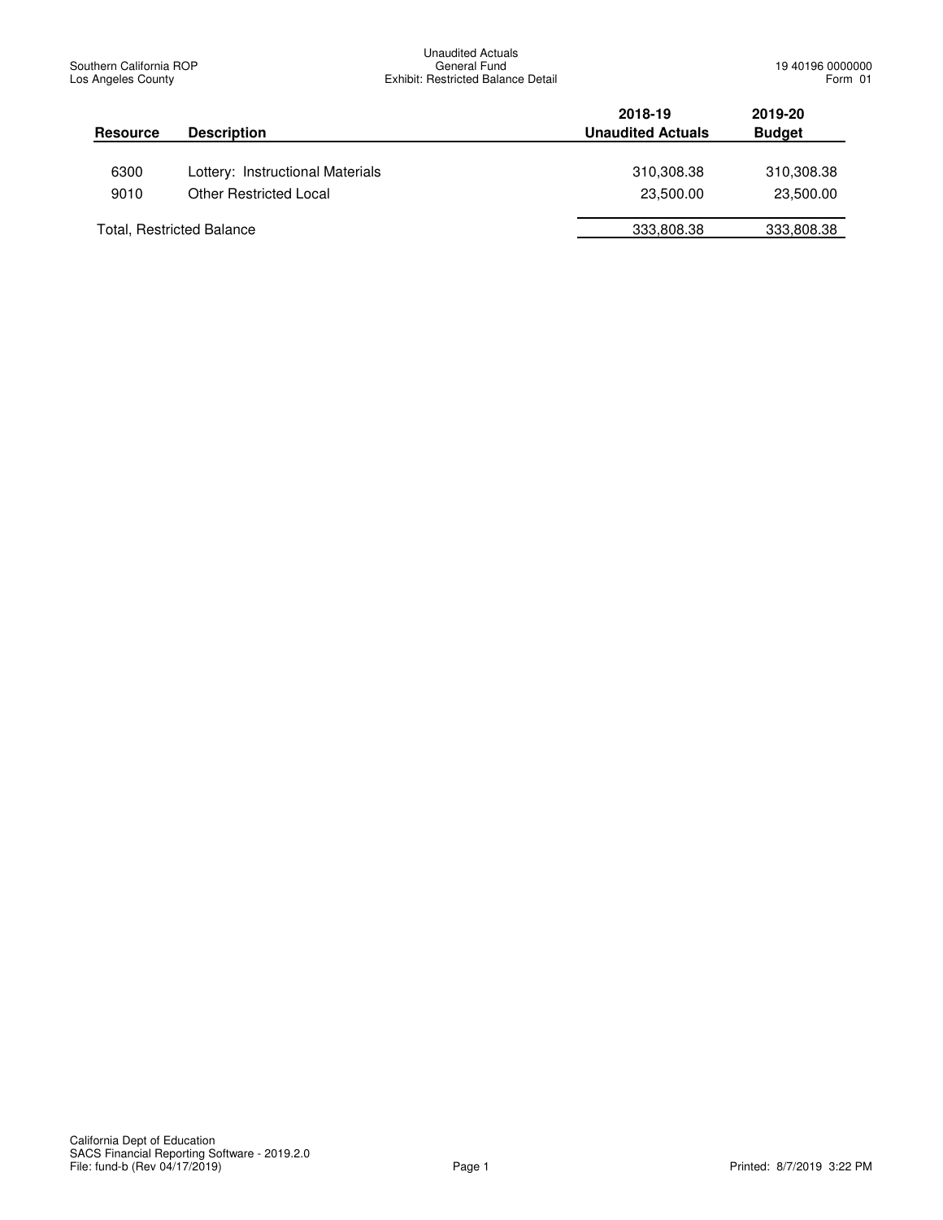Southern California ROP
Los Angeles County

Unaudited Actuals
General Fund
Exhibit: Restricted Balance Detail

19 40196 0000000
Form 01

| Resource | Description | 2018-19 Unaudited Actuals | 2019-20 Budget |
|---|---|---|---|
| 6300 | Lottery: Instructional Materials | 310,308.38 | 310,308.38 |
| 9010 | Other Restricted Local | 23,500.00 | 23,500.00 |
| Total, Restricted Balance | | 333,808.38 | 333,808.38 |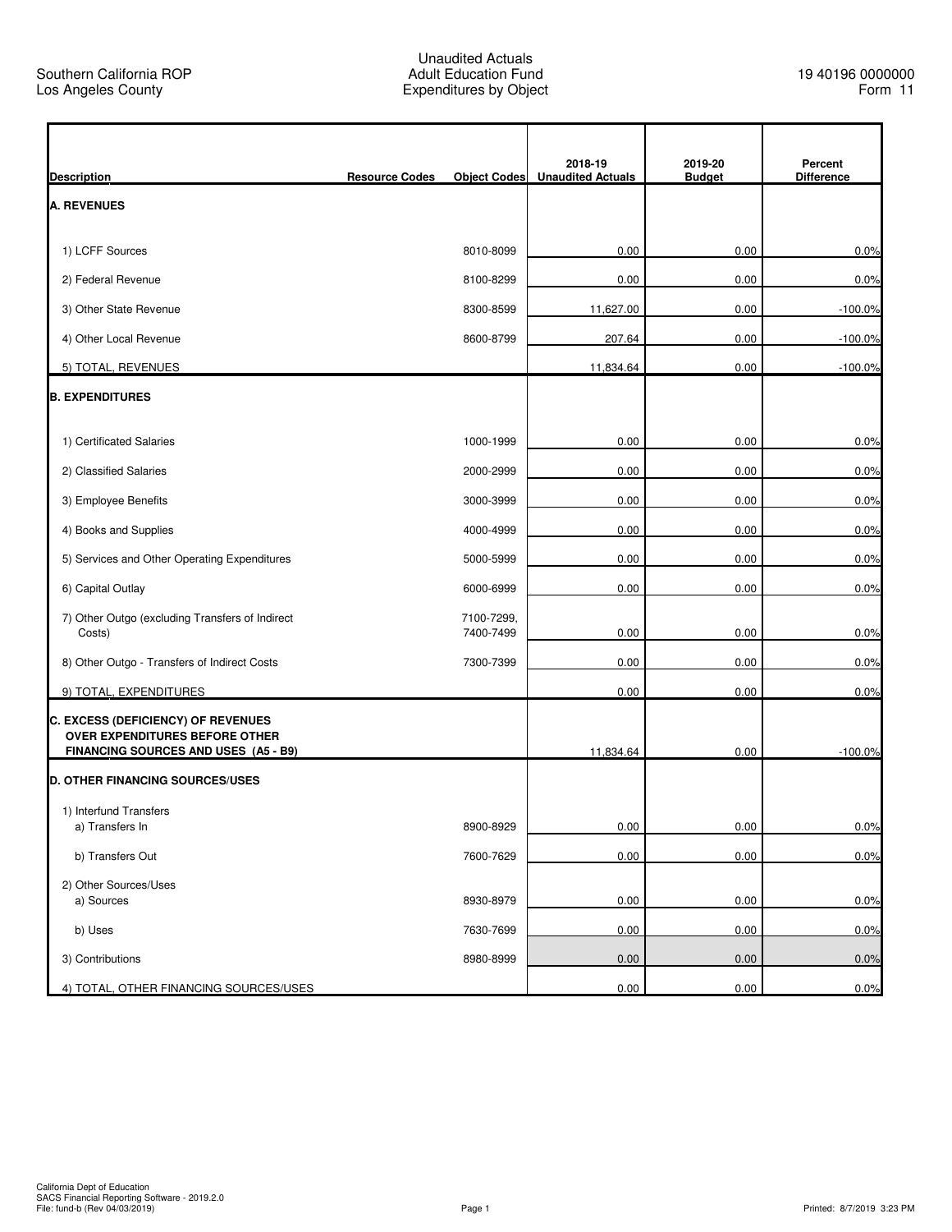Southern California ROP
Los Angeles County

Unaudited Actuals
Adult Education Fund
Expenditures by Object

19 40196 0000000
Form 11

| Description | Resource Codes | Object Codes | 2018-19 Unaudited Actuals | 2019-20 Budget | Percent Difference |
|---|---|---|---|---|---|
| **A. REVENUES** | | | | | |
| 1) LCFF Sources | | 8010-8099 | 0.00 | 0.00 | 0.0% |
| 2) Federal Revenue | | 8100-8299 | 0.00 | 0.00 | 0.0% |
| 3) Other State Revenue | | 8300-8599 | 11,627.00 | 0.00 | -100.0% |
| 4) Other Local Revenue | | 8600-8799 | 207.64 | 0.00 | -100.0% |
| 5) TOTAL, REVENUES | | | 11,834.64 | 0.00 | -100.0% |
| **B. EXPENDITURES** | | | | | |
| 1) Certificated Salaries | | 1000-1999 | 0.00 | 0.00 | 0.0% |
| 2) Classified Salaries | | 2000-2999 | 0.00 | 0.00 | 0.0% |
| 3) Employee Benefits | | 3000-3999 | 0.00 | 0.00 | 0.0% |
| 4) Books and Supplies | | 4000-4999 | 0.00 | 0.00 | 0.0% |
| 5) Services and Other Operating Expenditures | | 5000-5999 | 0.00 | 0.00 | 0.0% |
| 6) Capital Outlay | | 6000-6999 | 0.00 | 0.00 | 0.0% |
| 7) Other Outgo (excluding Transfers of Indirect Costs) | | 7100-7299, 7400-7499 | 0.00 | 0.00 | 0.0% |
| 8) Other Outgo - Transfers of Indirect Costs | | 7300-7399 | 0.00 | 0.00 | 0.0% |
| 9) TOTAL, EXPENDITURES | | | 0.00 | 0.00 | 0.0% |
| **C. EXCESS (DEFICIENCY) OF REVENUES OVER EXPENDITURES BEFORE OTHER FINANCING SOURCES AND USES (A5 - B9)** | | | 11,834.64 | 0.00 | -100.0% |
| **D. OTHER FINANCING SOURCES/USES** | | | | | |
| 1) Interfund Transfers | | | | | |
| a) Transfers In | | 8900-8929 | 0.00 | 0.00 | 0.0% |
| b) Transfers Out | | 7600-7629 | 0.00 | 0.00 | 0.0% |
| 2) Other Sources/Uses | | | | | |
| a) Sources | | 8930-8979 | 0.00 | 0.00 | 0.0% |
| b) Uses | | 7630-7699 | 0.00 | 0.00 | 0.0% |
| 3) Contributions | | 8980-8999 | 0.00 | 0.00 | 0.0% |
| 4) TOTAL, OTHER FINANCING SOURCES/USES | | | 0.00 | 0.00 | 0.0% |

California Dept of Education
SACS Financial Reporting Software - 2019.2.0
File: fund-b (Rev 04/03/2019)

Printed: 8/7/2019 3:23 PM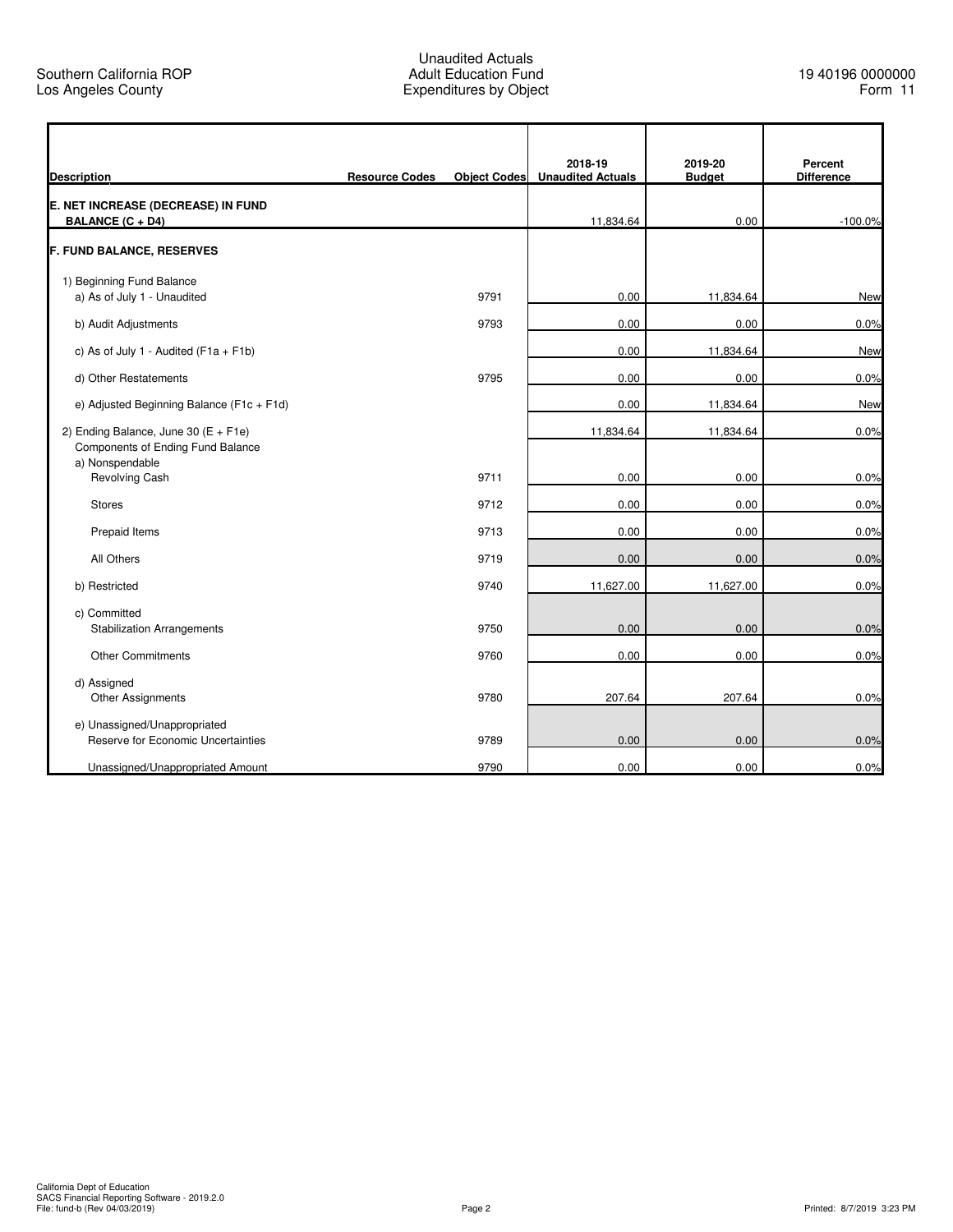Southern California ROP
Los Angeles County

Unaudited Actuals
Adult Education Fund
Expenditures by Object

19 40196 0000000
Form 11

| Description | Resource Codes | Object Codes | 2018-19 Unaudited Actuals | 2019-20 Budget | Percent Difference |
|---|---|---|---|---|---|
| **E. NET INCREASE (DECREASE) IN FUND BALANCE (C + D4)** | | | 11,834.64 | 0.00 | -100.0% |
| **F. FUND BALANCE, RESERVES** | | | | | |
| 1) Beginning Fund Balance | | | | | |
| a) As of July 1 - Unaudited | | 9791 | 0.00 | 11,834.64 | New |
| b) Audit Adjustments | | 9793 | 0.00 | 0.00 | 0.0% |
| c) As of July 1 - Audited (F1a + F1b) | | | 0.00 | 11,834.64 | New |
| d) Other Restatements | | 9795 | 0.00 | 0.00 | 0.0% |
| e) Adjusted Beginning Balance (F1c + F1d) | | | 0.00 | 11,834.64 | New |
| 2) Ending Balance, June 30 (E + F1e) | | | 11,834.64 | 11,834.64 | 0.0% |
| Components of Ending Fund Balance | | | | | |
| a) Nonspendable | | | | | |
| Revolving Cash | | 9711 | 0.00 | 0.00 | 0.0% |
| Stores | | 9712 | 0.00 | 0.00 | 0.0% |
| Prepaid Items | | 9713 | 0.00 | 0.00 | 0.0% |
| All Others | | 9719 | 0.00 | 0.00 | 0.0% |
| b) Restricted | | 9740 | 11,627.00 | 11,627.00 | 0.0% |
| c) Committed | | | | | |
| Stabilization Arrangements | | 9750 | 0.00 | 0.00 | 0.0% |
| Other Commitments | | 9760 | 0.00 | 0.00 | 0.0% |
| d) Assigned | | | | | |
| Other Assignments | | 9780 | 207.64 | 207.64 | 0.0% |
| e) Unassigned/Unappropriated | | | | | |
| Reserve for Economic Uncertainties | | 9789 | 0.00 | 0.00 | 0.0% |
| Unassigned/Unappropriated Amount | | 9790 | 0.00 | 0.00 | 0.0% |

California Dept of Education
SACS Financial Reporting Software - 2019.2.0
File: fund-b (Rev 04/03/2019)

Printed: 8/7/2019 3:23 PM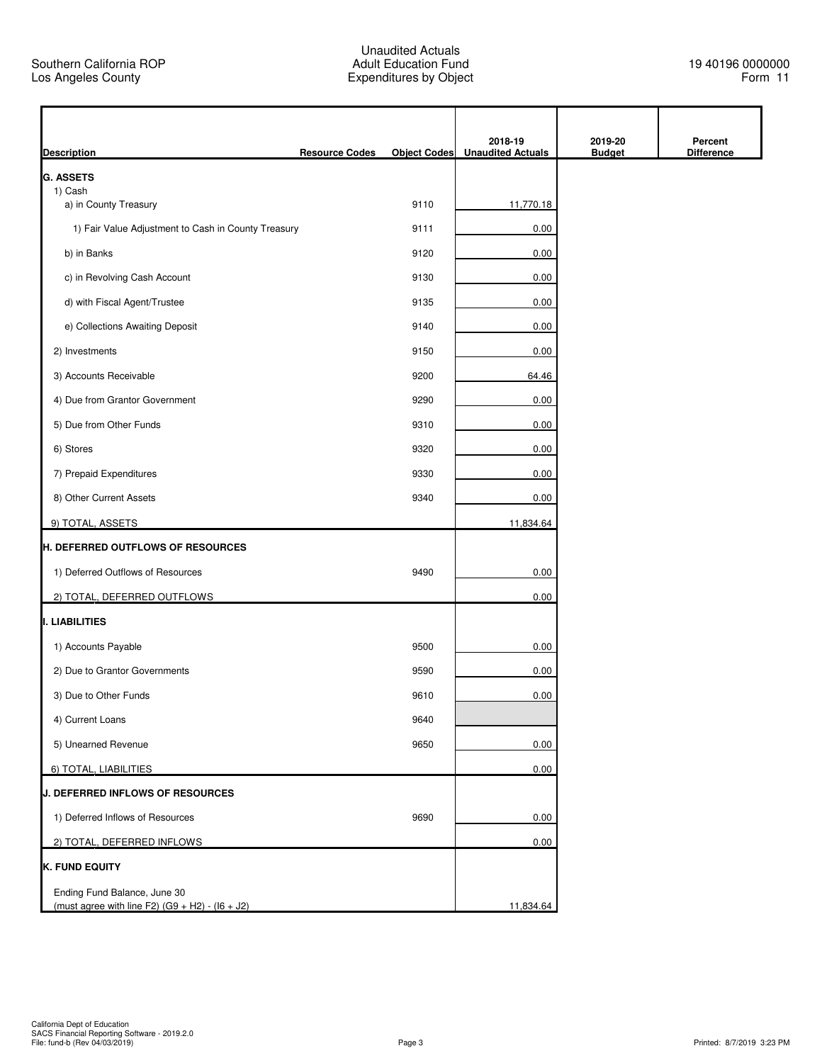Southern California ROP
Los Angeles County

Unaudited Actuals
Adult Education Fund
Expenditures by Object

19 40196 0000000
Form 11

| Description | Resource Codes | Object Codes | 2018-19 Unaudited Actuals | 2019-20 Budget | Percent Difference |
|---|---|---|---|---|---|
| **G. ASSETS** | | | | | |
| 1) Cash | | | | | |
| a) in County Treasury | | 9110 | 11,770.18 | | |
| 1) Fair Value Adjustment to Cash in County Treasury | | 9111 | 0.00 | | |
| b) in Banks | | 9120 | 0.00 | | |
| c) in Revolving Cash Account | | 9130 | 0.00 | | |
| d) with Fiscal Agent/Trustee | | 9135 | 0.00 | | |
| e) Collections Awaiting Deposit | | 9140 | 0.00 | | |
| 2) Investments | | 9150 | 0.00 | | |
| 3) Accounts Receivable | | 9200 | 64.46 | | |
| 4) Due from Grantor Government | | 9290 | 0.00 | | |
| 5) Due from Other Funds | | 9310 | 0.00 | | |
| 6) Stores | | 9320 | 0.00 | | |
| 7) Prepaid Expenditures | | 9330 | 0.00 | | |
| 8) Other Current Assets | | 9340 | 0.00 | | |
| 9) TOTAL, ASSETS | | | 11,834.64 | | |
| **H. DEFERRED OUTFLOWS OF RESOURCES** | | | | | |
| 1) Deferred Outflows of Resources | | 9490 | 0.00 | | |
| 2) TOTAL, DEFERRED OUTFLOWS | | | 0.00 | | |
| **I. LIABILITIES** | | | | | |
| 1) Accounts Payable | | 9500 | 0.00 | | |
| 2) Due to Grantor Governments | | 9590 | 0.00 | | |
| 3) Due to Other Funds | | 9610 | 0.00 | | |
| 4) Current Loans | | 9640 | | | |
| 5) Unearned Revenue | | 9650 | 0.00 | | |
| 6) TOTAL, LIABILITIES | | | 0.00 | | |
| **J. DEFERRED INFLOWS OF RESOURCES** | | | | | |
| 1) Deferred Inflows of Resources | | 9690 | 0.00 | | |
| 2) TOTAL, DEFERRED INFLOWS | | | 0.00 | | |
| **K. FUND EQUITY** | | | | | |
| Ending Fund Balance, June 30 (must agree with line F2) (G9 + H2) - (I6 + J2) | | | 11,834.64 | | |

California Dept of Education
SACS Financial Reporting Software - 2019.2.0
File: fund-b (Rev 04/03/2019)

Printed: 8/7/2019 3:23 PM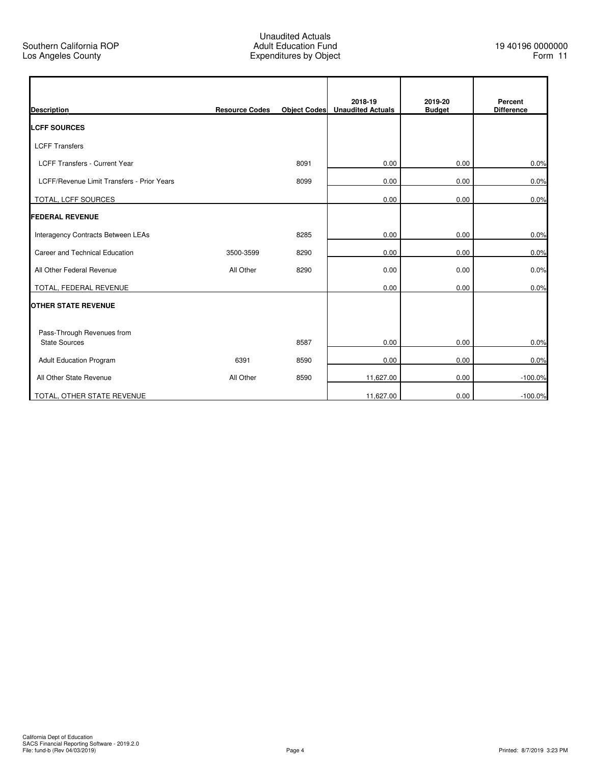Southern California ROP
Los Angeles County

Unaudited Actuals
Adult Education Fund
Expenditures by Object

19 40196 0000000
Form 11

| Description | Resource Codes | Object Codes | 2018-19 Unaudited Actuals | 2019-20 Budget | Percent Difference |
|---|---|---|---|---|---|
| **LCFF SOURCES** | | | | | |
| LCFF Transfers | | | | | |
| LCFF Transfers - Current Year | | 8091 | 0.00 | 0.00 | 0.0% |
| LCFF/Revenue Limit Transfers - Prior Years | | 8099 | 0.00 | 0.00 | 0.0% |
| TOTAL, LCFF SOURCES | | | 0.00 | 0.00 | 0.0% |
| **FEDERAL REVENUE** | | | | | |
| Interagency Contracts Between LEAs | | 8285 | 0.00 | 0.00 | 0.0% |
| Career and Technical Education | 3500-3599 | 8290 | 0.00 | 0.00 | 0.0% |
| All Other Federal Revenue | All Other | 8290 | 0.00 | 0.00 | 0.0% |
| TOTAL, FEDERAL REVENUE | | | 0.00 | 0.00 | 0.0% |
| **OTHER STATE REVENUE** | | | | | |
| Pass-Through Revenues from State Sources | | 8587 | 0.00 | 0.00 | 0.0% |
| Adult Education Program | 6391 | 8590 | 0.00 | 0.00 | 0.0% |
| All Other State Revenue | All Other | 8590 | 11,627.00 | 0.00 | -100.0% |
| TOTAL, OTHER STATE REVENUE | | | 11,627.00 | 0.00 | -100.0% |

California Dept of Education
SACS Financial Reporting Software - 2019.2.0
File: fund-b (Rev 04/03/2019)

Printed: 8/7/2019 3:23 PM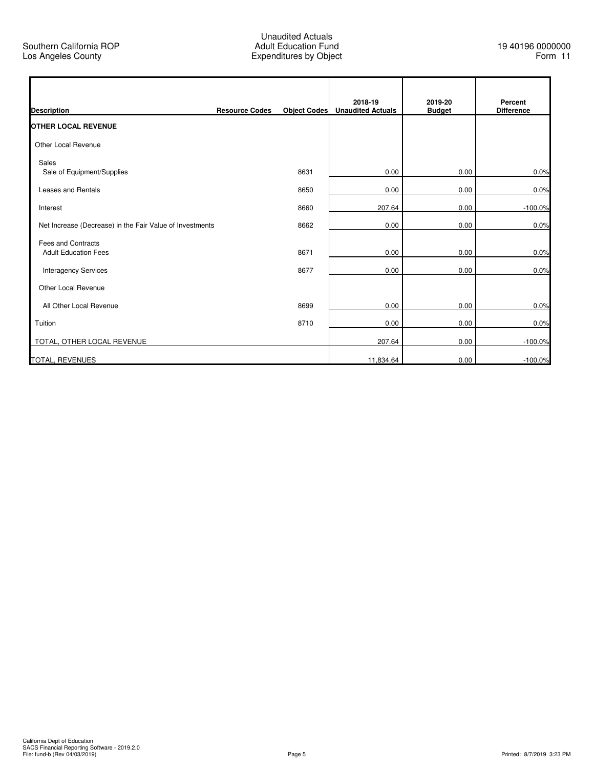Southern California ROP
Los Angeles County

Unaudited Actuals
Adult Education Fund
Expenditures by Object

19 40196 0000000
Form 11

| Description | Resource Codes | Object Codes | 2018-19 Unaudited Actuals | 2019-20 Budget | Percent Difference |
|---|---|---|---|---|---|
| **OTHER LOCAL REVENUE** | | | | | |
| Other Local Revenue | | | | | |
| Sales | | | | | |
| Sale of Equipment/Supplies | | 8631 | 0.00 | 0.00 | 0.0% |
| Leases and Rentals | | 8650 | 0.00 | 0.00 | 0.0% |
| Interest | | 8660 | 207.64 | 0.00 | -100.0% |
| Net Increase (Decrease) in the Fair Value of Investments | | 8662 | 0.00 | 0.00 | 0.0% |
| Fees and Contracts | | | | | |
| Adult Education Fees | | 8671 | 0.00 | 0.00 | 0.0% |
| Interagency Services | | 8677 | 0.00 | 0.00 | 0.0% |
| Other Local Revenue | | | | | |
| All Other Local Revenue | | 8699 | 0.00 | 0.00 | 0.0% |
| Tuition | | 8710 | 0.00 | 0.00 | 0.0% |
| TOTAL, OTHER LOCAL REVENUE | | | 207.64 | 0.00 | -100.0% |
| TOTAL, REVENUES | | | 11,834.64 | 0.00 | -100.0% |

California Dept of Education
SACS Financial Reporting Software - 2019.2.0
File: fund-b (Rev 04/03/2019)

Printed: 8/7/2019 3:23 PM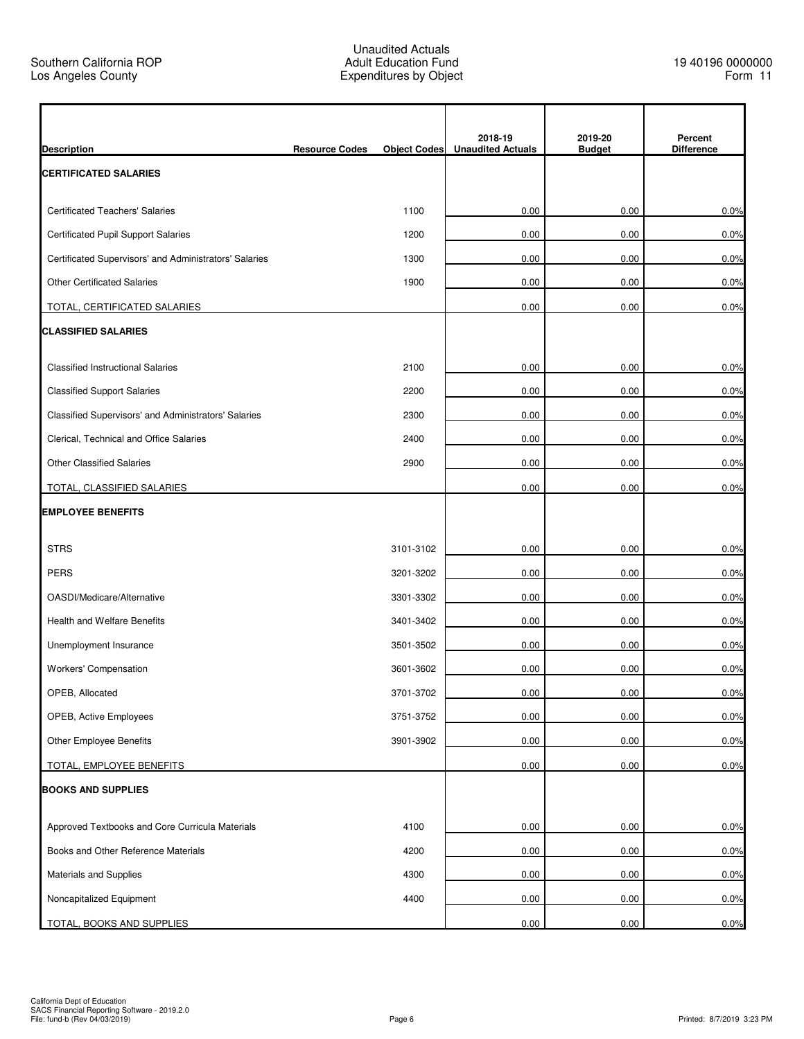Southern California ROP
Los Angeles County

Unaudited Actuals
Adult Education Fund
Expenditures by Object

19 40196 0000000
Form 11

| Description | Resource Codes | Object Codes | 2018-19 Unaudited Actuals | 2019-20 Budget | Percent Difference |
|---|---|---|---|---|---|
| **CERTIFICATED SALARIES** | | | | | |
| Certificated Teachers' Salaries | | 1100 | 0.00 | 0.00 | 0.0% |
| Certificated Pupil Support Salaries | | 1200 | 0.00 | 0.00 | 0.0% |
| Certificated Supervisors' and Administrators' Salaries | | 1300 | 0.00 | 0.00 | 0.0% |
| Other Certificated Salaries | | 1900 | 0.00 | 0.00 | 0.0% |
| TOTAL, CERTIFICATED SALARIES | | | 0.00 | 0.00 | 0.0% |
| **CLASSIFIED SALARIES** | | | | | |
| Classified Instructional Salaries | | 2100 | 0.00 | 0.00 | 0.0% |
| Classified Support Salaries | | 2200 | 0.00 | 0.00 | 0.0% |
| Classified Supervisors' and Administrators' Salaries | | 2300 | 0.00 | 0.00 | 0.0% |
| Clerical, Technical and Office Salaries | | 2400 | 0.00 | 0.00 | 0.0% |
| Other Classified Salaries | | 2900 | 0.00 | 0.00 | 0.0% |
| TOTAL, CLASSIFIED SALARIES | | | 0.00 | 0.00 | 0.0% |
| **EMPLOYEE BENEFITS** | | | | | |
| STRS | | 3101-3102 | 0.00 | 0.00 | 0.0% |
| PERS | | 3201-3202 | 0.00 | 0.00 | 0.0% |
| OASDI/Medicare/Alternative | | 3301-3302 | 0.00 | 0.00 | 0.0% |
| Health and Welfare Benefits | | 3401-3402 | 0.00 | 0.00 | 0.0% |
| Unemployment Insurance | | 3501-3502 | 0.00 | 0.00 | 0.0% |
| Workers' Compensation | | 3601-3602 | 0.00 | 0.00 | 0.0% |
| OPEB, Allocated | | 3701-3702 | 0.00 | 0.00 | 0.0% |
| OPEB, Active Employees | | 3751-3752 | 0.00 | 0.00 | 0.0% |
| Other Employee Benefits | | 3901-3902 | 0.00 | 0.00 | 0.0% |
| TOTAL, EMPLOYEE BENEFITS | | | 0.00 | 0.00 | 0.0% |
| **BOOKS AND SUPPLIES** | | | | | |
| Approved Textbooks and Core Curricula Materials | | 4100 | 0.00 | 0.00 | 0.0% |
| Books and Other Reference Materials | | 4200 | 0.00 | 0.00 | 0.0% |
| Materials and Supplies | | 4300 | 0.00 | 0.00 | 0.0% |
| Noncapitalized Equipment | | 4400 | 0.00 | 0.00 | 0.0% |
| TOTAL, BOOKS AND SUPPLIES | | | 0.00 | 0.00 | 0.0% |

California Dept of Education
SACS Financial Reporting Software - 2019.2.0
File: fund-b (Rev 04/03/2019)

Printed: 8/7/2019 3:23 PM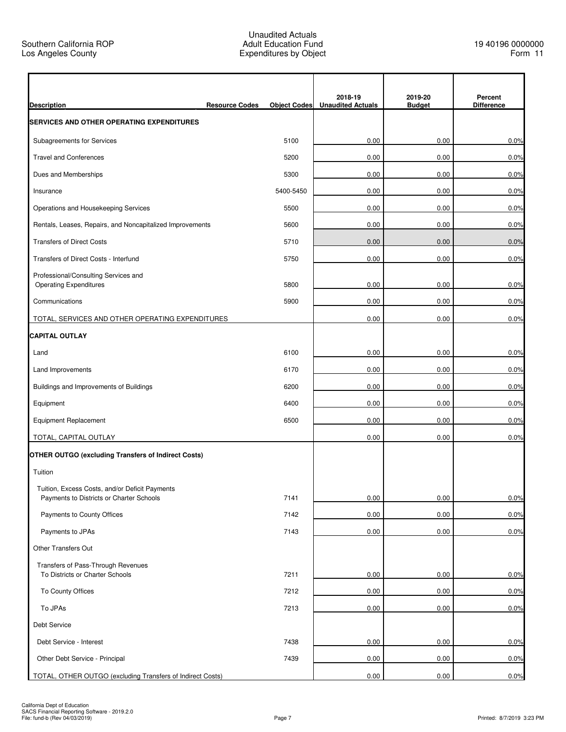Southern California ROP
Los Angeles County

Unaudited Actuals
Adult Education Fund
Expenditures by Object

19 40196 0000000
Form 11

| Description | Resource Codes | Object Codes | 2018-19 Unaudited Actuals | 2019-20 Budget | Percent Difference |
|---|---|---|---|---|---|
| **SERVICES AND OTHER OPERATING EXPENDITURES** | | | | | |
| Subagreements for Services | | 5100 | 0.00 | 0.00 | 0.0% |
| Travel and Conferences | | 5200 | 0.00 | 0.00 | 0.0% |
| Dues and Memberships | | 5300 | 0.00 | 0.00 | 0.0% |
| Insurance | | 5400-5450 | 0.00 | 0.00 | 0.0% |
| Operations and Housekeeping Services | | 5500 | 0.00 | 0.00 | 0.0% |
| Rentals, Leases, Repairs, and Noncapitalized Improvements | | 5600 | 0.00 | 0.00 | 0.0% |
| Transfers of Direct Costs | | 5710 | 0.00 | 0.00 | 0.0% |
| Transfers of Direct Costs - Interfund | | 5750 | 0.00 | 0.00 | 0.0% |
| Professional/Consulting Services and Operating Expenditures | | 5800 | 0.00 | 0.00 | 0.0% |
| Communications | | 5900 | 0.00 | 0.00 | 0.0% |
| TOTAL, SERVICES AND OTHER OPERATING EXPENDITURES | | | 0.00 | 0.00 | 0.0% |
| **CAPITAL OUTLAY** | | | | | |
| Land | | 6100 | 0.00 | 0.00 | 0.0% |
| Land Improvements | | 6170 | 0.00 | 0.00 | 0.0% |
| Buildings and Improvements of Buildings | | 6200 | 0.00 | 0.00 | 0.0% |
| Equipment | | 6400 | 0.00 | 0.00 | 0.0% |
| Equipment Replacement | | 6500 | 0.00 | 0.00 | 0.0% |
| TOTAL, CAPITAL OUTLAY | | | 0.00 | 0.00 | 0.0% |
| **OTHER OUTGO (excluding Transfers of Indirect Costs)** | | | | | |
| Tuition | | | | | |
| Tuition, Excess Costs, and/or Deficit Payments<br>Payments to Districts or Charter Schools | | 7141 | 0.00 | 0.00 | 0.0% |
| Payments to County Offices | | 7142 | 0.00 | 0.00 | 0.0% |
| Payments to JPAs | | 7143 | 0.00 | 0.00 | 0.0% |
| Other Transfers Out | | | | | |
| Transfers of Pass-Through Revenues<br>To Districts or Charter Schools | | 7211 | 0.00 | 0.00 | 0.0% |
| To County Offices | | 7212 | 0.00 | 0.00 | 0.0% |
| To JPAs | | 7213 | 0.00 | 0.00 | 0.0% |
| Debt Service | | | | | |
| Debt Service - Interest | | 7438 | 0.00 | 0.00 | 0.0% |
| Other Debt Service - Principal | | 7439 | 0.00 | 0.00 | 0.0% |
| TOTAL, OTHER OUTGO (excluding Transfers of Indirect Costs) | | | 0.00 | 0.00 | 0.0% |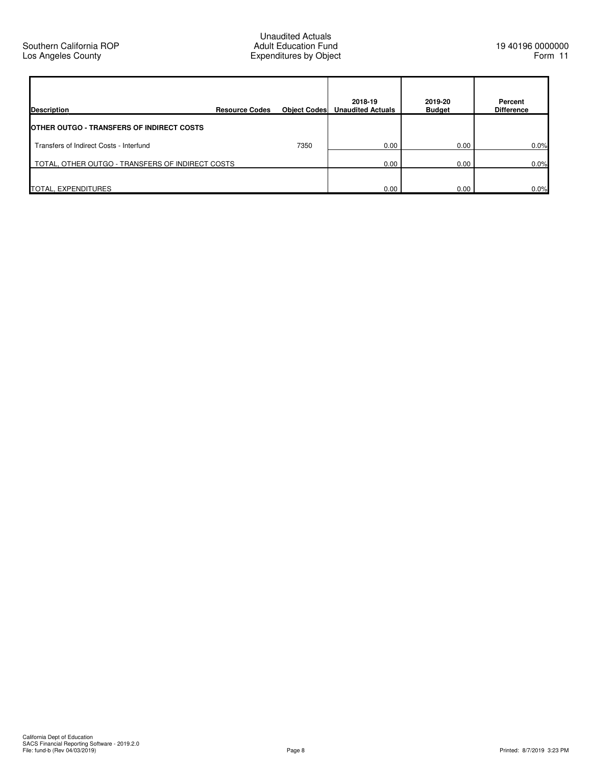Southern California ROP
Los Angeles County

Unaudited Actuals
Adult Education Fund
Expenditures by Object

19 40196 0000000
Form 11

| Description | Resource Codes | Object Codes | 2018-19 Unaudited Actuals | 2019-20 Budget | Percent Difference |
|---|---|---|---|---|---|
| **OTHER OUTGO - TRANSFERS OF INDIRECT COSTS** | | | | | |
| Transfers of Indirect Costs - Interfund | | 7350 | 0.00 | 0.00 | 0.0% |
| TOTAL, OTHER OUTGO - TRANSFERS OF INDIRECT COSTS | | | 0.00 | 0.00 | 0.0% |
| TOTAL, EXPENDITURES | | | 0.00 | 0.00 | 0.0% |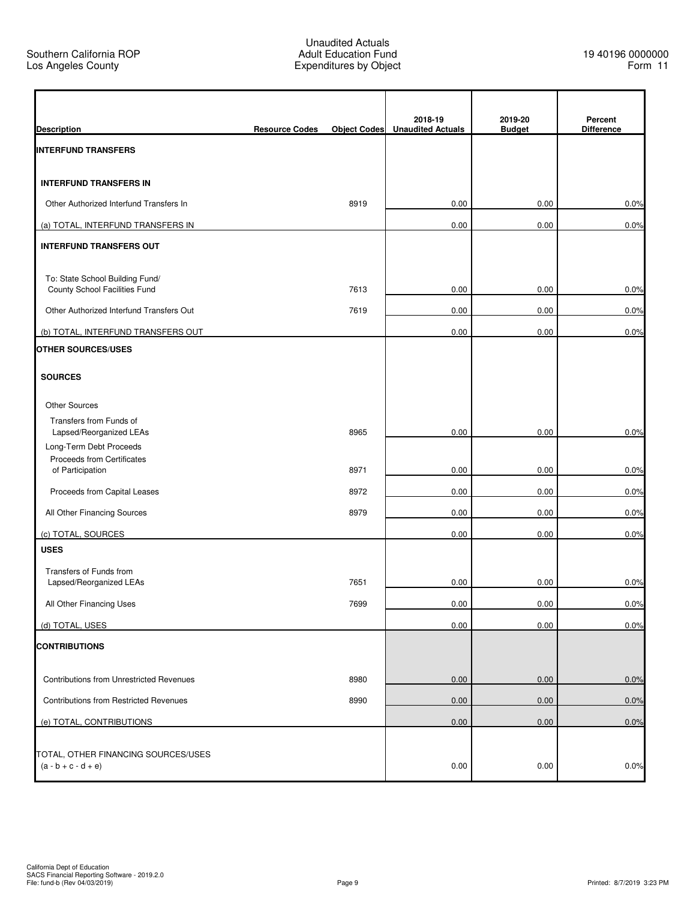Southern California ROP
Los Angeles County

Unaudited Actuals
Adult Education Fund
Expenditures by Object

19 40196 0000000
Form 11

| Description | Resource Codes | Object Codes | 2018-19 Unaudited Actuals | 2019-20 Budget | Percent Difference |
|---|---|---|---|---|---|
| **INTERFUND TRANSFERS** | | | | | |
| **INTERFUND TRANSFERS IN** | | | | | |
| Other Authorized Interfund Transfers In | | 8919 | 0.00 | 0.00 | 0.0% |
| (a) TOTAL, INTERFUND TRANSFERS IN | | | 0.00 | 0.00 | 0.0% |
| **INTERFUND TRANSFERS OUT** | | | | | |
| To: State School Building Fund/ County School Facilities Fund | | 7613 | 0.00 | 0.00 | 0.0% |
| Other Authorized Interfund Transfers Out | | 7619 | 0.00 | 0.00 | 0.0% |
| (b) TOTAL, INTERFUND TRANSFERS OUT | | | 0.00 | 0.00 | 0.0% |
| **OTHER SOURCES/USES** | | | | | |
| **SOURCES** | | | | | |
| Other Sources | | | | | |
| Transfers from Funds of Lapsed/Reorganized LEAs | | 8965 | 0.00 | 0.00 | 0.0% |
| Long-Term Debt Proceeds | | | | | |
| Proceeds from Certificates of Participation | | 8971 | 0.00 | 0.00 | 0.0% |
| Proceeds from Capital Leases | | 8972 | 0.00 | 0.00 | 0.0% |
| All Other Financing Sources | | 8979 | 0.00 | 0.00 | 0.0% |
| (c) TOTAL, SOURCES | | | 0.00 | 0.00 | 0.0% |
| **USES** | | | | | |
| Transfers of Funds from Lapsed/Reorganized LEAs | | 7651 | 0.00 | 0.00 | 0.0% |
| All Other Financing Uses | | 7699 | 0.00 | 0.00 | 0.0% |
| (d) TOTAL, USES | | | 0.00 | 0.00 | 0.0% |
| **CONTRIBUTIONS** | | | | | |
| Contributions from Unrestricted Revenues | | 8980 | 0.00 | 0.00 | 0.0% |
| Contributions from Restricted Revenues | | 8990 | 0.00 | 0.00 | 0.0% |
| (e) TOTAL, CONTRIBUTIONS | | | 0.00 | 0.00 | 0.0% |
| TOTAL, OTHER FINANCING SOURCES/USES (a - b + c - d + e) | | | 0.00 | 0.00 | 0.0% |

California Dept of Education
SACS Financial Reporting Software - 2019.2.0
File: fund-b (Rev 04/03/2019)

Printed: 8/7/2019 3:23 PM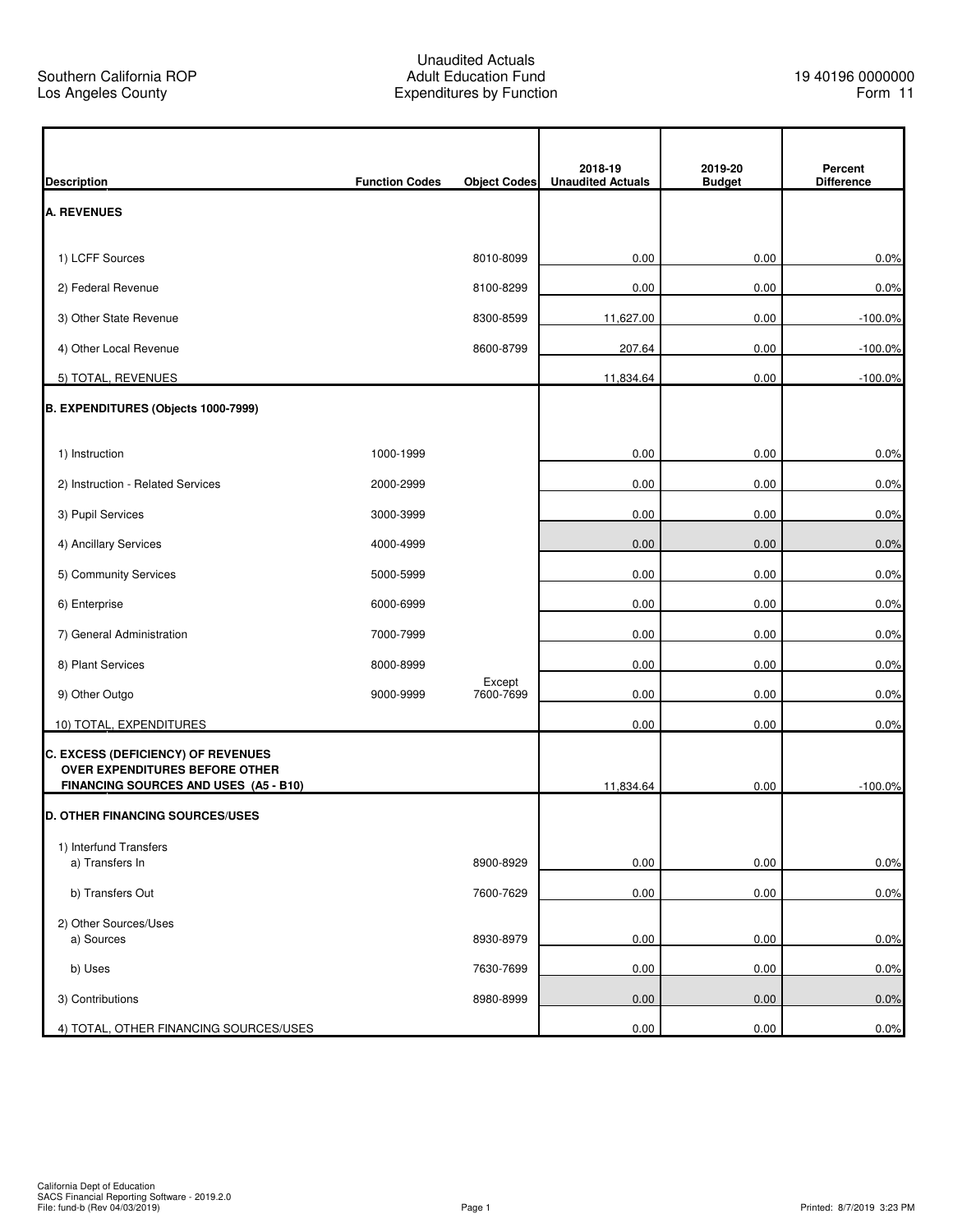Southern California ROP
Los Angeles County

# Unaudited Actuals
## Adult Education Fund
## Expenditures by Function

19 40196 0000000
Form 11

| Description | Function Codes | Object Codes | 2018-19 Unaudited Actuals | 2019-20 Budget | Percent Difference |
|---|---|---|---|---|---|
| **A. REVENUES** | | | | | |
| 1) LCFF Sources | | 8010-8099 | 0.00 | 0.00 | 0.0% |
| 2) Federal Revenue | | 8100-8299 | 0.00 | 0.00 | 0.0% |
| 3) Other State Revenue | | 8300-8599 | 11,627.00 | 0.00 | -100.0% |
| 4) Other Local Revenue | | 8600-8799 | 207.64 | 0.00 | -100.0% |
| 5) TOTAL, REVENUES | | | 11,834.64 | 0.00 | -100.0% |
| **B. EXPENDITURES (Objects 1000-7999)** | | | | | |
| 1) Instruction | 1000-1999 | | 0.00 | 0.00 | 0.0% |
| 2) Instruction - Related Services | 2000-2999 | | 0.00 | 0.00 | 0.0% |
| 3) Pupil Services | 3000-3999 | | 0.00 | 0.00 | 0.0% |
| 4) Ancillary Services | 4000-4999 | | 0.00 | 0.00 | 0.0% |
| 5) Community Services | 5000-5999 | | 0.00 | 0.00 | 0.0% |
| 6) Enterprise | 6000-6999 | | 0.00 | 0.00 | 0.0% |
| 7) General Administration | 7000-7999 | | 0.00 | 0.00 | 0.0% |
| 8) Plant Services | 8000-8999 | | 0.00 | 0.00 | 0.0% |
| 9) Other Outgo | 9000-9999 | Except 7600-7699 | 0.00 | 0.00 | 0.0% |
| 10) TOTAL, EXPENDITURES | | | 0.00 | 0.00 | 0.0% |
| **C. EXCESS (DEFICIENCY) OF REVENUES OVER EXPENDITURES BEFORE OTHER FINANCING SOURCES AND USES (A5 - B10)** | | | 11,834.64 | 0.00 | -100.0% |
| **D. OTHER FINANCING SOURCES/USES** | | | | | |
| 1) Interfund Transfers<br>a) Transfers In | | 8900-8929 | 0.00 | 0.00 | 0.0% |
| b) Transfers Out | | 7600-7629 | 0.00 | 0.00 | 0.0% |
| 2) Other Sources/Uses<br>a) Sources | | 8930-8979 | 0.00 | 0.00 | 0.0% |
| b) Uses | | 7630-7699 | 0.00 | 0.00 | 0.0% |
| 3) Contributions | | 8980-8999 | 0.00 | 0.00 | 0.0% |
| 4) TOTAL, OTHER FINANCING SOURCES/USES | | | 0.00 | 0.00 | 0.0% |

California Dept of Education
SACS Financial Reporting Software - 2019.2.0
File: fund-b (Rev 04/03/2019)
Printed: 8/7/2019 3:23 PM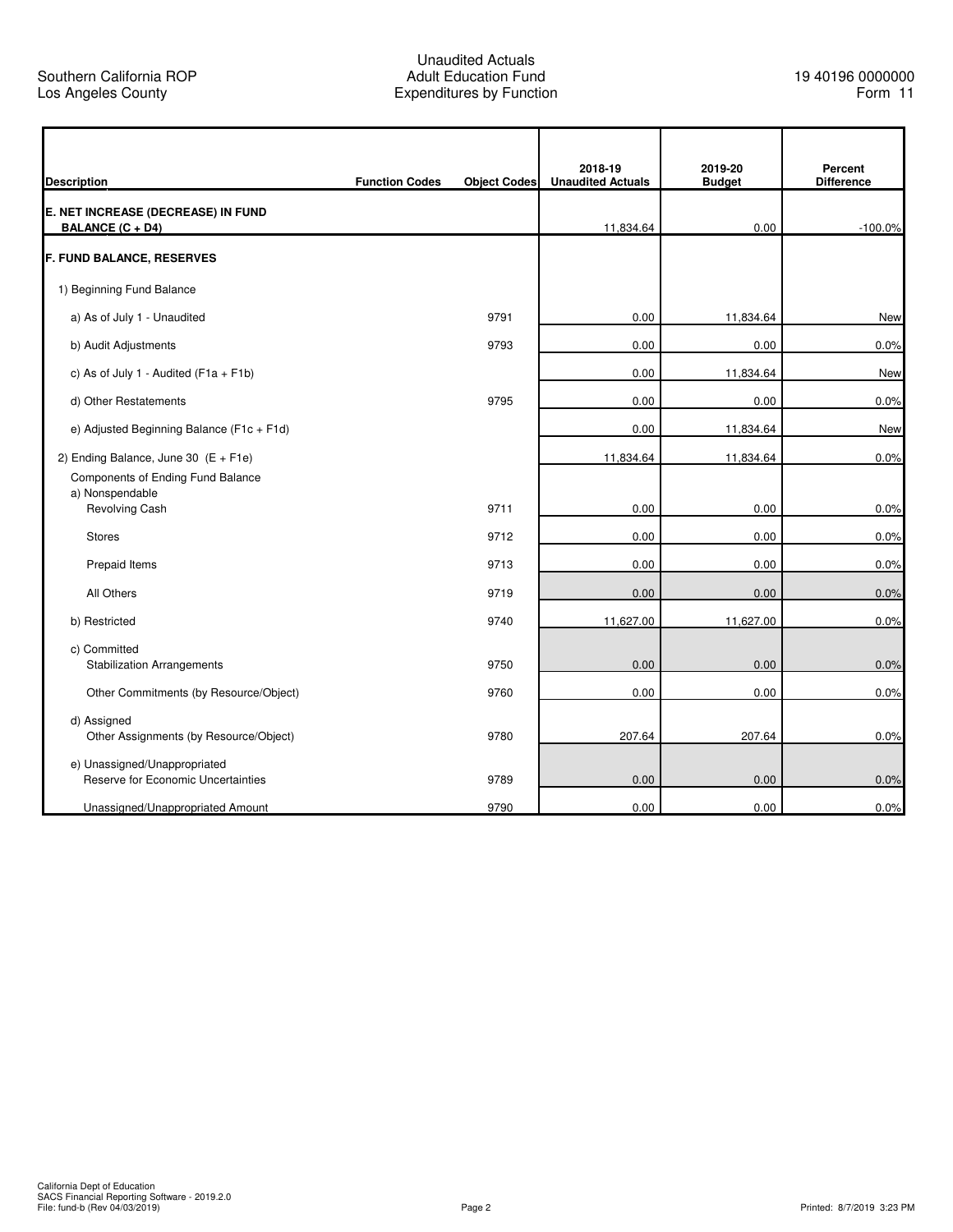Southern California ROP
Los Angeles County

Unaudited Actuals
Adult Education Fund
Expenditures by Function

19 40196 0000000
Form 11

| Description | Function Codes | Object Codes | 2018-19 Unaudited Actuals | 2019-20 Budget | Percent Difference |
|---|---|---|---|---|---|
| **E. NET INCREASE (DECREASE) IN FUND BALANCE (C + D4)** | | | 11,834.64 | 0.00 | -100.0% |
| **F. FUND BALANCE, RESERVES** | | | | | |
| 1) Beginning Fund Balance | | | | | |
| a) As of July 1 - Unaudited | | 9791 | 0.00 | 11,834.64 | New |
| b) Audit Adjustments | | 9793 | 0.00 | 0.00 | 0.0% |
| c) As of July 1 - Audited (F1a + F1b) | | | 0.00 | 11,834.64 | New |
| d) Other Restatements | | 9795 | 0.00 | 0.00 | 0.0% |
| e) Adjusted Beginning Balance (F1c + F1d) | | | 0.00 | 11,834.64 | New |
| 2) Ending Balance, June 30 (E + F1e) | | | 11,834.64 | 11,834.64 | 0.0% |
| Components of Ending Fund Balance | | | | | |
| a) Nonspendable | | | | | |
| Revolving Cash | | 9711 | 0.00 | 0.00 | 0.0% |
| Stores | | 9712 | 0.00 | 0.00 | 0.0% |
| Prepaid Items | | 9713 | 0.00 | 0.00 | 0.0% |
| All Others | | 9719 | 0.00 | 0.00 | 0.0% |
| b) Restricted | | 9740 | 11,627.00 | 11,627.00 | 0.0% |
| c) Committed | | | | | |
| Stabilization Arrangements | | 9750 | 0.00 | 0.00 | 0.0% |
| Other Commitments (by Resource/Object) | | 9760 | 0.00 | 0.00 | 0.0% |
| d) Assigned | | | | | |
| Other Assignments (by Resource/Object) | | 9780 | 207.64 | 207.64 | 0.0% |
| e) Unassigned/Unappropriated | | | | | |
| Reserve for Economic Uncertainties | | 9789 | 0.00 | 0.00 | 0.0% |
| Unassigned/Unappropriated Amount | | 9790 | 0.00 | 0.00 | 0.0% |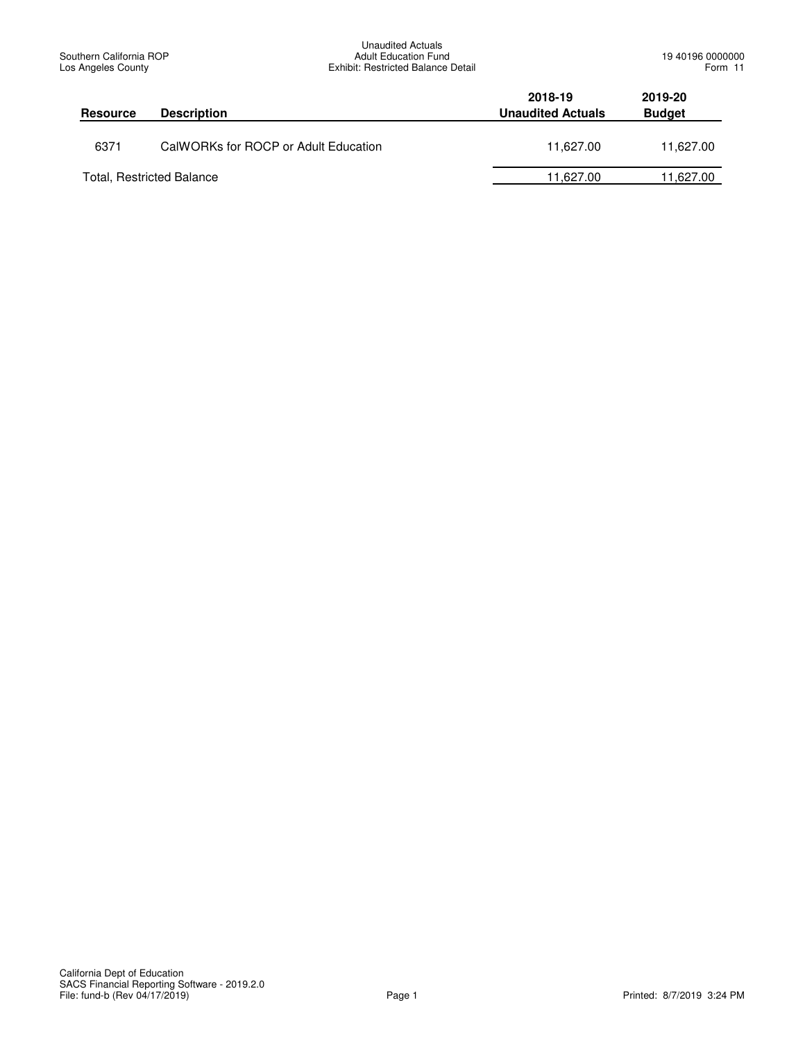Southern California ROP
Los Angeles County

Unaudited Actuals
Adult Education Fund
Exhibit: Restricted Balance Detail

19 40196 0000000
Form 11

| Resource | Description | 2018-19 Unaudited Actuals | 2019-20 Budget |
|---|---|---|---|
| 6371 | CalWORKs for ROCP or Adult Education | 11,627.00 | 11,627.00 |
| Total, Restricted Balance | | 11,627.00 | 11,627.00 |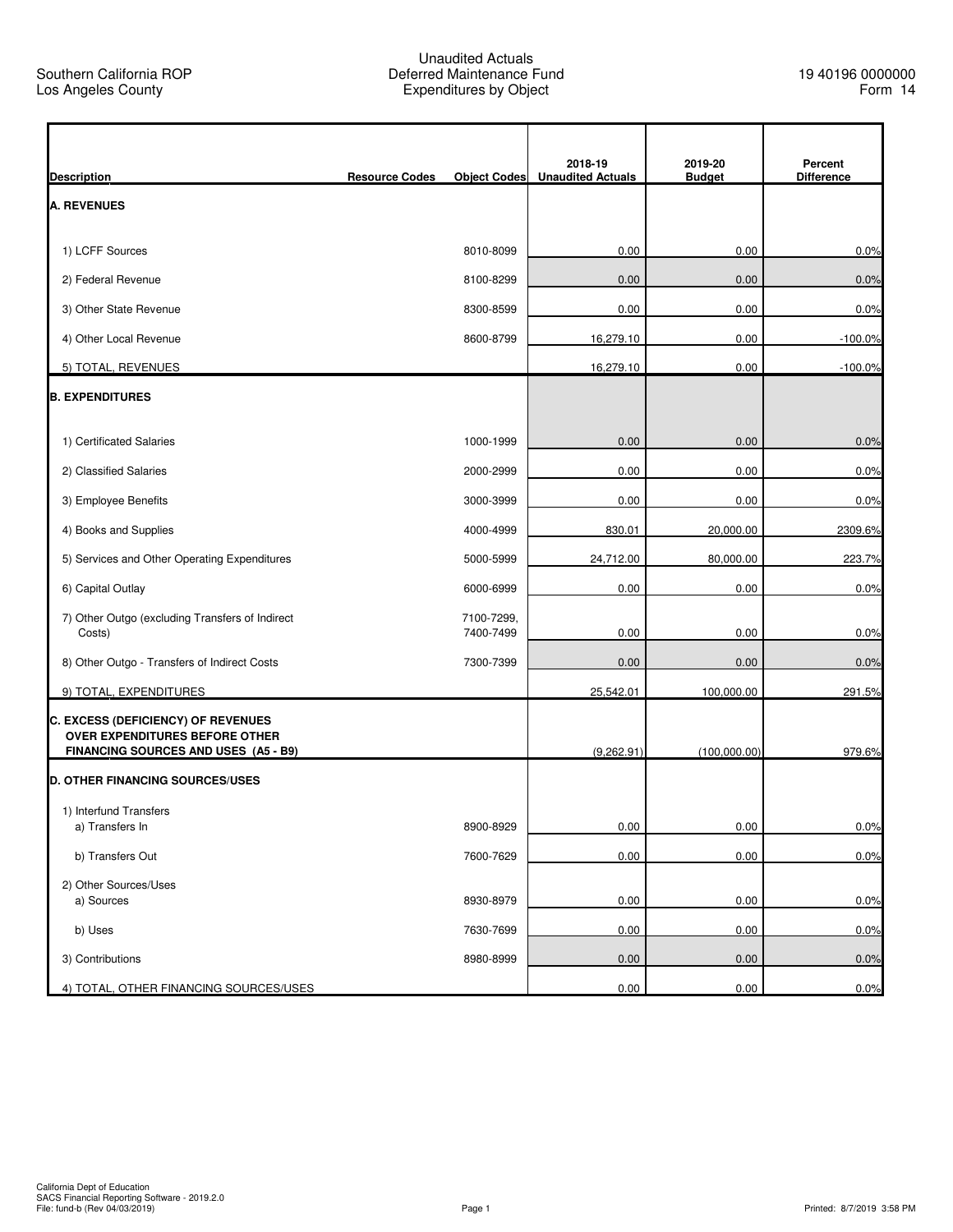Southern California ROP
Los Angeles County

Unaudited Actuals
Deferred Maintenance Fund
Expenditures by Object

19 40196 0000000
Form 14

| Description | Resource Codes | Object Codes | 2018-19 Unaudited Actuals | 2019-20 Budget | Percent Difference |
|---|---|---|---|---|---|
| **A. REVENUES** | | | | | |
| 1) LCFF Sources | | 8010-8099 | 0.00 | 0.00 | 0.0% |
| 2) Federal Revenue | | 8100-8299 | 0.00 | 0.00 | 0.0% |
| 3) Other State Revenue | | 8300-8599 | 0.00 | 0.00 | 0.0% |
| 4) Other Local Revenue | | 8600-8799 | 16,279.10 | 0.00 | -100.0% |
| 5) TOTAL, REVENUES | | | 16,279.10 | 0.00 | -100.0% |
| **B. EXPENDITURES** | | | | | |
| 1) Certificated Salaries | | 1000-1999 | 0.00 | 0.00 | 0.0% |
| 2) Classified Salaries | | 2000-2999 | 0.00 | 0.00 | 0.0% |
| 3) Employee Benefits | | 3000-3999 | 0.00 | 0.00 | 0.0% |
| 4) Books and Supplies | | 4000-4999 | 830.01 | 20,000.00 | 2309.6% |
| 5) Services and Other Operating Expenditures | | 5000-5999 | 24,712.00 | 80,000.00 | 223.7% |
| 6) Capital Outlay | | 6000-6999 | 0.00 | 0.00 | 0.0% |
| 7) Other Outgo (excluding Transfers of Indirect Costs) | | 7100-7299, 7400-7499 | 0.00 | 0.00 | 0.0% |
| 8) Other Outgo - Transfers of Indirect Costs | | 7300-7399 | 0.00 | 0.00 | 0.0% |
| 9) TOTAL, EXPENDITURES | | | 25,542.01 | 100,000.00 | 291.5% |
| **C. EXCESS (DEFICIENCY) OF REVENUES OVER EXPENDITURES BEFORE OTHER FINANCING SOURCES AND USES (A5 - B9)** | | | (9,262.91) | (100,000.00) | 979.6% |
| **D. OTHER FINANCING SOURCES/USES** | | | | | |
| 1) Interfund Transfers | | | | | |
| a) Transfers In | | 8900-8929 | 0.00 | 0.00 | 0.0% |
| b) Transfers Out | | 7600-7629 | 0.00 | 0.00 | 0.0% |
| 2) Other Sources/Uses | | | | | |
| a) Sources | | 8930-8979 | 0.00 | 0.00 | 0.0% |
| b) Uses | | 7630-7699 | 0.00 | 0.00 | 0.0% |
| 3) Contributions | | 8980-8999 | 0.00 | 0.00 | 0.0% |
| 4) TOTAL, OTHER FINANCING SOURCES/USES | | | 0.00 | 0.00 | 0.0% |

California Dept of Education
SACS Financial Reporting Software - 2019.2.0
File: fund-b (Rev 04/03/2019)

Printed: 8/7/2019 3:58 PM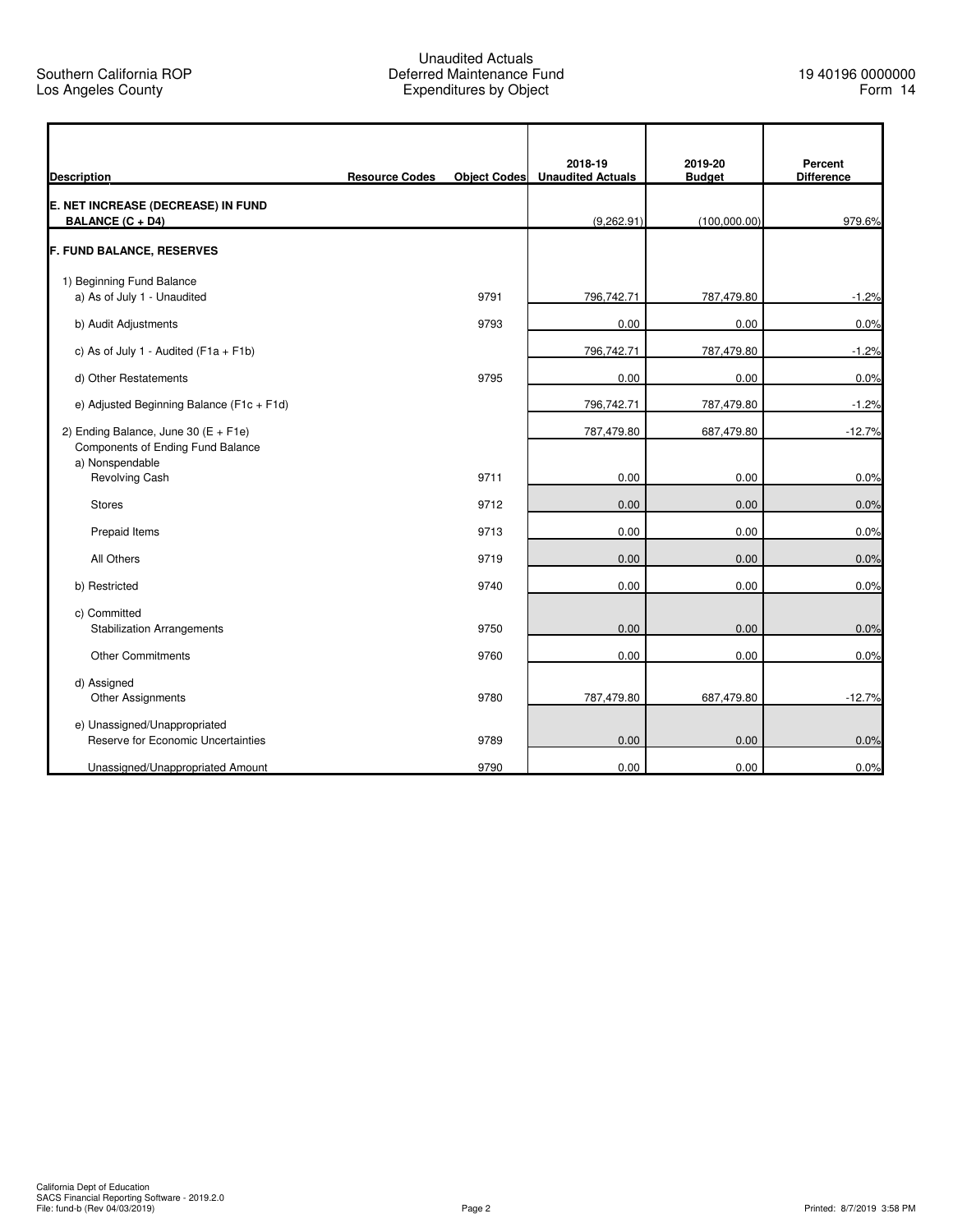Southern California ROP
Los Angeles County

Unaudited Actuals
Deferred Maintenance Fund
Expenditures by Object

19 40196 0000000
Form 14

| Description | Resource Codes | Object Codes | 2018-19 Unaudited Actuals | 2019-20 Budget | Percent Difference |
|---|---|---|---|---|---|
| **E. NET INCREASE (DECREASE) IN FUND BALANCE (C + D4)** | | | (9,262.91) | (100,000.00) | 979.6% |
| **F. FUND BALANCE, RESERVES** | | | | | |
| 1) Beginning Fund Balance | | | | | |
| a) As of July 1 - Unaudited | | 9791 | 796,742.71 | 787,479.80 | -1.2% |
| b) Audit Adjustments | | 9793 | 0.00 | 0.00 | 0.0% |
| c) As of July 1 - Audited (F1a + F1b) | | | 796,742.71 | 787,479.80 | -1.2% |
| d) Other Restatements | | 9795 | 0.00 | 0.00 | 0.0% |
| e) Adjusted Beginning Balance (F1c + F1d) | | | 796,742.71 | 787,479.80 | -1.2% |
| 2) Ending Balance, June 30 (E + F1e) | | | 787,479.80 | 687,479.80 | -12.7% |
| Components of Ending Fund Balance | | | | | |
| a) Nonspendable | | | | | |
| Revolving Cash | | 9711 | 0.00 | 0.00 | 0.0% |
| Stores | | 9712 | 0.00 | 0.00 | 0.0% |
| Prepaid Items | | 9713 | 0.00 | 0.00 | 0.0% |
| All Others | | 9719 | 0.00 | 0.00 | 0.0% |
| b) Restricted | | 9740 | 0.00 | 0.00 | 0.0% |
| c) Committed | | | | | |
| Stabilization Arrangements | | 9750 | 0.00 | 0.00 | 0.0% |
| Other Commitments | | 9760 | 0.00 | 0.00 | 0.0% |
| d) Assigned | | | | | |
| Other Assignments | | 9780 | 787,479.80 | 687,479.80 | -12.7% |
| e) Unassigned/Unappropriated | | | | | |
| Reserve for Economic Uncertainties | | 9789 | 0.00 | 0.00 | 0.0% |
| Unassigned/Unappropriated Amount | | 9790 | 0.00 | 0.00 | 0.0% |

California Dept of Education
SACS Financial Reporting Software - 2019.2.0
File: fund-b (Rev 04/03/2019)

Printed: 8/7/2019 3:58 PM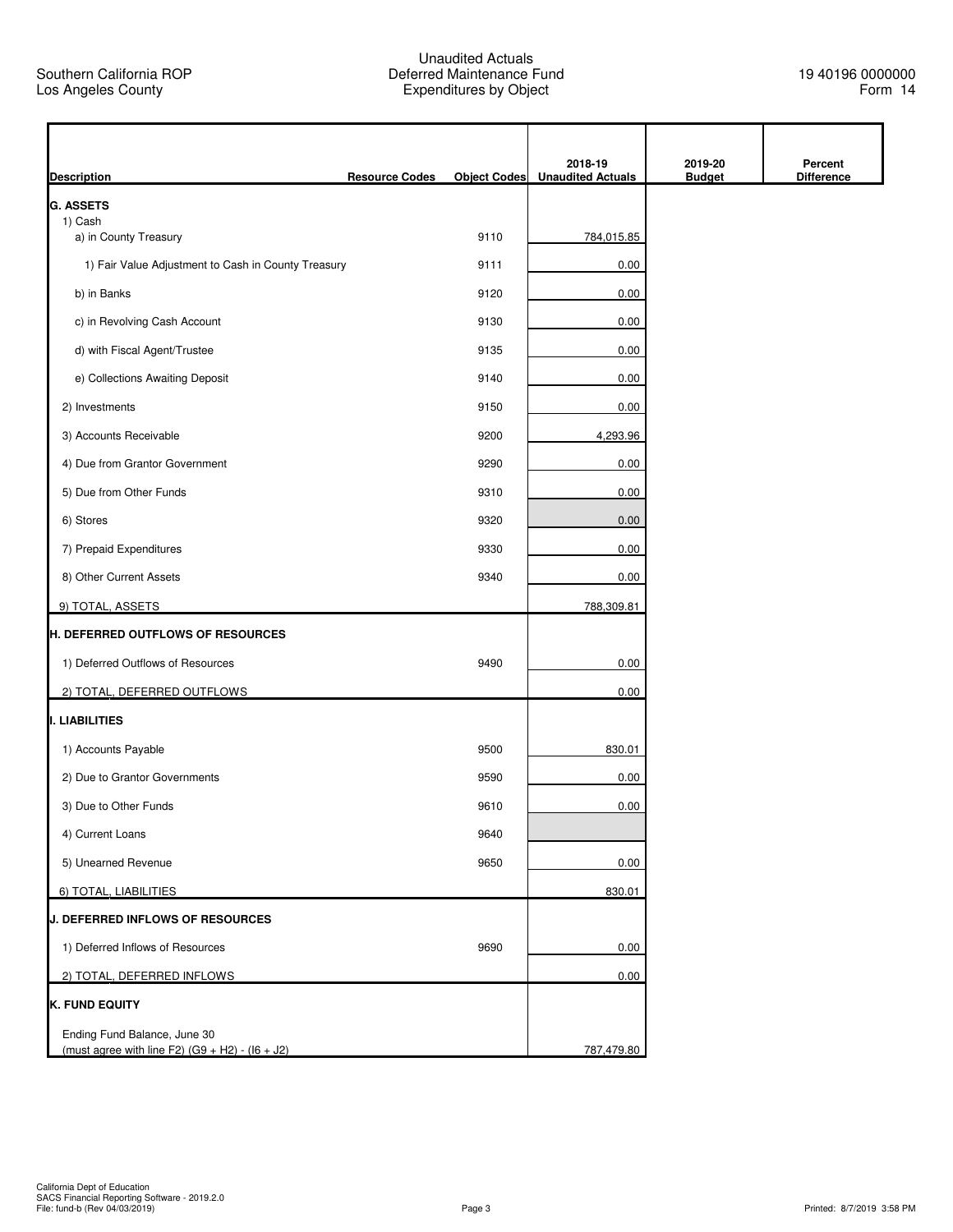Southern California ROP
Los Angeles County

# Unaudited Actuals
## Deferred Maintenance Fund
## Expenditures by Object

19 40196 0000000
Form 14

| Description | Resource Codes | Object Codes | 2018-19 Unaudited Actuals | 2019-20 Budget | Percent Difference |
|---|---|---|---|---|---|
| **G. ASSETS** | | | | | |
| 1) Cash | | | | | |
| a) in County Treasury | | 9110 | 784,015.85 | | |
| 1) Fair Value Adjustment to Cash in County Treasury | | 9111 | 0.00 | | |
| b) in Banks | | 9120 | 0.00 | | |
| c) in Revolving Cash Account | | 9130 | 0.00 | | |
| d) with Fiscal Agent/Trustee | | 9135 | 0.00 | | |
| e) Collections Awaiting Deposit | | 9140 | 0.00 | | |
| 2) Investments | | 9150 | 0.00 | | |
| 3) Accounts Receivable | | 9200 | 4,293.96 | | |
| 4) Due from Grantor Government | | 9290 | 0.00 | | |
| 5) Due from Other Funds | | 9310 | 0.00 | | |
| 6) Stores | | 9320 | 0.00 | | |
| 7) Prepaid Expenditures | | 9330 | 0.00 | | |
| 8) Other Current Assets | | 9340 | 0.00 | | |
| 9) TOTAL, ASSETS | | | 788,309.81 | | |
| **H. DEFERRED OUTFLOWS OF RESOURCES** | | | | | |
| 1) Deferred Outflows of Resources | | 9490 | 0.00 | | |
| 2) TOTAL, DEFERRED OUTFLOWS | | | 0.00 | | |
| **I. LIABILITIES** | | | | | |
| 1) Accounts Payable | | 9500 | 830.01 | | |
| 2) Due to Grantor Governments | | 9590 | 0.00 | | |
| 3) Due to Other Funds | | 9610 | 0.00 | | |
| 4) Current Loans | | 9640 | | | |
| 5) Unearned Revenue | | 9650 | 0.00 | | |
| 6) TOTAL, LIABILITIES | | | 830.01 | | |
| **J. DEFERRED INFLOWS OF RESOURCES** | | | | | |
| 1) Deferred Inflows of Resources | | 9690 | 0.00 | | |
| 2) TOTAL, DEFERRED INFLOWS | | | 0.00 | | |
| **K. FUND EQUITY** | | | | | |
| Ending Fund Balance, June 30 (must agree with line F2) (G9 + H2) - (I6 + J2) | | | 787,479.80 | | |

California Dept of Education
SACS Financial Reporting Software - 2019.2.0
File: fund-b (Rev 04/03/2019)

Printed: 8/7/2019 3:58 PM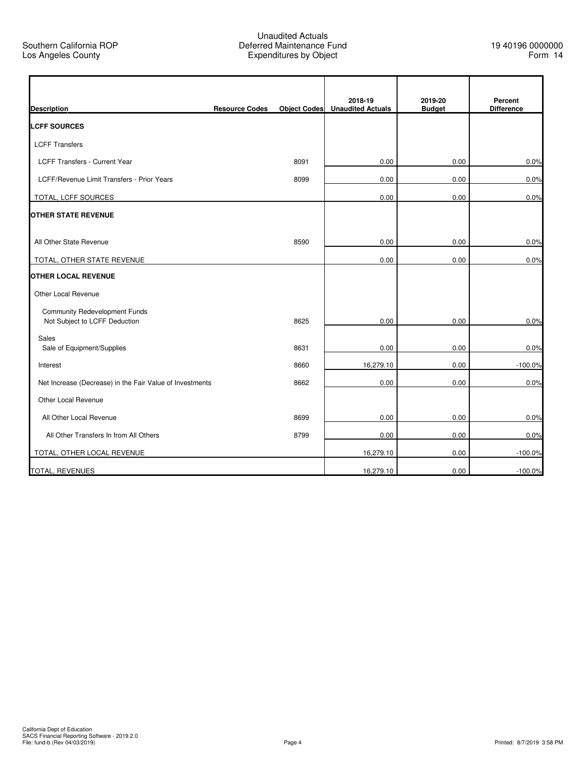Southern California ROP
Los Angeles County

Unaudited Actuals
Deferred Maintenance Fund
Expenditures by Object

19 40196 0000000
Form 14

| Description | Resource Codes | Object Codes | 2018-19 Unaudited Actuals | 2019-20 Budget | Percent Difference |
|---|---|---|---|---|---|
| **LCFF SOURCES** | | | | | |
| LCFF Transfers | | | | | |
| LCFF Transfers - Current Year | | 8091 | 0.00 | 0.00 | 0.0% |
| LCFF/Revenue Limit Transfers - Prior Years | | 8099 | 0.00 | 0.00 | 0.0% |
| TOTAL, LCFF SOURCES | | | 0.00 | 0.00 | 0.0% |
| **OTHER STATE REVENUE** | | | | | |
| All Other State Revenue | | 8590 | 0.00 | 0.00 | 0.0% |
| TOTAL, OTHER STATE REVENUE | | | 0.00 | 0.00 | 0.0% |
| **OTHER LOCAL REVENUE** | | | | | |
| Other Local Revenue | | | | | |
| Community Redevelopment Funds Not Subject to LCFF Deduction | | 8625 | 0.00 | 0.00 | 0.0% |
| Sales Sale of Equipment/Supplies | | 8631 | 0.00 | 0.00 | 0.0% |
| Interest | | 8660 | 16,279.10 | 0.00 | -100.0% |
| Net Increase (Decrease) in the Fair Value of Investments | | 8662 | 0.00 | 0.00 | 0.0% |
| Other Local Revenue | | | | | |
| All Other Local Revenue | | 8699 | 0.00 | 0.00 | 0.0% |
| All Other Transfers In from All Others | | 8799 | 0.00 | 0.00 | 0.0% |
| TOTAL, OTHER LOCAL REVENUE | | | 16,279.10 | 0.00 | -100.0% |
| TOTAL, REVENUES | | | 16,279.10 | 0.00 | -100.0% |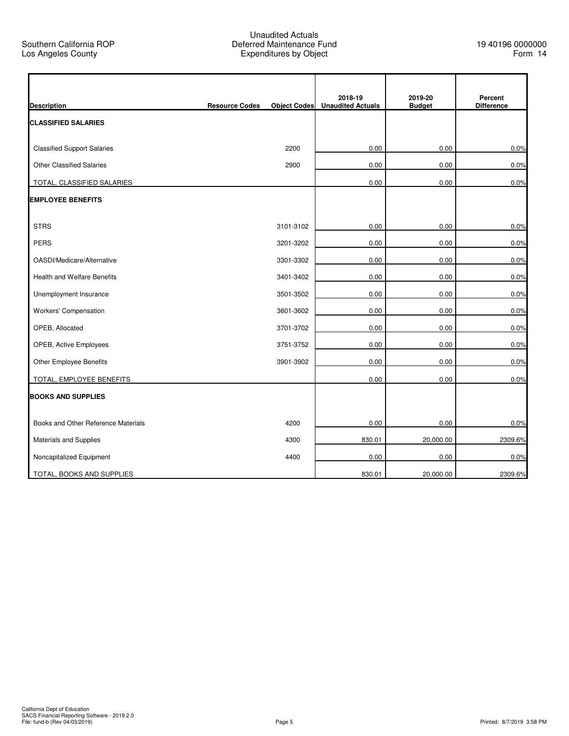Southern California ROP
Los Angeles County

Unaudited Actuals
Deferred Maintenance Fund
Expenditures by Object

19 40196 0000000
Form 14

| Description | Resource Codes | Object Codes | 2018-19 Unaudited Actuals | 2019-20 Budget | Percent Difference |
|---|---|---|---|---|---|
| **CLASSIFIED SALARIES** | | | | | |
| Classified Support Salaries | | 2200 | 0.00 | 0.00 | 0.0% |
| Other Classified Salaries | | 2900 | 0.00 | 0.00 | 0.0% |
| TOTAL, CLASSIFIED SALARIES | | | 0.00 | 0.00 | 0.0% |
| **EMPLOYEE BENEFITS** | | | | | |
| STRS | | 3101-3102 | 0.00 | 0.00 | 0.0% |
| PERS | | 3201-3202 | 0.00 | 0.00 | 0.0% |
| OASDI/Medicare/Alternative | | 3301-3302 | 0.00 | 0.00 | 0.0% |
| Health and Welfare Benefits | | 3401-3402 | 0.00 | 0.00 | 0.0% |
| Unemployment Insurance | | 3501-3502 | 0.00 | 0.00 | 0.0% |
| Workers' Compensation | | 3601-3602 | 0.00 | 0.00 | 0.0% |
| OPEB, Allocated | | 3701-3702 | 0.00 | 0.00 | 0.0% |
| OPEB, Active Employees | | 3751-3752 | 0.00 | 0.00 | 0.0% |
| Other Employee Benefits | | 3901-3902 | 0.00 | 0.00 | 0.0% |
| TOTAL, EMPLOYEE BENEFITS | | | 0.00 | 0.00 | 0.0% |
| **BOOKS AND SUPPLIES** | | | | | |
| Books and Other Reference Materials | | 4200 | 0.00 | 0.00 | 0.0% |
| Materials and Supplies | | 4300 | 830.01 | 20,000.00 | 2309.6% |
| Noncapitalized Equipment | | 4400 | 0.00 | 0.00 | 0.0% |
| TOTAL, BOOKS AND SUPPLIES | | | 830.01 | 20,000.00 | 2309.6% |

California Dept of Education
SACS Financial Reporting Software - 2019.2.0
File: fund-b (Rev 04/03/2019)

Printed: 8/7/2019 3:58 PM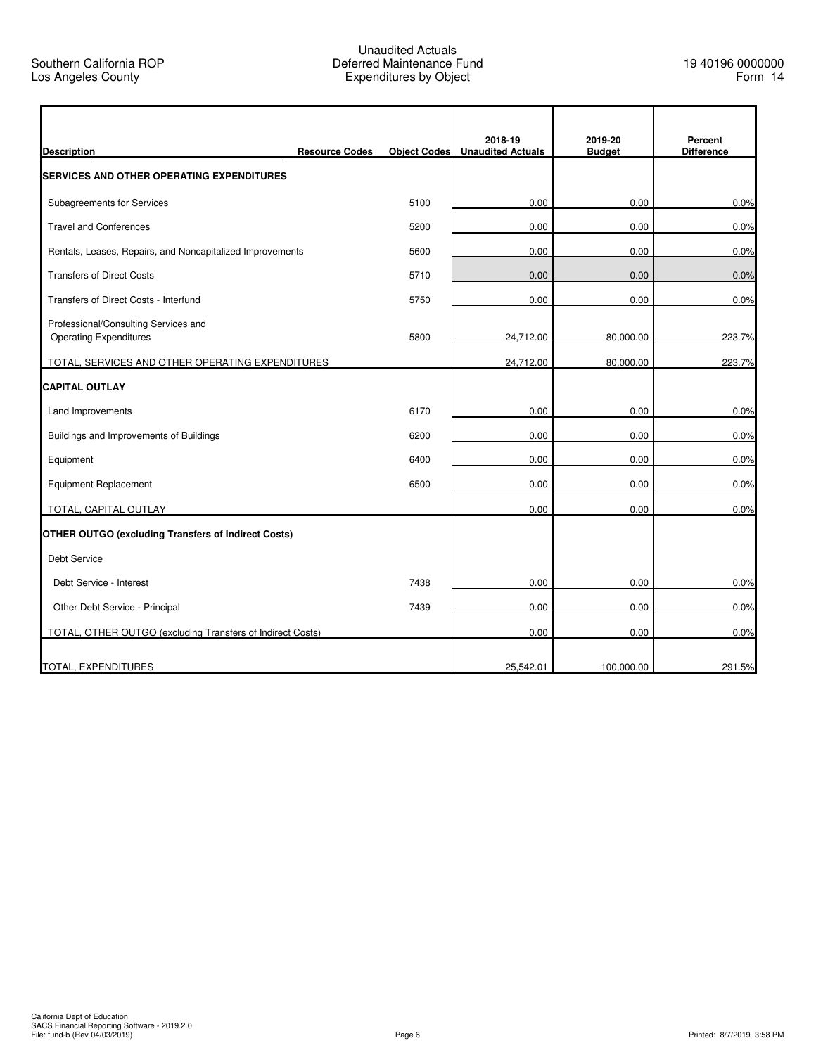Southern California ROP
Los Angeles County

Unaudited Actuals
Deferred Maintenance Fund
Expenditures by Object

19 40196 0000000
Form 14

| Description | Resource Codes | Object Codes | 2018-19 Unaudited Actuals | 2019-20 Budget | Percent Difference |
|---|---|---|---|---|---|
| **SERVICES AND OTHER OPERATING EXPENDITURES** | | | | | |
| Subagreements for Services | | 5100 | 0.00 | 0.00 | 0.0% |
| Travel and Conferences | | 5200 | 0.00 | 0.00 | 0.0% |
| Rentals, Leases, Repairs, and Noncapitalized Improvements | | 5600 | 0.00 | 0.00 | 0.0% |
| Transfers of Direct Costs | | 5710 | 0.00 | 0.00 | 0.0% |
| Transfers of Direct Costs - Interfund | | 5750 | 0.00 | 0.00 | 0.0% |
| Professional/Consulting Services and Operating Expenditures | | 5800 | 24,712.00 | 80,000.00 | 223.7% |
| TOTAL, SERVICES AND OTHER OPERATING EXPENDITURES | | | 24,712.00 | 80,000.00 | 223.7% |
| **CAPITAL OUTLAY** | | | | | |
| Land Improvements | | 6170 | 0.00 | 0.00 | 0.0% |
| Buildings and Improvements of Buildings | | 6200 | 0.00 | 0.00 | 0.0% |
| Equipment | | 6400 | 0.00 | 0.00 | 0.0% |
| Equipment Replacement | | 6500 | 0.00 | 0.00 | 0.0% |
| TOTAL, CAPITAL OUTLAY | | | 0.00 | 0.00 | 0.0% |
| **OTHER OUTGO (excluding Transfers of Indirect Costs)** | | | | | |
| Debt Service | | | | | |
| Debt Service - Interest | | 7438 | 0.00 | 0.00 | 0.0% |
| Other Debt Service - Principal | | 7439 | 0.00 | 0.00 | 0.0% |
| TOTAL, OTHER OUTGO (excluding Transfers of Indirect Costs) | | | 0.00 | 0.00 | 0.0% |
| TOTAL, EXPENDITURES | | | 25,542.01 | 100,000.00 | 291.5% |

California Dept of Education
SACS Financial Reporting Software - 2019.2.0
File: fund-b (Rev 04/03/2019)

Printed: 8/7/2019 3:58 PM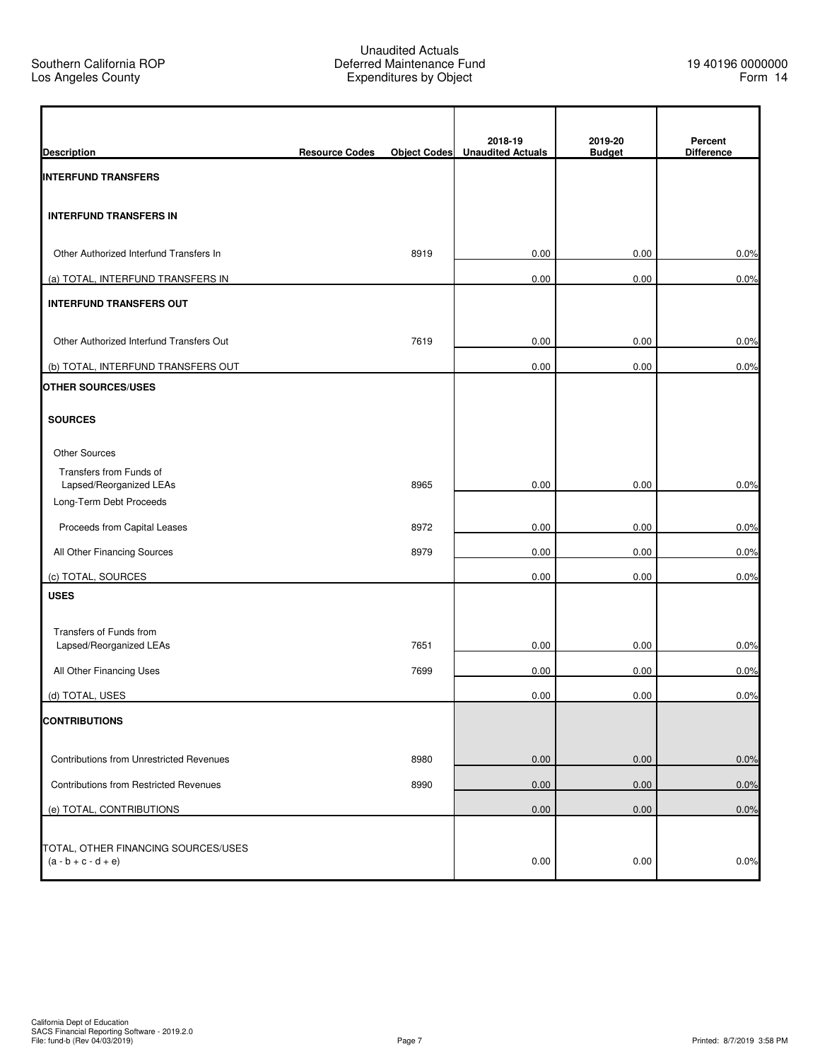Southern California ROP
Los Angeles County

Unaudited Actuals
Deferred Maintenance Fund
Expenditures by Object

19 40196 0000000
Form 14

| Description | Resource Codes | Object Codes | 2018-19 Unaudited Actuals | 2019-20 Budget | Percent Difference |
|---|---|---|---|---|---|
| **INTERFUND TRANSFERS** | | | | | |
| **INTERFUND TRANSFERS IN** | | | | | |
| Other Authorized Interfund Transfers In | | 8919 | 0.00 | 0.00 | 0.0% |
| (a) TOTAL, INTERFUND TRANSFERS IN | | | 0.00 | 0.00 | 0.0% |
| **INTERFUND TRANSFERS OUT** | | | | | |
| Other Authorized Interfund Transfers Out | | 7619 | 0.00 | 0.00 | 0.0% |
| (b) TOTAL, INTERFUND TRANSFERS OUT | | | 0.00 | 0.00 | 0.0% |
| **OTHER SOURCES/USES** | | | | | |
| **SOURCES** | | | | | |
| Other Sources | | | | | |
| Transfers from Funds of Lapsed/Reorganized LEAs | | 8965 | 0.00 | 0.00 | 0.0% |
| Long-Term Debt Proceeds | | | | | |
| Proceeds from Capital Leases | | 8972 | 0.00 | 0.00 | 0.0% |
| All Other Financing Sources | | 8979 | 0.00 | 0.00 | 0.0% |
| (c) TOTAL, SOURCES | | | 0.00 | 0.00 | 0.0% |
| **USES** | | | | | |
| Transfers of Funds from Lapsed/Reorganized LEAs | | 7651 | 0.00 | 0.00 | 0.0% |
| All Other Financing Uses | | 7699 | 0.00 | 0.00 | 0.0% |
| (d) TOTAL, USES | | | 0.00 | 0.00 | 0.0% |
| **CONTRIBUTIONS** | | | | | |
| Contributions from Unrestricted Revenues | | 8980 | 0.00 | 0.00 | 0.0% |
| Contributions from Restricted Revenues | | 8990 | 0.00 | 0.00 | 0.0% |
| (e) TOTAL, CONTRIBUTIONS | | | 0.00 | 0.00 | 0.0% |
| TOTAL, OTHER FINANCING SOURCES/USES (a - b + c - d + e) | | | 0.00 | 0.00 | 0.0% |

California Dept of Education
SACS Financial Reporting Software - 2019.2.0
File: fund-b (Rev 04/03/2019)

Printed: 8/7/2019 3:58 PM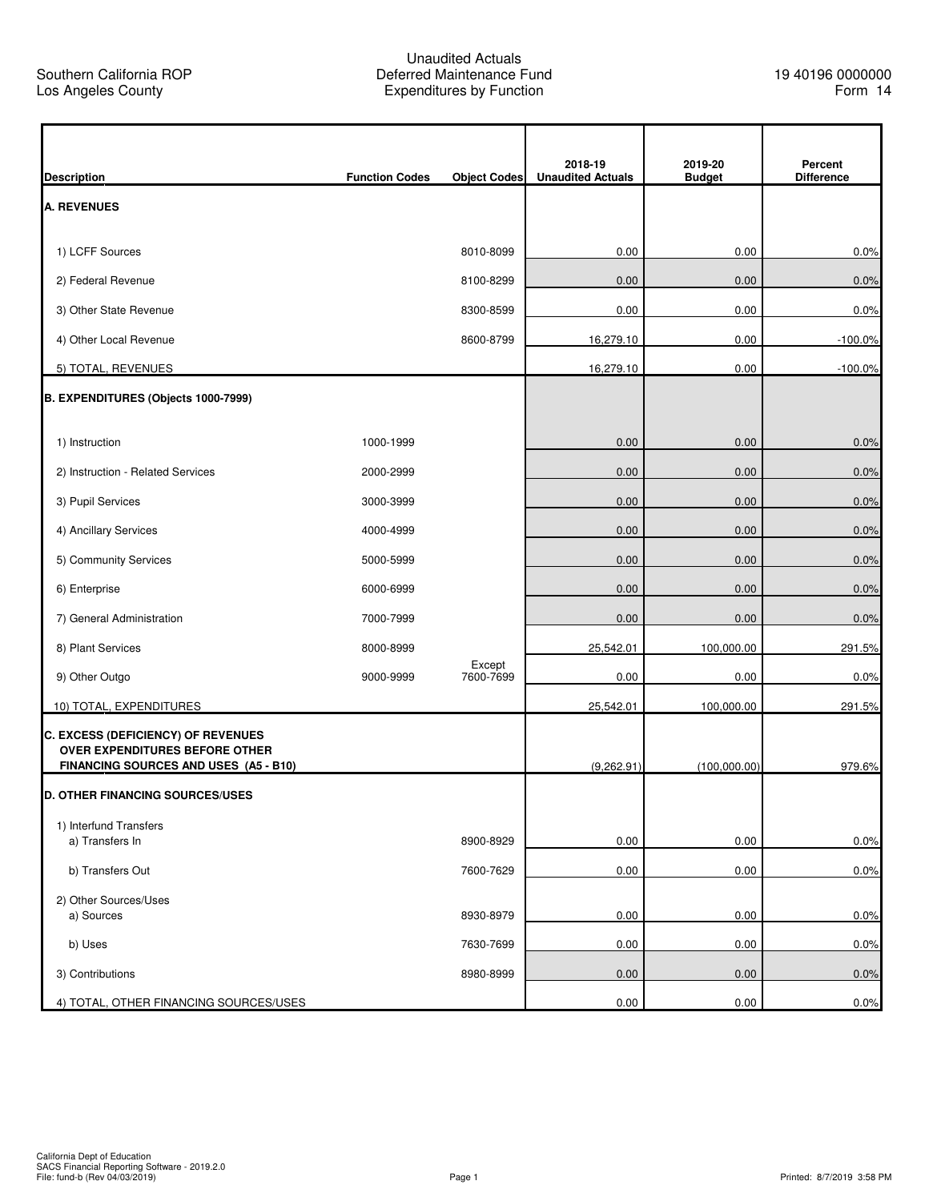Southern California ROP
Los Angeles County

Unaudited Actuals
Deferred Maintenance Fund
Expenditures by Function

19 40196 0000000
Form 14

| Description | Function Codes | Object Codes | 2018-19 Unaudited Actuals | 2019-20 Budget | Percent Difference |
|---|---|---|---|---|---|
| **A. REVENUES** | | | | | |
| 1) LCFF Sources | | 8010-8099 | 0.00 | 0.00 | 0.0% |
| 2) Federal Revenue | | 8100-8299 | 0.00 | 0.00 | 0.0% |
| 3) Other State Revenue | | 8300-8599 | 0.00 | 0.00 | 0.0% |
| 4) Other Local Revenue | | 8600-8799 | 16,279.10 | 0.00 | -100.0% |
| 5) TOTAL, REVENUES | | | 16,279.10 | 0.00 | -100.0% |
| **B. EXPENDITURES (Objects 1000-7999)** | | | | | |
| 1) Instruction | 1000-1999 | | 0.00 | 0.00 | 0.0% |
| 2) Instruction - Related Services | 2000-2999 | | 0.00 | 0.00 | 0.0% |
| 3) Pupil Services | 3000-3999 | | 0.00 | 0.00 | 0.0% |
| 4) Ancillary Services | 4000-4999 | | 0.00 | 0.00 | 0.0% |
| 5) Community Services | 5000-5999 | | 0.00 | 0.00 | 0.0% |
| 6) Enterprise | 6000-6999 | | 0.00 | 0.00 | 0.0% |
| 7) General Administration | 7000-7999 | | 0.00 | 0.00 | 0.0% |
| 8) Plant Services | 8000-8999 | | 25,542.01 | 100,000.00 | 291.5% |
| 9) Other Outgo | 9000-9999 | Except 7600-7699 | 0.00 | 0.00 | 0.0% |
| 10) TOTAL, EXPENDITURES | | | 25,542.01 | 100,000.00 | 291.5% |
| **C. EXCESS (DEFICIENCY) OF REVENUES OVER EXPENDITURES BEFORE OTHER FINANCING SOURCES AND USES (A5 - B10)** | | | (9,262.91) | (100,000.00) | 979.6% |
| **D. OTHER FINANCING SOURCES/USES** | | | | | |
| 1) Interfund Transfers<br>a) Transfers In | | 8900-8929 | 0.00 | 0.00 | 0.0% |
| b) Transfers Out | | 7600-7629 | 0.00 | 0.00 | 0.0% |
| 2) Other Sources/Uses<br>a) Sources | | 8930-8979 | 0.00 | 0.00 | 0.0% |
| b) Uses | | 7630-7699 | 0.00 | 0.00 | 0.0% |
| 3) Contributions | | 8980-8999 | 0.00 | 0.00 | 0.0% |
| 4) TOTAL, OTHER FINANCING SOURCES/USES | | | 0.00 | 0.00 | 0.0% |

California Dept of Education
SACS Financial Reporting Software - 2019.2.0
File: fund-b (Rev 04/03/2019)

Printed: 8/7/2019 3:58 PM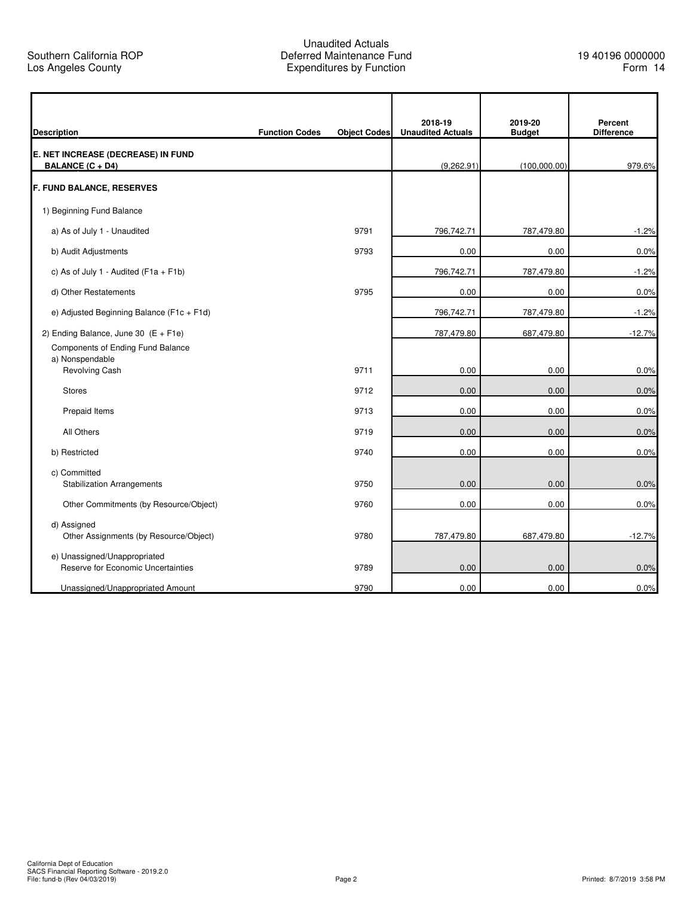Southern California ROP
Los Angeles County

# Unaudited Actuals
## Deferred Maintenance Fund
## Expenditures by Function

19 40196 0000000
Form 14

| Description | Function Codes | Object Codes | 2018-19 Unaudited Actuals | 2019-20 Budget | Percent Difference |
|---|---|---|---|---|---|
| **E. NET INCREASE (DECREASE) IN FUND BALANCE (C + D4)** | | | (9,262.91) | (100,000.00) | 979.6% |
| **F. FUND BALANCE, RESERVES** | | | | | |
| 1) Beginning Fund Balance | | | | | |
| a) As of July 1 - Unaudited | | 9791 | 796,742.71 | 787,479.80 | -1.2% |
| b) Audit Adjustments | | 9793 | 0.00 | 0.00 | 0.0% |
| c) As of July 1 - Audited (F1a + F1b) | | | 796,742.71 | 787,479.80 | -1.2% |
| d) Other Restatements | | 9795 | 0.00 | 0.00 | 0.0% |
| e) Adjusted Beginning Balance (F1c + F1d) | | | 796,742.71 | 787,479.80 | -1.2% |
| 2) Ending Balance, June 30 (E + F1e) | | | 787,479.80 | 687,479.80 | -12.7% |
| Components of Ending Fund Balance | | | | | |
| a) Nonspendable | | | | | |
| Revolving Cash | | 9711 | 0.00 | 0.00 | 0.0% |
| Stores | | 9712 | 0.00 | 0.00 | 0.0% |
| Prepaid Items | | 9713 | 0.00 | 0.00 | 0.0% |
| All Others | | 9719 | 0.00 | 0.00 | 0.0% |
| b) Restricted | | 9740 | 0.00 | 0.00 | 0.0% |
| c) Committed | | | | | |
| Stabilization Arrangements | | 9750 | 0.00 | 0.00 | 0.0% |
| Other Commitments (by Resource/Object) | | 9760 | 0.00 | 0.00 | 0.0% |
| d) Assigned | | | | | |
| Other Assignments (by Resource/Object) | | 9780 | 787,479.80 | 687,479.80 | -12.7% |
| e) Unassigned/Unappropriated | | | | | |
| Reserve for Economic Uncertainties | | 9789 | 0.00 | 0.00 | 0.0% |
| Unassigned/Unappropriated Amount | | 9790 | 0.00 | 0.00 | 0.0% |

California Dept of Education
SACS Financial Reporting Software - 2019.2.0
File: fund-b (Rev 04/03/2019)
Printed: 8/7/2019 3:58 PM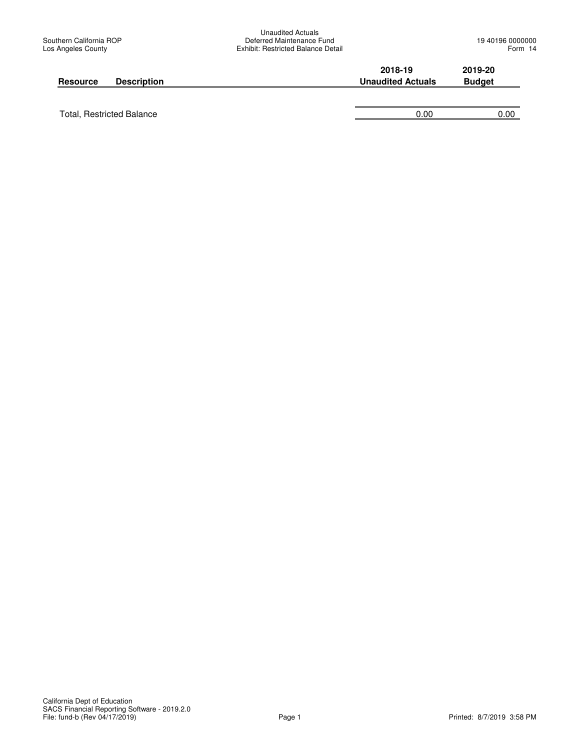Southern California ROP
Los Angeles County

Unaudited Actuals
Deferred Maintenance Fund
Exhibit: Restricted Balance Detail

19 40196 0000000
Form 14

| Resource | Description | 2018-19 Unaudited Actuals | 2019-20 Budget |
|---|---|---|---|
| Total, Restricted Balance | | 0.00 | 0.00 |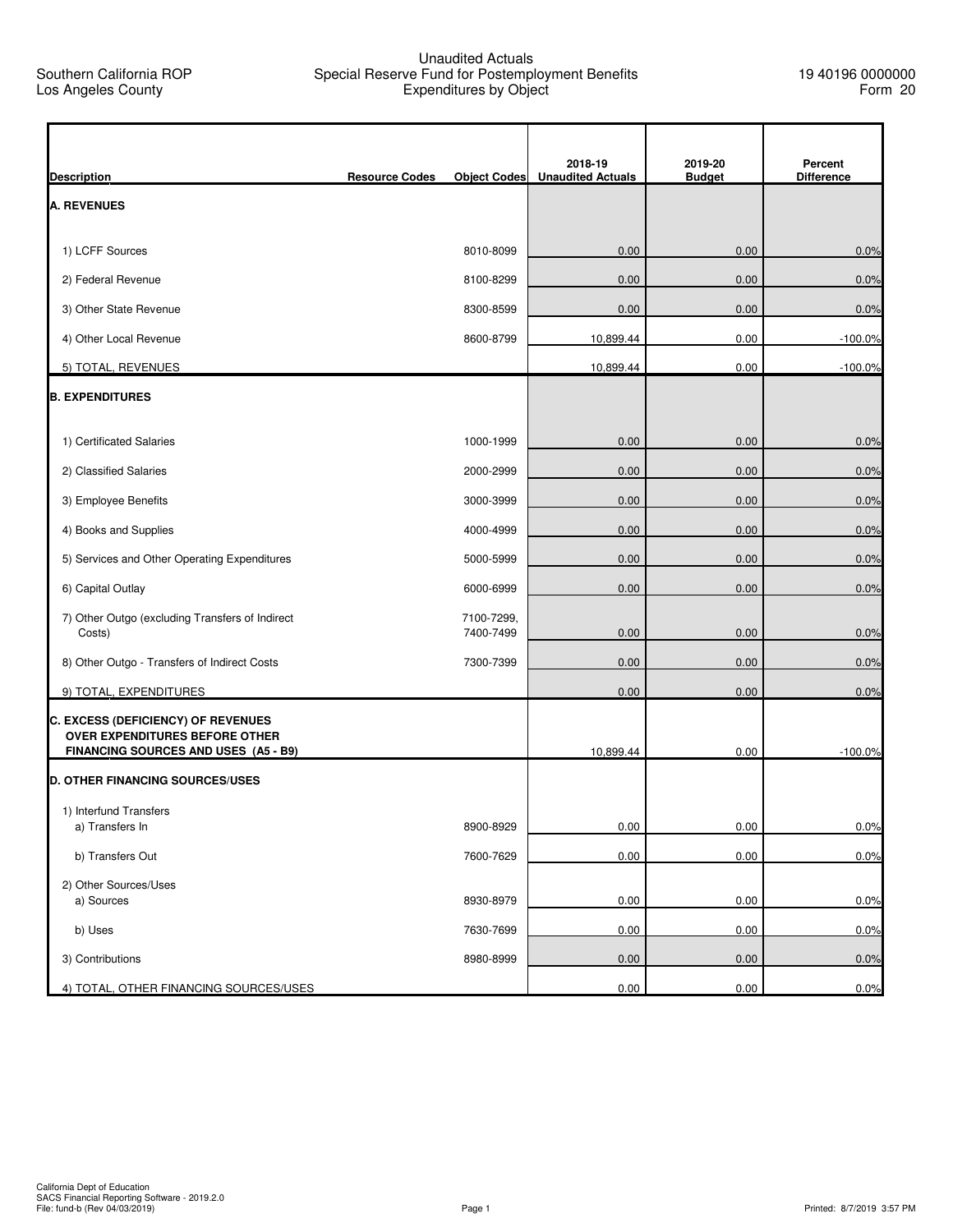Southern California ROP
Los Angeles County

# Unaudited Actuals
## Special Reserve Fund for Postemployment Benefits
## Expenditures by Object

19 40196 0000000
Form 20

| Description | Resource Codes | Object Codes | 2018-19 Unaudited Actuals | 2019-20 Budget | Percent Difference |
|---|---|---|---|---|---|
| **A. REVENUES** | | | | | |
| 1) LCFF Sources | | 8010-8099 | 0.00 | 0.00 | 0.0% |
| 2) Federal Revenue | | 8100-8299 | 0.00 | 0.00 | 0.0% |
| 3) Other State Revenue | | 8300-8599 | 0.00 | 0.00 | 0.0% |
| 4) Other Local Revenue | | 8600-8799 | 10,899.44 | 0.00 | -100.0% |
| 5) TOTAL, REVENUES | | | 10,899.44 | 0.00 | -100.0% |
| **B. EXPENDITURES** | | | | | |
| 1) Certificated Salaries | | 1000-1999 | 0.00 | 0.00 | 0.0% |
| 2) Classified Salaries | | 2000-2999 | 0.00 | 0.00 | 0.0% |
| 3) Employee Benefits | | 3000-3999 | 0.00 | 0.00 | 0.0% |
| 4) Books and Supplies | | 4000-4999 | 0.00 | 0.00 | 0.0% |
| 5) Services and Other Operating Expenditures | | 5000-5999 | 0.00 | 0.00 | 0.0% |
| 6) Capital Outlay | | 6000-6999 | 0.00 | 0.00 | 0.0% |
| 7) Other Outgo (excluding Transfers of Indirect Costs) | | 7100-7299, 7400-7499 | 0.00 | 0.00 | 0.0% |
| 8) Other Outgo - Transfers of Indirect Costs | | 7300-7399 | 0.00 | 0.00 | 0.0% |
| 9) TOTAL, EXPENDITURES | | | 0.00 | 0.00 | 0.0% |
| **C. EXCESS (DEFICIENCY) OF REVENUES OVER EXPENDITURES BEFORE OTHER FINANCING SOURCES AND USES (A5 - B9)** | | | 10,899.44 | 0.00 | -100.0% |
| **D. OTHER FINANCING SOURCES/USES** | | | | | |
| 1) Interfund Transfers | | | | | |
| a) Transfers In | | 8900-8929 | 0.00 | 0.00 | 0.0% |
| b) Transfers Out | | 7600-7629 | 0.00 | 0.00 | 0.0% |
| 2) Other Sources/Uses | | | | | |
| a) Sources | | 8930-8979 | 0.00 | 0.00 | 0.0% |
| b) Uses | | 7630-7699 | 0.00 | 0.00 | 0.0% |
| 3) Contributions | | 8980-8999 | 0.00 | 0.00 | 0.0% |
| 4) TOTAL, OTHER FINANCING SOURCES/USES | | | 0.00 | 0.00 | 0.0% |

California Dept of Education
SACS Financial Reporting Software - 2019.2.0
File: fund-b (Rev 04/03/2019)

Printed: 8/7/2019 3:57 PM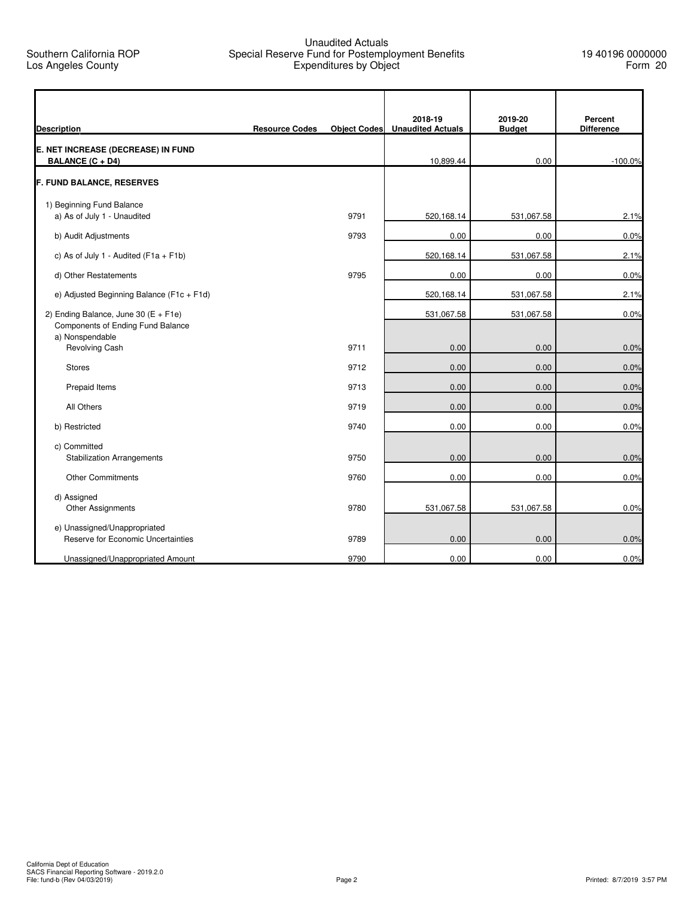Southern California ROP
Los Angeles County

# Unaudited Actuals
## Special Reserve Fund for Postemployment Benefits
## Expenditures by Object

19 40196 0000000
Form 20

| Description | Resource Codes | Object Codes | 2018-19 Unaudited Actuals | 2019-20 Budget | Percent Difference |
|---|---|---|---|---|---|
| **E. NET INCREASE (DECREASE) IN FUND BALANCE (C + D4)** | | | 10,899.44 | 0.00 | -100.0% |
| **F. FUND BALANCE, RESERVES** | | | | | |
| 1) Beginning Fund Balance | | | | | |
| a) As of July 1 - Unaudited | | 9791 | 520,168.14 | 531,067.58 | 2.1% |
| b) Audit Adjustments | | 9793 | 0.00 | 0.00 | 0.0% |
| c) As of July 1 - Audited (F1a + F1b) | | | 520,168.14 | 531,067.58 | 2.1% |
| d) Other Restatements | | 9795 | 0.00 | 0.00 | 0.0% |
| e) Adjusted Beginning Balance (F1c + F1d) | | | 520,168.14 | 531,067.58 | 2.1% |
| 2) Ending Balance, June 30 (E + F1e) | | | 531,067.58 | 531,067.58 | 0.0% |
| Components of Ending Fund Balance | | | | | |
| a) Nonspendable | | | | | |
| Revolving Cash | | 9711 | 0.00 | 0.00 | 0.0% |
| Stores | | 9712 | 0.00 | 0.00 | 0.0% |
| Prepaid Items | | 9713 | 0.00 | 0.00 | 0.0% |
| All Others | | 9719 | 0.00 | 0.00 | 0.0% |
| b) Restricted | | 9740 | 0.00 | 0.00 | 0.0% |
| c) Committed | | | | | |
| Stabilization Arrangements | | 9750 | 0.00 | 0.00 | 0.0% |
| Other Commitments | | 9760 | 0.00 | 0.00 | 0.0% |
| d) Assigned | | | | | |
| Other Assignments | | 9780 | 531,067.58 | 531,067.58 | 0.0% |
| e) Unassigned/Unappropriated | | | | | |
| Reserve for Economic Uncertainties | | 9789 | 0.00 | 0.00 | 0.0% |
| Unassigned/Unappropriated Amount | | 9790 | 0.00 | 0.00 | 0.0% |

California Dept of Education
SACS Financial Reporting Software - 2019.2.0
File: fund-b (Rev 04/03/2019)

Printed: 8/7/2019 3:57 PM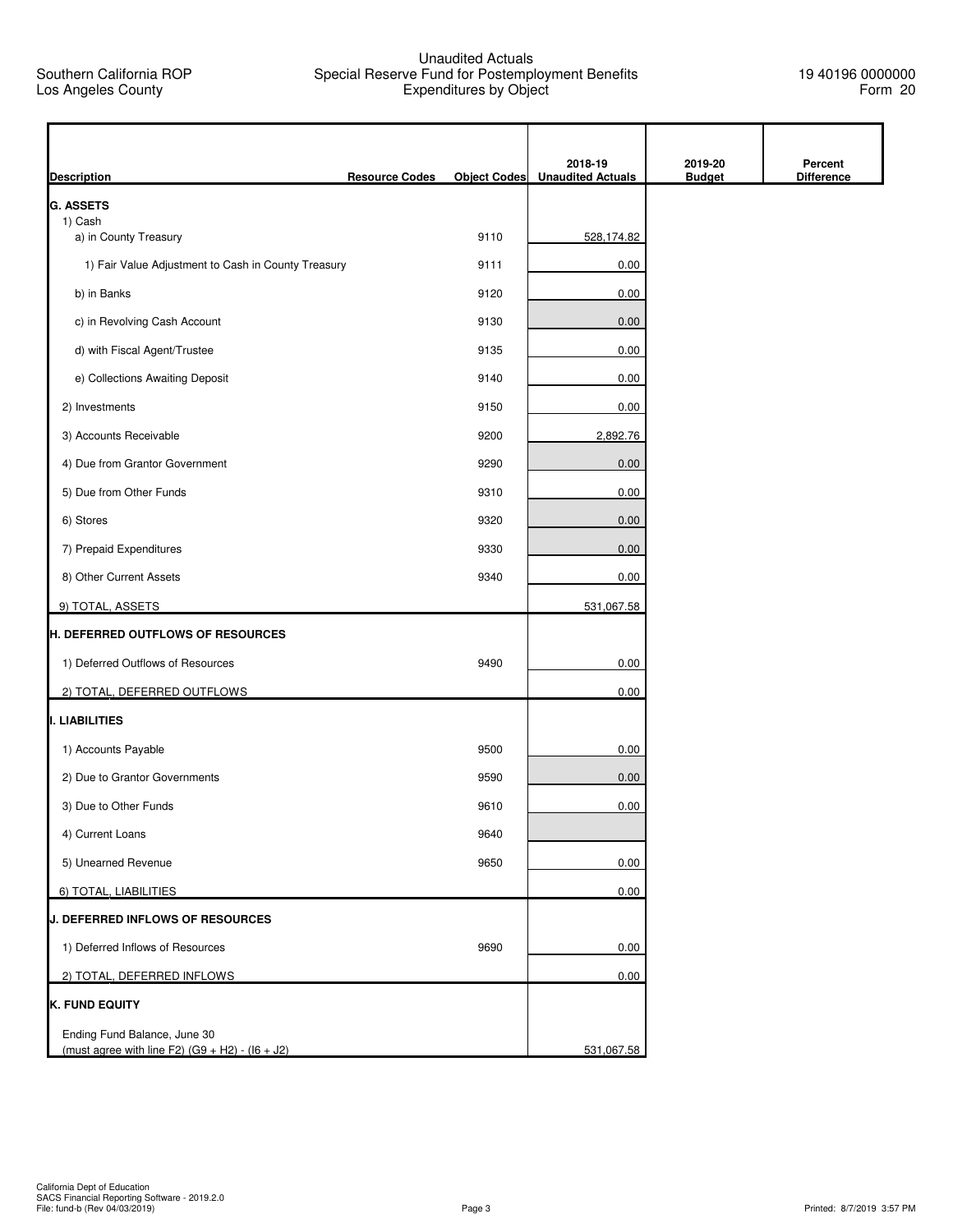Southern California ROP
Los Angeles County

# Unaudited Actuals
## Special Reserve Fund for Postemployment Benefits
## Expenditures by Object

19 40196 0000000
Form 20

| Description | Resource Codes | Object Codes | 2018-19 Unaudited Actuals | 2019-20 Budget | Percent Difference |
|---|---|---|---|---|---|
| **G. ASSETS** | | | | | |
| 1) Cash | | | | | |
| a) in County Treasury | | 9110 | 528,174.82 | | |
| 1) Fair Value Adjustment to Cash in County Treasury | | 9111 | 0.00 | | |
| b) in Banks | | 9120 | 0.00 | | |
| c) in Revolving Cash Account | | 9130 | 0.00 | | |
| d) with Fiscal Agent/Trustee | | 9135 | 0.00 | | |
| e) Collections Awaiting Deposit | | 9140 | 0.00 | | |
| 2) Investments | | 9150 | 0.00 | | |
| 3) Accounts Receivable | | 9200 | 2,892.76 | | |
| 4) Due from Grantor Government | | 9290 | 0.00 | | |
| 5) Due from Other Funds | | 9310 | 0.00 | | |
| 6) Stores | | 9320 | 0.00 | | |
| 7) Prepaid Expenditures | | 9330 | 0.00 | | |
| 8) Other Current Assets | | 9340 | 0.00 | | |
| 9) TOTAL, ASSETS | | | 531,067.58 | | |
| **H. DEFERRED OUTFLOWS OF RESOURCES** | | | | | |
| 1) Deferred Outflows of Resources | | 9490 | 0.00 | | |
| 2) TOTAL, DEFERRED OUTFLOWS | | | 0.00 | | |
| **I. LIABILITIES** | | | | | |
| 1) Accounts Payable | | 9500 | 0.00 | | |
| 2) Due to Grantor Governments | | 9590 | 0.00 | | |
| 3) Due to Other Funds | | 9610 | 0.00 | | |
| 4) Current Loans | | 9640 | | | |
| 5) Unearned Revenue | | 9650 | 0.00 | | |
| 6) TOTAL, LIABILITIES | | | 0.00 | | |
| **J. DEFERRED INFLOWS OF RESOURCES** | | | | | |
| 1) Deferred Inflows of Resources | | 9690 | 0.00 | | |
| 2) TOTAL, DEFERRED INFLOWS | | | 0.00 | | |
| **K. FUND EQUITY** | | | | | |
| Ending Fund Balance, June 30 (must agree with line F2) (G9 + H2) - (I6 + J2) | | | 531,067.58 | | |

California Dept of Education
SACS Financial Reporting Software - 2019.2.0
File: fund-b (Rev 04/03/2019)

Printed: 8/7/2019 3:57 PM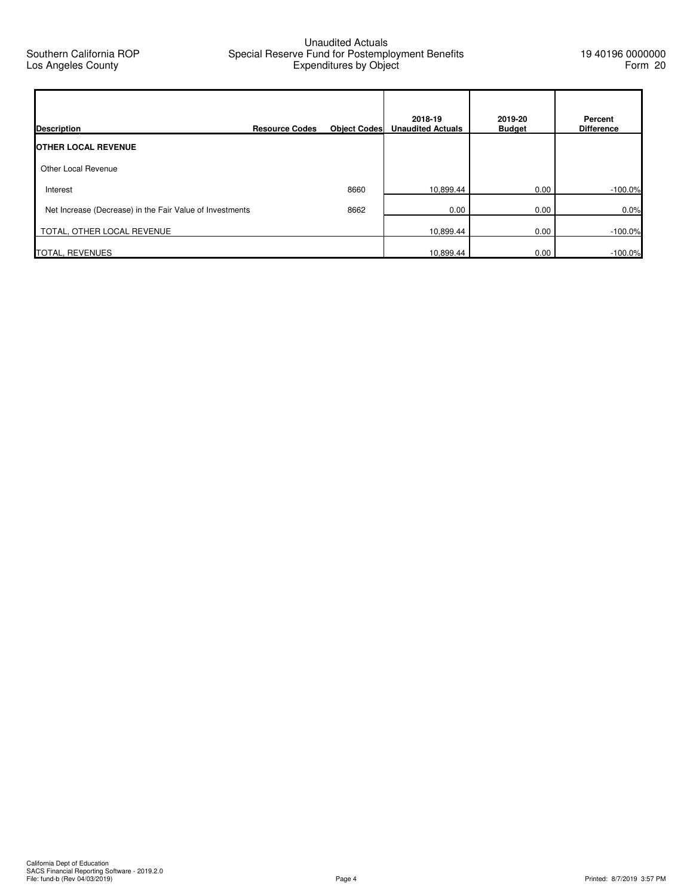Southern California ROP
Los Angeles County

# Unaudited Actuals
## Special Reserve Fund for Postemployment Benefits
## Expenditures by Object

19 40196 0000000
Form 20

| Description | Resource Codes | Object Codes | 2018-19 Unaudited Actuals | 2019-20 Budget | Percent Difference |
|---|---|---|---|---|---|
| **OTHER LOCAL REVENUE** | | | | | |
| Other Local Revenue | | | | | |
| Interest | | 8660 | 10,899.44 | 0.00 | -100.0% |
| Net Increase (Decrease) in the Fair Value of Investments | | 8662 | 0.00 | 0.00 | 0.0% |
| TOTAL, OTHER LOCAL REVENUE | | | 10,899.44 | 0.00 | -100.0% |
| TOTAL, REVENUES | | | 10,899.44 | 0.00 | -100.0% |

California Dept of Education
SACS Financial Reporting Software - 2019.2.0
File: fund-b (Rev 04/03/2019)

Printed: 8/7/2019 3:57 PM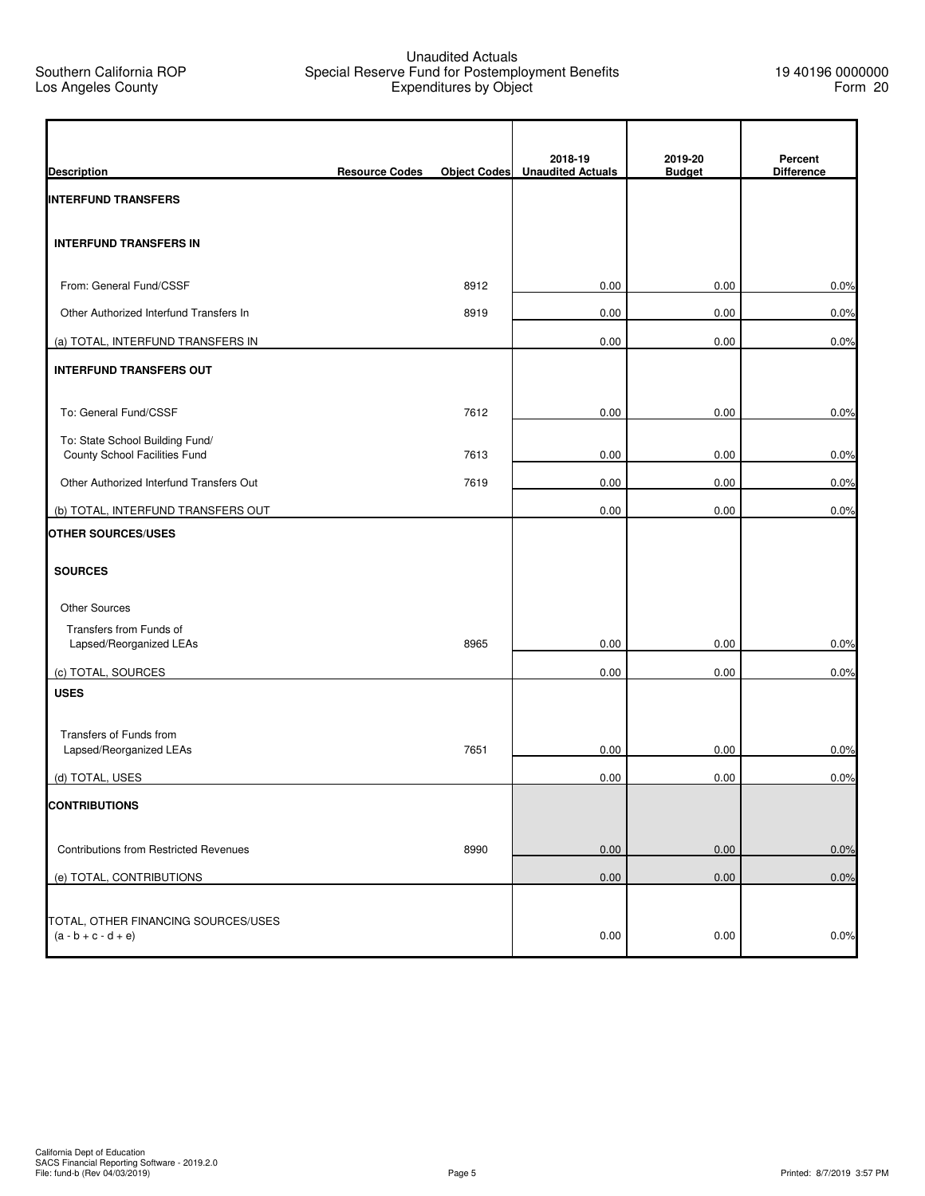Southern California ROP
Los Angeles County

Unaudited Actuals
Special Reserve Fund for Postemployment Benefits
Expenditures by Object

19 40196 0000000
Form 20

| Description | Resource Codes | Object Codes | 2018-19 Unaudited Actuals | 2019-20 Budget | Percent Difference |
|---|---|---|---|---|---|
| **INTERFUND TRANSFERS** | | | | | |
| **INTERFUND TRANSFERS IN** | | | | | |
| From: General Fund/CSSF | | 8912 | 0.00 | 0.00 | 0.0% |
| Other Authorized Interfund Transfers In | | 8919 | 0.00 | 0.00 | 0.0% |
| (a) TOTAL, INTERFUND TRANSFERS IN | | | 0.00 | 0.00 | 0.0% |
| **INTERFUND TRANSFERS OUT** | | | | | |
| To: General Fund/CSSF | | 7612 | 0.00 | 0.00 | 0.0% |
| To: State School Building Fund/ County School Facilities Fund | | 7613 | 0.00 | 0.00 | 0.0% |
| Other Authorized Interfund Transfers Out | | 7619 | 0.00 | 0.00 | 0.0% |
| (b) TOTAL, INTERFUND TRANSFERS OUT | | | 0.00 | 0.00 | 0.0% |
| **OTHER SOURCES/USES** | | | | | |
| **SOURCES** | | | | | |
| Other Sources | | | | | |
| Transfers from Funds of Lapsed/Reorganized LEAs | | 8965 | 0.00 | 0.00 | 0.0% |
| (c) TOTAL, SOURCES | | | 0.00 | 0.00 | 0.0% |
| **USES** | | | | | |
| Transfers of Funds from Lapsed/Reorganized LEAs | | 7651 | 0.00 | 0.00 | 0.0% |
| (d) TOTAL, USES | | | 0.00 | 0.00 | 0.0% |
| **CONTRIBUTIONS** | | | | | |
| Contributions from Restricted Revenues | | 8990 | 0.00 | 0.00 | 0.0% |
| (e) TOTAL, CONTRIBUTIONS | | | 0.00 | 0.00 | 0.0% |
| TOTAL, OTHER FINANCING SOURCES/USES (a - b + c - d + e) | | | 0.00 | 0.00 | 0.0% |

California Dept of Education
SACS Financial Reporting Software - 2019.2.0
File: fund-b (Rev 04/03/2019)

Printed: 8/7/2019 3:57 PM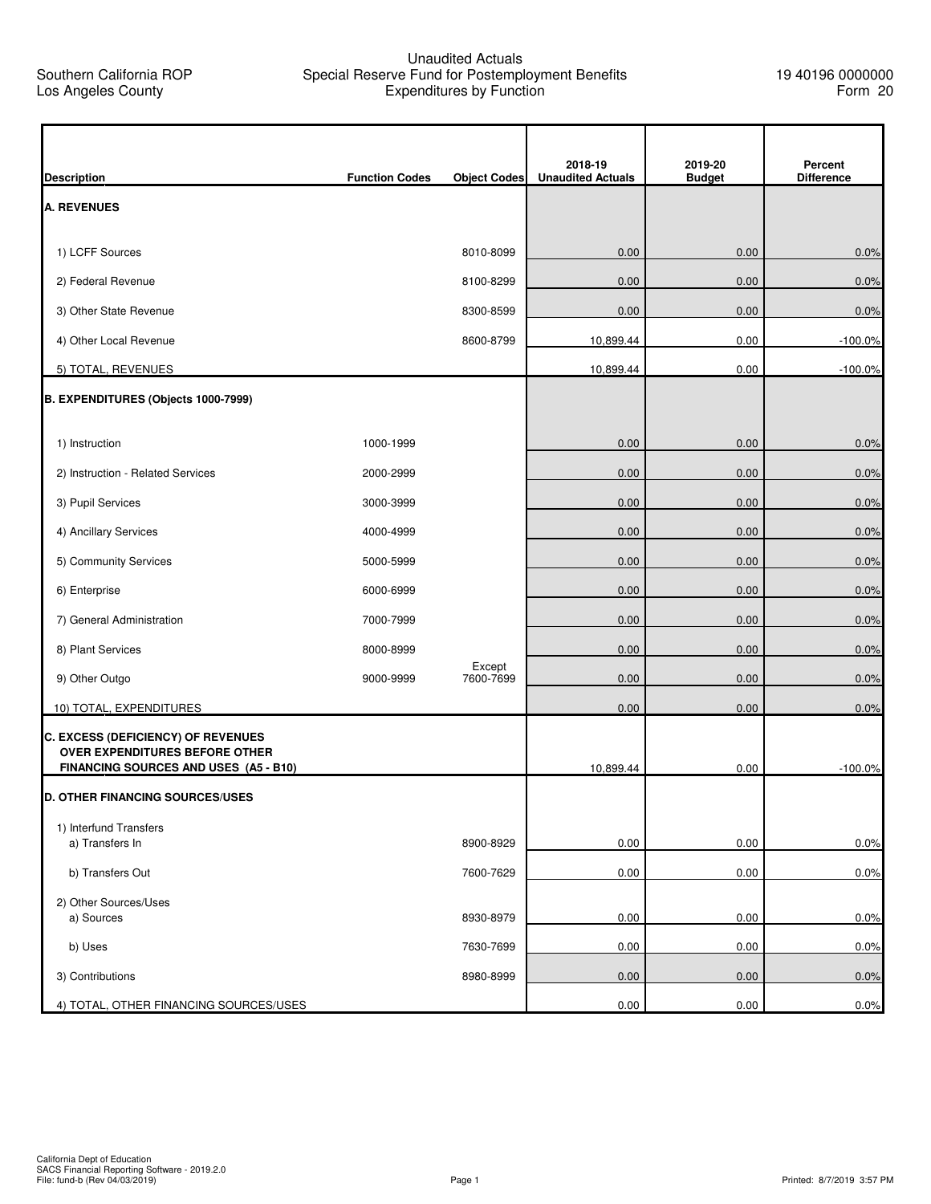Southern California ROP
Los Angeles County

# Unaudited Actuals
## Special Reserve Fund for Postemployment Benefits
## Expenditures by Function

19 40196 0000000
Form 20

| Description | Function Codes | Object Codes | 2018-19 Unaudited Actuals | 2019-20 Budget | Percent Difference |
|---|---|---|---|---|---|
| **A. REVENUES** | | | | | |
| 1) LCFF Sources | | 8010-8099 | 0.00 | 0.00 | 0.0% |
| 2) Federal Revenue | | 8100-8299 | 0.00 | 0.00 | 0.0% |
| 3) Other State Revenue | | 8300-8599 | 0.00 | 0.00 | 0.0% |
| 4) Other Local Revenue | | 8600-8799 | 10,899.44 | 0.00 | -100.0% |
| 5) TOTAL, REVENUES | | | 10,899.44 | 0.00 | -100.0% |
| **B. EXPENDITURES (Objects 1000-7999)** | | | | | |
| 1) Instruction | 1000-1999 | | 0.00 | 0.00 | 0.0% |
| 2) Instruction - Related Services | 2000-2999 | | 0.00 | 0.00 | 0.0% |
| 3) Pupil Services | 3000-3999 | | 0.00 | 0.00 | 0.0% |
| 4) Ancillary Services | 4000-4999 | | 0.00 | 0.00 | 0.0% |
| 5) Community Services | 5000-5999 | | 0.00 | 0.00 | 0.0% |
| 6) Enterprise | 6000-6999 | | 0.00 | 0.00 | 0.0% |
| 7) General Administration | 7000-7999 | | 0.00 | 0.00 | 0.0% |
| 8) Plant Services | 8000-8999 | | 0.00 | 0.00 | 0.0% |
| 9) Other Outgo | 9000-9999 | Except 7600-7699 | 0.00 | 0.00 | 0.0% |
| 10) TOTAL, EXPENDITURES | | | 0.00 | 0.00 | 0.0% |
| **C. EXCESS (DEFICIENCY) OF REVENUES OVER EXPENDITURES BEFORE OTHER FINANCING SOURCES AND USES (A5 - B10)** | | | 10,899.44 | 0.00 | -100.0% |
| **D. OTHER FINANCING SOURCES/USES** | | | | | |
| 1) Interfund Transfers | | | | | |
| a) Transfers In | | 8900-8929 | 0.00 | 0.00 | 0.0% |
| b) Transfers Out | | 7600-7629 | 0.00 | 0.00 | 0.0% |
| 2) Other Sources/Uses | | | | | |
| a) Sources | | 8930-8979 | 0.00 | 0.00 | 0.0% |
| b) Uses | | 7630-7699 | 0.00 | 0.00 | 0.0% |
| 3) Contributions | | 8980-8999 | 0.00 | 0.00 | 0.0% |
| 4) TOTAL, OTHER FINANCING SOURCES/USES | | | 0.00 | 0.00 | 0.0% |

California Dept of Education
SACS Financial Reporting Software - 2019.2.0
File: fund-b (Rev 04/03/2019)
Printed: 8/7/2019 3:57 PM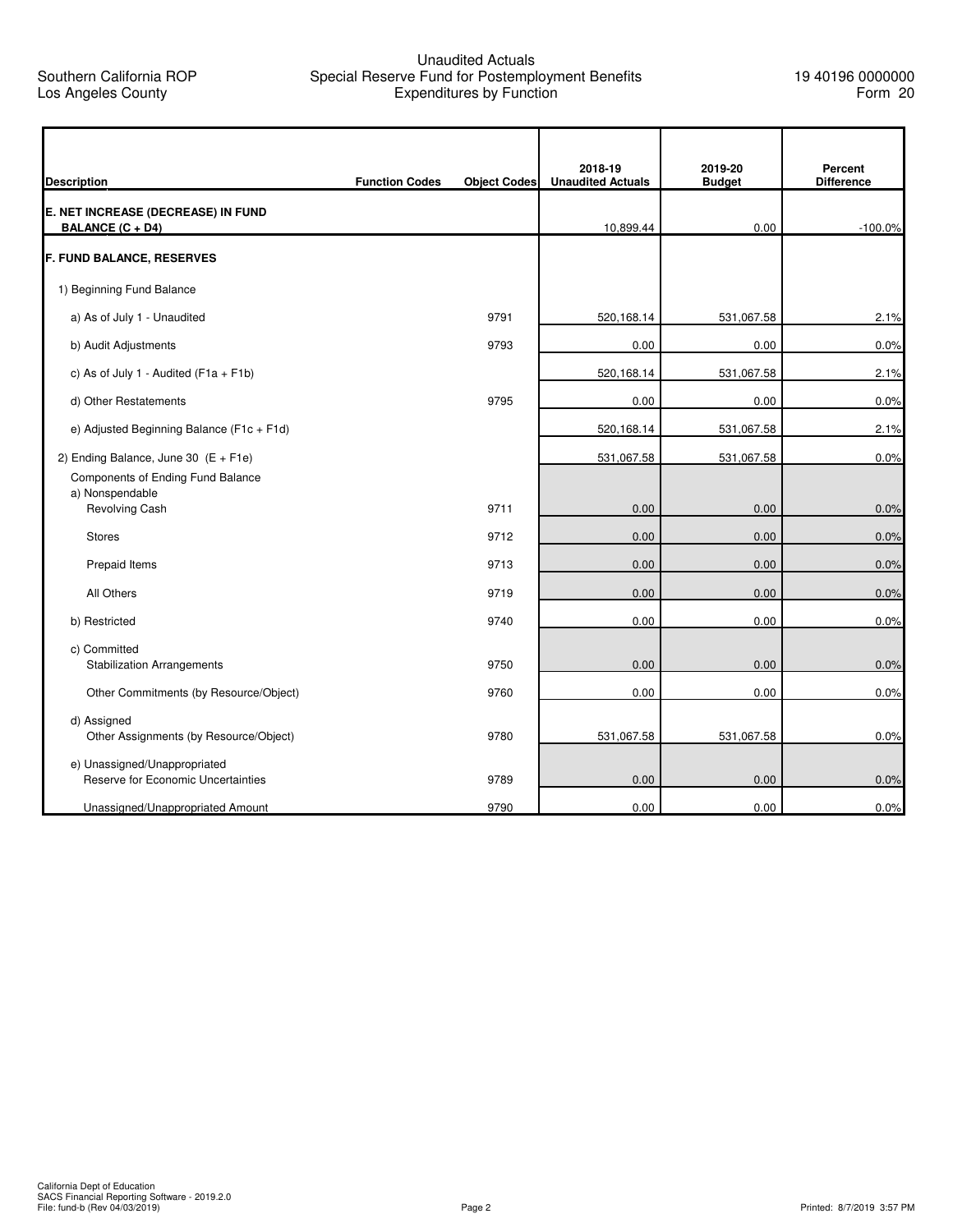Southern California ROP
Los Angeles County

Unaudited Actuals
Special Reserve Fund for Postemployment Benefits
Expenditures by Function

19 40196 0000000
Form 20

| Description | Function Codes | Object Codes | 2018-19 Unaudited Actuals | 2019-20 Budget | Percent Difference |
|---|---|---|---|---|---|
| **E. NET INCREASE (DECREASE) IN FUND BALANCE (C + D4)** | | | 10,899.44 | 0.00 | -100.0% |
| **F. FUND BALANCE, RESERVES** | | | | | |
| 1) Beginning Fund Balance | | | | | |
| a) As of July 1 - Unaudited | | 9791 | 520,168.14 | 531,067.58 | 2.1% |
| b) Audit Adjustments | | 9793 | 0.00 | 0.00 | 0.0% |
| c) As of July 1 - Audited (F1a + F1b) | | | 520,168.14 | 531,067.58 | 2.1% |
| d) Other Restatements | | 9795 | 0.00 | 0.00 | 0.0% |
| e) Adjusted Beginning Balance (F1c + F1d) | | | 520,168.14 | 531,067.58 | 2.1% |
| 2) Ending Balance, June 30 (E + F1e) | | | 531,067.58 | 531,067.58 | 0.0% |
| Components of Ending Fund Balance | | | | | |
| a) Nonspendable | | | | | |
| Revolving Cash | | 9711 | 0.00 | 0.00 | 0.0% |
| Stores | | 9712 | 0.00 | 0.00 | 0.0% |
| Prepaid Items | | 9713 | 0.00 | 0.00 | 0.0% |
| All Others | | 9719 | 0.00 | 0.00 | 0.0% |
| b) Restricted | | 9740 | 0.00 | 0.00 | 0.0% |
| c) Committed | | | | | |
| Stabilization Arrangements | | 9750 | 0.00 | 0.00 | 0.0% |
| Other Commitments (by Resource/Object) | | 9760 | 0.00 | 0.00 | 0.0% |
| d) Assigned | | | | | |
| Other Assignments (by Resource/Object) | | 9780 | 531,067.58 | 531,067.58 | 0.0% |
| e) Unassigned/Unappropriated | | | | | |
| Reserve for Economic Uncertainties | | 9789 | 0.00 | 0.00 | 0.0% |
| Unassigned/Unappropriated Amount | | 9790 | 0.00 | 0.00 | 0.0% |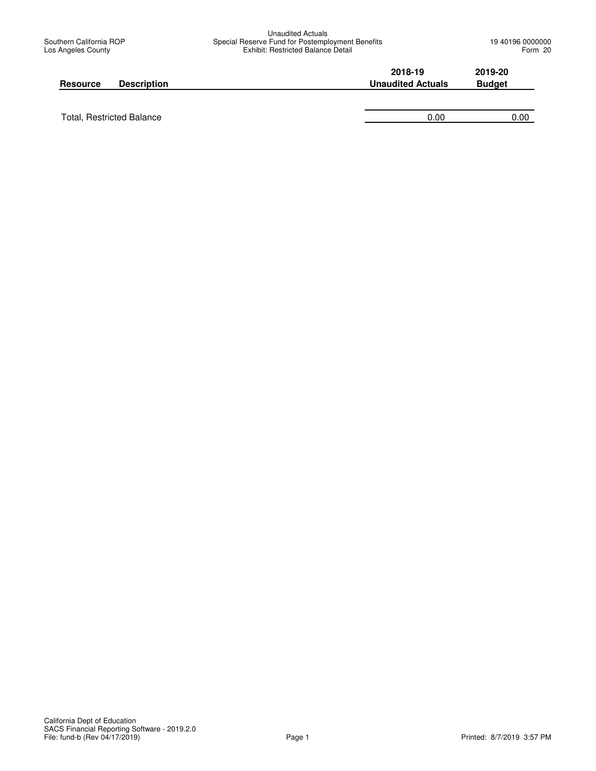Southern California ROP
Los Angeles County

Unaudited Actuals
Special Reserve Fund for Postemployment Benefits
Exhibit: Restricted Balance Detail

19 40196 0000000
Form 20

| Resource | Description | 2018-19 Unaudited Actuals | 2019-20 Budget |
|---|---|---|---|
| Total, Restricted Balance | | 0.00 | 0.00 |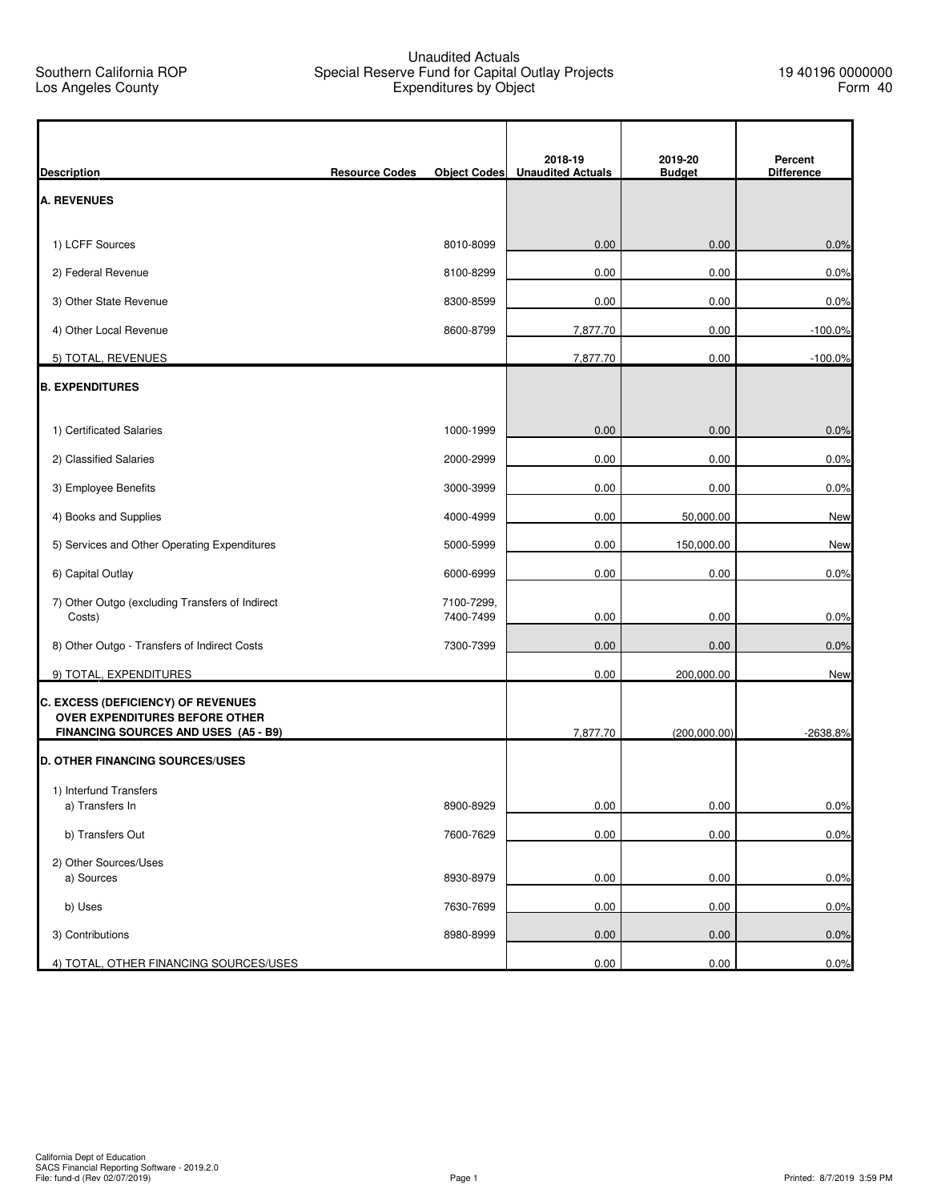Southern California ROP
Los Angeles County

Unaudited Actuals
Special Reserve Fund for Capital Outlay Projects
Expenditures by Object

19 40196 0000000
Form 40

| Description | Resource Codes | Object Codes | 2018-19 Unaudited Actuals | 2019-20 Budget | Percent Difference |
|---|---|---|---|---|---|
| **A. REVENUES** | | | | | |
| 1) LCFF Sources | | 8010-8099 | 0.00 | 0.00 | 0.0% |
| 2) Federal Revenue | | 8100-8299 | 0.00 | 0.00 | 0.0% |
| 3) Other State Revenue | | 8300-8599 | 0.00 | 0.00 | 0.0% |
| 4) Other Local Revenue | | 8600-8799 | 7,877.70 | 0.00 | -100.0% |
| 5) TOTAL, REVENUES | | | 7,877.70 | 0.00 | -100.0% |
| **B. EXPENDITURES** | | | | | |
| 1) Certificated Salaries | | 1000-1999 | 0.00 | 0.00 | 0.0% |
| 2) Classified Salaries | | 2000-2999 | 0.00 | 0.00 | 0.0% |
| 3) Employee Benefits | | 3000-3999 | 0.00 | 0.00 | 0.0% |
| 4) Books and Supplies | | 4000-4999 | 0.00 | 50,000.00 | New |
| 5) Services and Other Operating Expenditures | | 5000-5999 | 0.00 | 150,000.00 | New |
| 6) Capital Outlay | | 6000-6999 | 0.00 | 0.00 | 0.0% |
| 7) Other Outgo (excluding Transfers of Indirect Costs) | | 7100-7299, 7400-7499 | 0.00 | 0.00 | 0.0% |
| 8) Other Outgo - Transfers of Indirect Costs | | 7300-7399 | 0.00 | 0.00 | 0.0% |
| 9) TOTAL, EXPENDITURES | | | 0.00 | 200,000.00 | New |
| **C. EXCESS (DEFICIENCY) OF REVENUES OVER EXPENDITURES BEFORE OTHER FINANCING SOURCES AND USES (A5 - B9)** | | | 7,877.70 | (200,000.00) | -2638.8% |
| **D. OTHER FINANCING SOURCES/USES** | | | | | |
| 1) Interfund Transfers | | | | | |
| a) Transfers In | | 8900-8929 | 0.00 | 0.00 | 0.0% |
| b) Transfers Out | | 7600-7629 | 0.00 | 0.00 | 0.0% |
| 2) Other Sources/Uses | | | | | |
| a) Sources | | 8930-8979 | 0.00 | 0.00 | 0.0% |
| b) Uses | | 7630-7699 | 0.00 | 0.00 | 0.0% |
| 3) Contributions | | 8980-8999 | 0.00 | 0.00 | 0.0% |
| 4) TOTAL, OTHER FINANCING SOURCES/USES | | | 0.00 | 0.00 | 0.0% |

California Dept of Education
SACS Financial Reporting Software - 2019.2.0
File: fund-d (Rev 02/07/2019)

Printed: 8/7/2019 3:59 PM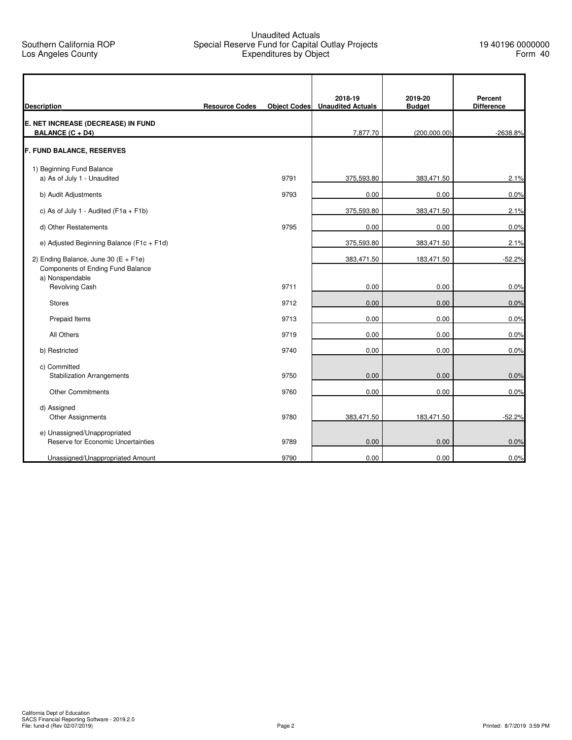Southern California ROP
Los Angeles County

Unaudited Actuals
Special Reserve Fund for Capital Outlay Projects
Expenditures by Object

19 40196 0000000
Form 40

| Description | Resource Codes | Object Codes | 2018-19 Unaudited Actuals | 2019-20 Budget | Percent Difference |
|---|---|---|---|---|---|
| **E. NET INCREASE (DECREASE) IN FUND BALANCE (C + D4)** | | | 7,877.70 | (200,000.00) | -2638.8% |
| **F. FUND BALANCE, RESERVES** | | | | | |
| 1) Beginning Fund Balance | | | | | |
| a) As of July 1 - Unaudited | | 9791 | 375,593.80 | 383,471.50 | 2.1% |
| b) Audit Adjustments | | 9793 | 0.00 | 0.00 | 0.0% |
| c) As of July 1 - Audited (F1a + F1b) | | | 375,593.80 | 383,471.50 | 2.1% |
| d) Other Restatements | | 9795 | 0.00 | 0.00 | 0.0% |
| e) Adjusted Beginning Balance (F1c + F1d) | | | 375,593.80 | 383,471.50 | 2.1% |
| 2) Ending Balance, June 30 (E + F1e) | | | 383,471.50 | 183,471.50 | -52.2% |
| Components of Ending Fund Balance | | | | | |
| a) Nonspendable | | | | | |
| Revolving Cash | | 9711 | 0.00 | 0.00 | 0.0% |
| Stores | | 9712 | 0.00 | 0.00 | 0.0% |
| Prepaid Items | | 9713 | 0.00 | 0.00 | 0.0% |
| All Others | | 9719 | 0.00 | 0.00 | 0.0% |
| b) Restricted | | 9740 | 0.00 | 0.00 | 0.0% |
| c) Committed | | | | | |
| Stabilization Arrangements | | 9750 | 0.00 | 0.00 | 0.0% |
| Other Commitments | | 9760 | 0.00 | 0.00 | 0.0% |
| d) Assigned | | | | | |
| Other Assignments | | 9780 | 383,471.50 | 183,471.50 | -52.2% |
| e) Unassigned/Unappropriated | | | | | |
| Reserve for Economic Uncertainties | | 9789 | 0.00 | 0.00 | 0.0% |
| Unassigned/Unappropriated Amount | | 9790 | 0.00 | 0.00 | 0.0% |

California Dept of Education
SACS Financial Reporting Software - 2019.2.0
File: fund-d (Rev 02/07/2019)

Printed: 8/7/2019 3:59 PM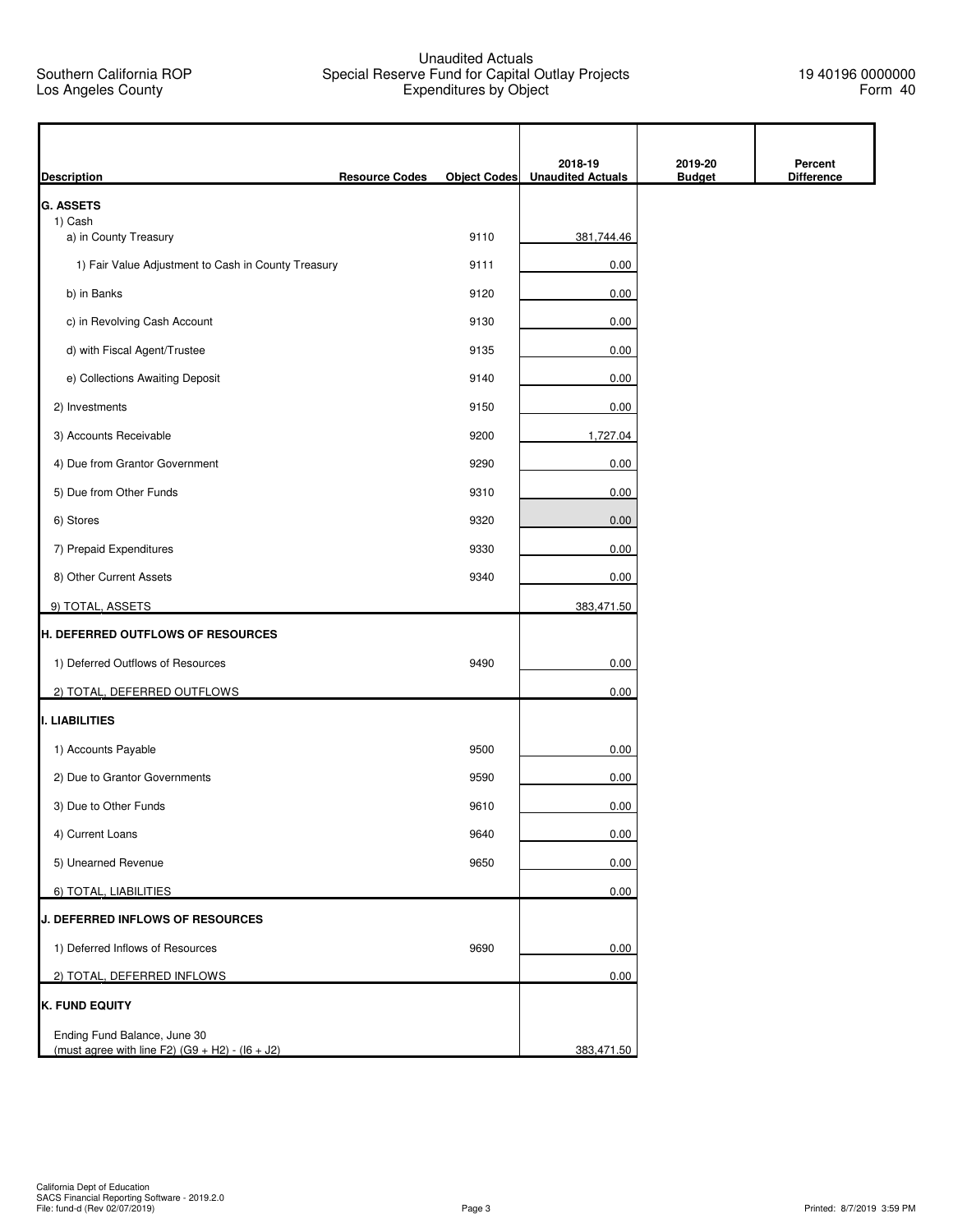Southern California ROP
Los Angeles County

Unaudited Actuals
Special Reserve Fund for Capital Outlay Projects
Expenditures by Object

19 40196 0000000
Form 40

| Description | Resource Codes | Object Codes | 2018-19 Unaudited Actuals | 2019-20 Budget | Percent Difference |
|---|---|---|---|---|---|
| **G. ASSETS** | | | | | |
| 1) Cash | | | | | |
| a) in County Treasury | | 9110 | 381,744.46 | | |
| 1) Fair Value Adjustment to Cash in County Treasury | | 9111 | 0.00 | | |
| b) in Banks | | 9120 | 0.00 | | |
| c) in Revolving Cash Account | | 9130 | 0.00 | | |
| d) with Fiscal Agent/Trustee | | 9135 | 0.00 | | |
| e) Collections Awaiting Deposit | | 9140 | 0.00 | | |
| 2) Investments | | 9150 | 0.00 | | |
| 3) Accounts Receivable | | 9200 | 1,727.04 | | |
| 4) Due from Grantor Government | | 9290 | 0.00 | | |
| 5) Due from Other Funds | | 9310 | 0.00 | | |
| 6) Stores | | 9320 | 0.00 | | |
| 7) Prepaid Expenditures | | 9330 | 0.00 | | |
| 8) Other Current Assets | | 9340 | 0.00 | | |
| 9) TOTAL, ASSETS | | | 383,471.50 | | |
| **H. DEFERRED OUTFLOWS OF RESOURCES** | | | | | |
| 1) Deferred Outflows of Resources | | 9490 | 0.00 | | |
| 2) TOTAL, DEFERRED OUTFLOWS | | | 0.00 | | |
| **I. LIABILITIES** | | | | | |
| 1) Accounts Payable | | 9500 | 0.00 | | |
| 2) Due to Grantor Governments | | 9590 | 0.00 | | |
| 3) Due to Other Funds | | 9610 | 0.00 | | |
| 4) Current Loans | | 9640 | 0.00 | | |
| 5) Unearned Revenue | | 9650 | 0.00 | | |
| 6) TOTAL, LIABILITIES | | | 0.00 | | |
| **J. DEFERRED INFLOWS OF RESOURCES** | | | | | |
| 1) Deferred Inflows of Resources | | 9690 | 0.00 | | |
| 2) TOTAL, DEFERRED INFLOWS | | | 0.00 | | |
| **K. FUND EQUITY** | | | | | |
| Ending Fund Balance, June 30 (must agree with line F2) (G9 + H2) - (I6 + J2) | | | 383,471.50 | | |

California Dept of Education
SACS Financial Reporting Software - 2019.2.0
File: fund-d (Rev 02/07/2019)

Printed: 8/7/2019 3:59 PM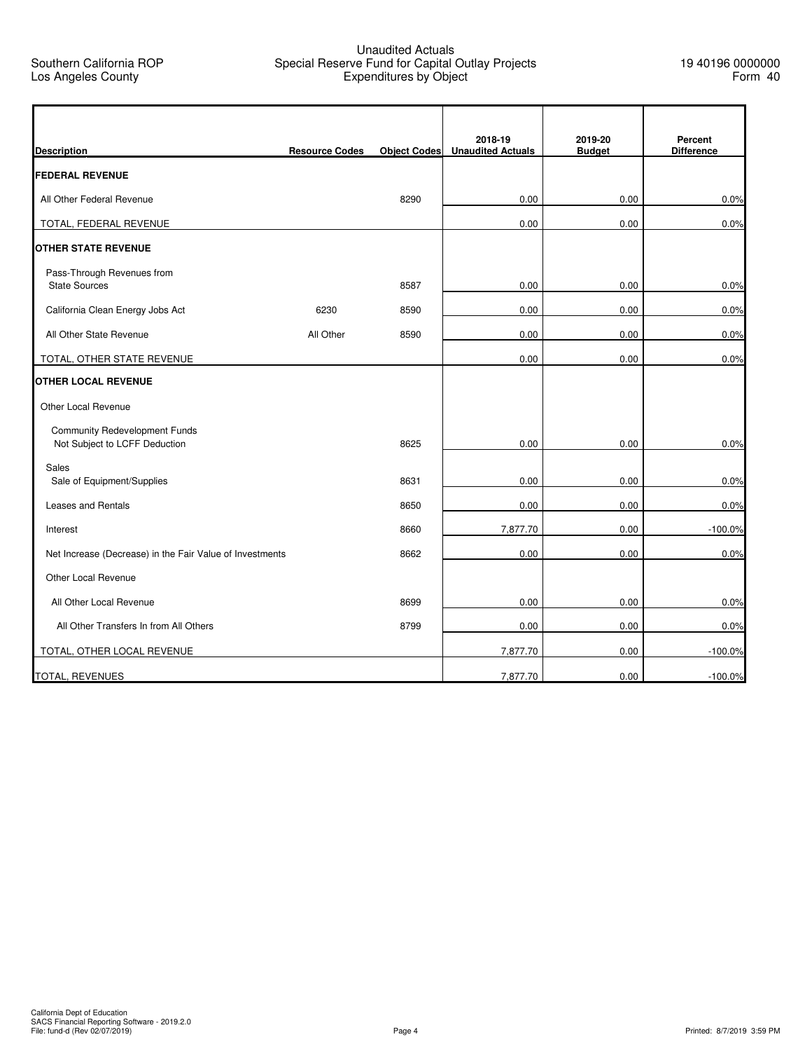Southern California ROP
Los Angeles County

Unaudited Actuals
Special Reserve Fund for Capital Outlay Projects
Expenditures by Object

19 40196 0000000
Form 40

| Description | Resource Codes | Object Codes | 2018-19 Unaudited Actuals | 2019-20 Budget | Percent Difference |
|---|---|---|---|---|---|
| **FEDERAL REVENUE** | | | | | |
| All Other Federal Revenue | | 8290 | 0.00 | 0.00 | 0.0% |
| TOTAL, FEDERAL REVENUE | | | 0.00 | 0.00 | 0.0% |
| **OTHER STATE REVENUE** | | | | | |
| Pass-Through Revenues from State Sources | | 8587 | 0.00 | 0.00 | 0.0% |
| California Clean Energy Jobs Act | 6230 | 8590 | 0.00 | 0.00 | 0.0% |
| All Other State Revenue | All Other | 8590 | 0.00 | 0.00 | 0.0% |
| TOTAL, OTHER STATE REVENUE | | | 0.00 | 0.00 | 0.0% |
| **OTHER LOCAL REVENUE** | | | | | |
| Other Local Revenue | | | | | |
| Community Redevelopment Funds Not Subject to LCFF Deduction | | 8625 | 0.00 | 0.00 | 0.0% |
| Sales Sale of Equipment/Supplies | | 8631 | 0.00 | 0.00 | 0.0% |
| Leases and Rentals | | 8650 | 0.00 | 0.00 | 0.0% |
| Interest | | 8660 | 7,877.70 | 0.00 | -100.0% |
| Net Increase (Decrease) in the Fair Value of Investments | | 8662 | 0.00 | 0.00 | 0.0% |
| Other Local Revenue | | | | | |
| All Other Local Revenue | | 8699 | 0.00 | 0.00 | 0.0% |
| All Other Transfers In from All Others | | 8799 | 0.00 | 0.00 | 0.0% |
| TOTAL, OTHER LOCAL REVENUE | | | 7,877.70 | 0.00 | -100.0% |
| TOTAL, REVENUES | | | 7,877.70 | 0.00 | -100.0% |

California Dept of Education
SACS Financial Reporting Software - 2019.2.0
File: fund-d (Rev 02/07/2019)

Printed: 8/7/2019 3:59 PM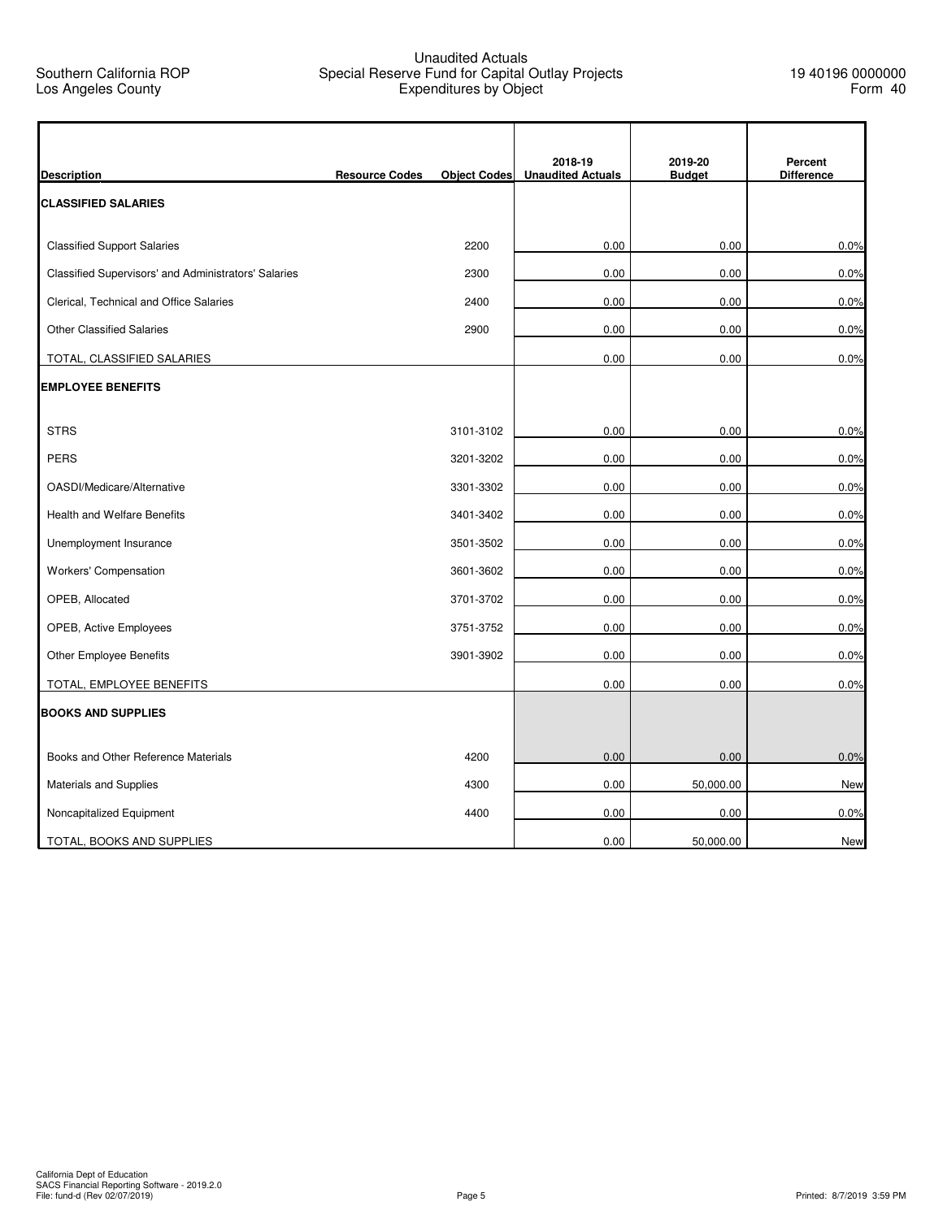Southern California ROP
Los Angeles County

Unaudited Actuals
Special Reserve Fund for Capital Outlay Projects
Expenditures by Object

19 40196 0000000
Form 40

| Description | Resource Codes | Object Codes | 2018-19 Unaudited Actuals | 2019-20 Budget | Percent Difference |
|---|---|---|---|---|---|
| **CLASSIFIED SALARIES** | | | | | |
| Classified Support Salaries | | 2200 | 0.00 | 0.00 | 0.0% |
| Classified Supervisors' and Administrators' Salaries | | 2300 | 0.00 | 0.00 | 0.0% |
| Clerical, Technical and Office Salaries | | 2400 | 0.00 | 0.00 | 0.0% |
| Other Classified Salaries | | 2900 | 0.00 | 0.00 | 0.0% |
| TOTAL, CLASSIFIED SALARIES | | | 0.00 | 0.00 | 0.0% |
| **EMPLOYEE BENEFITS** | | | | | |
| STRS | | 3101-3102 | 0.00 | 0.00 | 0.0% |
| PERS | | 3201-3202 | 0.00 | 0.00 | 0.0% |
| OASDI/Medicare/Alternative | | 3301-3302 | 0.00 | 0.00 | 0.0% |
| Health and Welfare Benefits | | 3401-3402 | 0.00 | 0.00 | 0.0% |
| Unemployment Insurance | | 3501-3502 | 0.00 | 0.00 | 0.0% |
| Workers' Compensation | | 3601-3602 | 0.00 | 0.00 | 0.0% |
| OPEB, Allocated | | 3701-3702 | 0.00 | 0.00 | 0.0% |
| OPEB, Active Employees | | 3751-3752 | 0.00 | 0.00 | 0.0% |
| Other Employee Benefits | | 3901-3902 | 0.00 | 0.00 | 0.0% |
| TOTAL, EMPLOYEE BENEFITS | | | 0.00 | 0.00 | 0.0% |
| **BOOKS AND SUPPLIES** | | | | | |
| Books and Other Reference Materials | | 4200 | 0.00 | 0.00 | 0.0% |
| Materials and Supplies | | 4300 | 0.00 | 50,000.00 | New |
| Noncapitalized Equipment | | 4400 | 0.00 | 0.00 | 0.0% |
| TOTAL, BOOKS AND SUPPLIES | | | 0.00 | 50,000.00 | New |

California Dept of Education
SACS Financial Reporting Software - 2019.2.0
File: fund-d (Rev 02/07/2019)

Printed: 8/7/2019 3:59 PM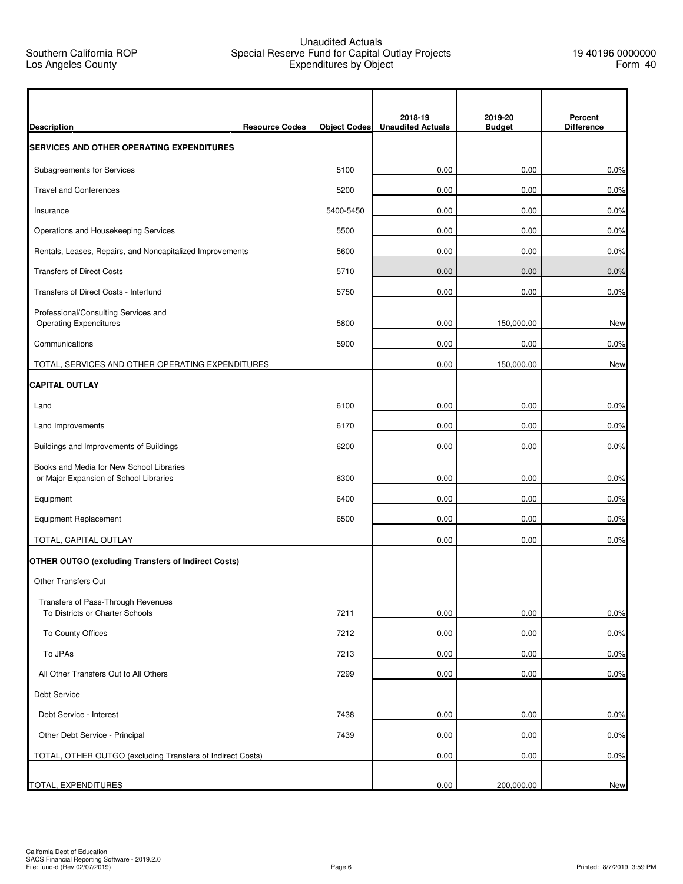Southern California ROP
Los Angeles County

Unaudited Actuals
Special Reserve Fund for Capital Outlay Projects
Expenditures by Object

19 40196 0000000
Form 40

| Description | Resource Codes | Object Codes | 2018-19 Unaudited Actuals | 2019-20 Budget | Percent Difference |
|---|---|---|---|---|---|
| **SERVICES AND OTHER OPERATING EXPENDITURES** | | | | | |
| Subagreements for Services | | 5100 | 0.00 | 0.00 | 0.0% |
| Travel and Conferences | | 5200 | 0.00 | 0.00 | 0.0% |
| Insurance | | 5400-5450 | 0.00 | 0.00 | 0.0% |
| Operations and Housekeeping Services | | 5500 | 0.00 | 0.00 | 0.0% |
| Rentals, Leases, Repairs, and Noncapitalized Improvements | | 5600 | 0.00 | 0.00 | 0.0% |
| Transfers of Direct Costs | | 5710 | 0.00 | 0.00 | 0.0% |
| Transfers of Direct Costs - Interfund | | 5750 | 0.00 | 0.00 | 0.0% |
| Professional/Consulting Services and Operating Expenditures | | 5800 | 0.00 | 150,000.00 | New |
| Communications | | 5900 | 0.00 | 0.00 | 0.0% |
| TOTAL, SERVICES AND OTHER OPERATING EXPENDITURES | | | 0.00 | 150,000.00 | New |
| **CAPITAL OUTLAY** | | | | | |
| Land | | 6100 | 0.00 | 0.00 | 0.0% |
| Land Improvements | | 6170 | 0.00 | 0.00 | 0.0% |
| Buildings and Improvements of Buildings | | 6200 | 0.00 | 0.00 | 0.0% |
| Books and Media for New School Libraries or Major Expansion of School Libraries | | 6300 | 0.00 | 0.00 | 0.0% |
| Equipment | | 6400 | 0.00 | 0.00 | 0.0% |
| Equipment Replacement | | 6500 | 0.00 | 0.00 | 0.0% |
| TOTAL, CAPITAL OUTLAY | | | 0.00 | 0.00 | 0.0% |
| **OTHER OUTGO (excluding Transfers of Indirect Costs)** | | | | | |
| Other Transfers Out | | | | | |
| Transfers of Pass-Through Revenues To Districts or Charter Schools | | 7211 | 0.00 | 0.00 | 0.0% |
| To County Offices | | 7212 | 0.00 | 0.00 | 0.0% |
| To JPAs | | 7213 | 0.00 | 0.00 | 0.0% |
| All Other Transfers Out to All Others | | 7299 | 0.00 | 0.00 | 0.0% |
| Debt Service | | | | | |
| Debt Service - Interest | | 7438 | 0.00 | 0.00 | 0.0% |
| Other Debt Service - Principal | | 7439 | 0.00 | 0.00 | 0.0% |
| TOTAL, OTHER OUTGO (excluding Transfers of Indirect Costs) | | | 0.00 | 0.00 | 0.0% |
| TOTAL, EXPENDITURES | | | 0.00 | 200,000.00 | New |

California Dept of Education
SACS Financial Reporting Software - 2019.2.0
File: fund-d (Rev 02/07/2019)

Printed: 8/7/2019 3:59 PM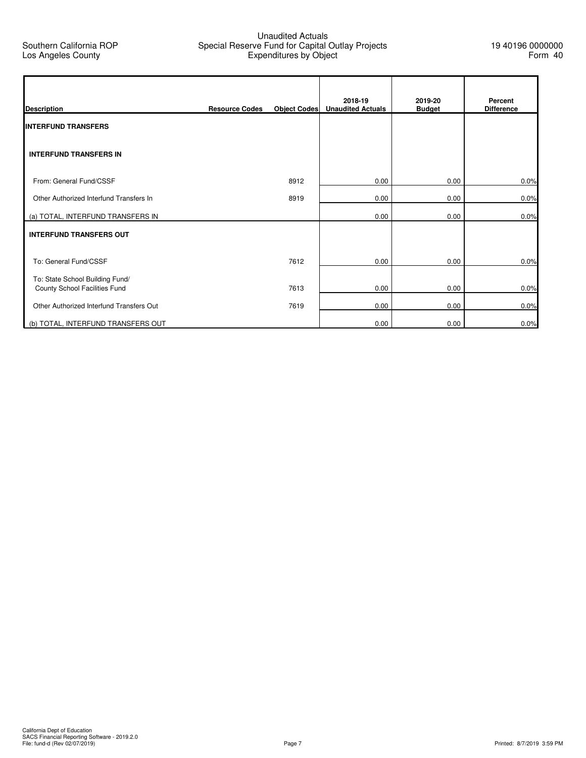Southern California ROP
Los Angeles County

Unaudited Actuals
Special Reserve Fund for Capital Outlay Projects
Expenditures by Object

19 40196 0000000
Form 40

| Description | Resource Codes | Object Codes | 2018-19 Unaudited Actuals | 2019-20 Budget | Percent Difference |
|---|---|---|---|---|---|
| **INTERFUND TRANSFERS** | | | | | |
| **INTERFUND TRANSFERS IN** | | | | | |
| From: General Fund/CSSF | | 8912 | 0.00 | 0.00 | 0.0% |
| Other Authorized Interfund Transfers In | | 8919 | 0.00 | 0.00 | 0.0% |
| (a) TOTAL, INTERFUND TRANSFERS IN | | | 0.00 | 0.00 | 0.0% |
| **INTERFUND TRANSFERS OUT** | | | | | |
| To: General Fund/CSSF | | 7612 | 0.00 | 0.00 | 0.0% |
| To: State School Building Fund/ County School Facilities Fund | | 7613 | 0.00 | 0.00 | 0.0% |
| Other Authorized Interfund Transfers Out | | 7619 | 0.00 | 0.00 | 0.0% |
| (b) TOTAL, INTERFUND TRANSFERS OUT | | | 0.00 | 0.00 | 0.0% |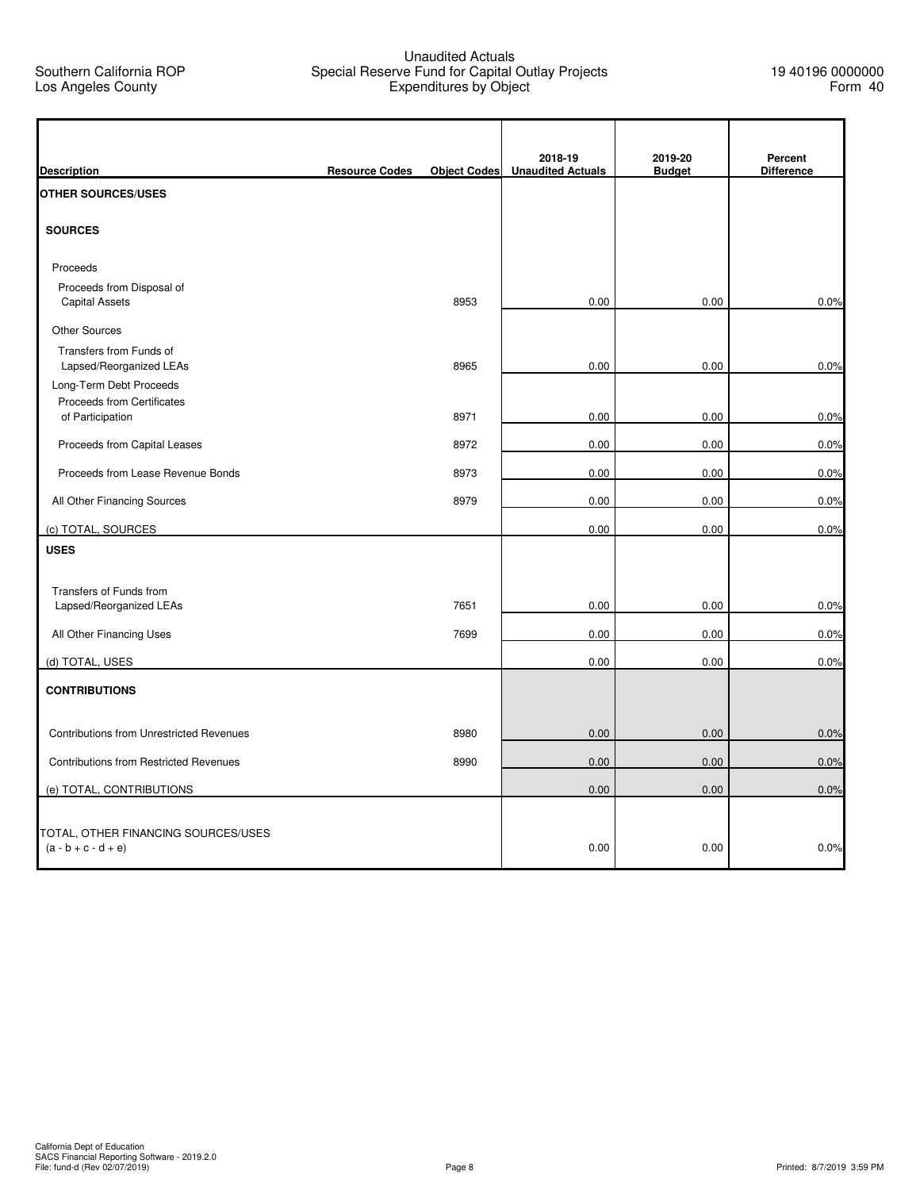Southern California ROP
Los Angeles County

# Unaudited Actuals
## Special Reserve Fund for Capital Outlay Projects
## Expenditures by Object

19 40196 0000000
Form 40

| Description | Resource Codes | Object Codes | 2018-19 Unaudited Actuals | 2019-20 Budget | Percent Difference |
|---|---|---|---|---|---|
| **OTHER SOURCES/USES** | | | | | |
| **SOURCES** | | | | | |
| Proceeds | | | | | |
| Proceeds from Disposal of Capital Assets | | 8953 | 0.00 | 0.00 | 0.0% |
| Other Sources | | | | | |
| Transfers from Funds of Lapsed/Reorganized LEAs | | 8965 | 0.00 | 0.00 | 0.0% |
| Long-Term Debt Proceeds | | | | | |
| Proceeds from Certificates of Participation | | 8971 | 0.00 | 0.00 | 0.0% |
| Proceeds from Capital Leases | | 8972 | 0.00 | 0.00 | 0.0% |
| Proceeds from Lease Revenue Bonds | | 8973 | 0.00 | 0.00 | 0.0% |
| All Other Financing Sources | | 8979 | 0.00 | 0.00 | 0.0% |
| (c) TOTAL, SOURCES | | | 0.00 | 0.00 | 0.0% |
| **USES** | | | | | |
| Transfers of Funds from Lapsed/Reorganized LEAs | | 7651 | 0.00 | 0.00 | 0.0% |
| All Other Financing Uses | | 7699 | 0.00 | 0.00 | 0.0% |
| (d) TOTAL, USES | | | 0.00 | 0.00 | 0.0% |
| **CONTRIBUTIONS** | | | | | |
| Contributions from Unrestricted Revenues | | 8980 | 0.00 | 0.00 | 0.0% |
| Contributions from Restricted Revenues | | 8990 | 0.00 | 0.00 | 0.0% |
| (e) TOTAL, CONTRIBUTIONS | | | 0.00 | 0.00 | 0.0% |
| TOTAL, OTHER FINANCING SOURCES/USES (a - b + c - d + e) | | | 0.00 | 0.00 | 0.0% |

California Dept of Education
SACS Financial Reporting Software - 2019.2.0
File: fund-d (Rev 02/07/2019)

Printed: 8/7/2019 3:59 PM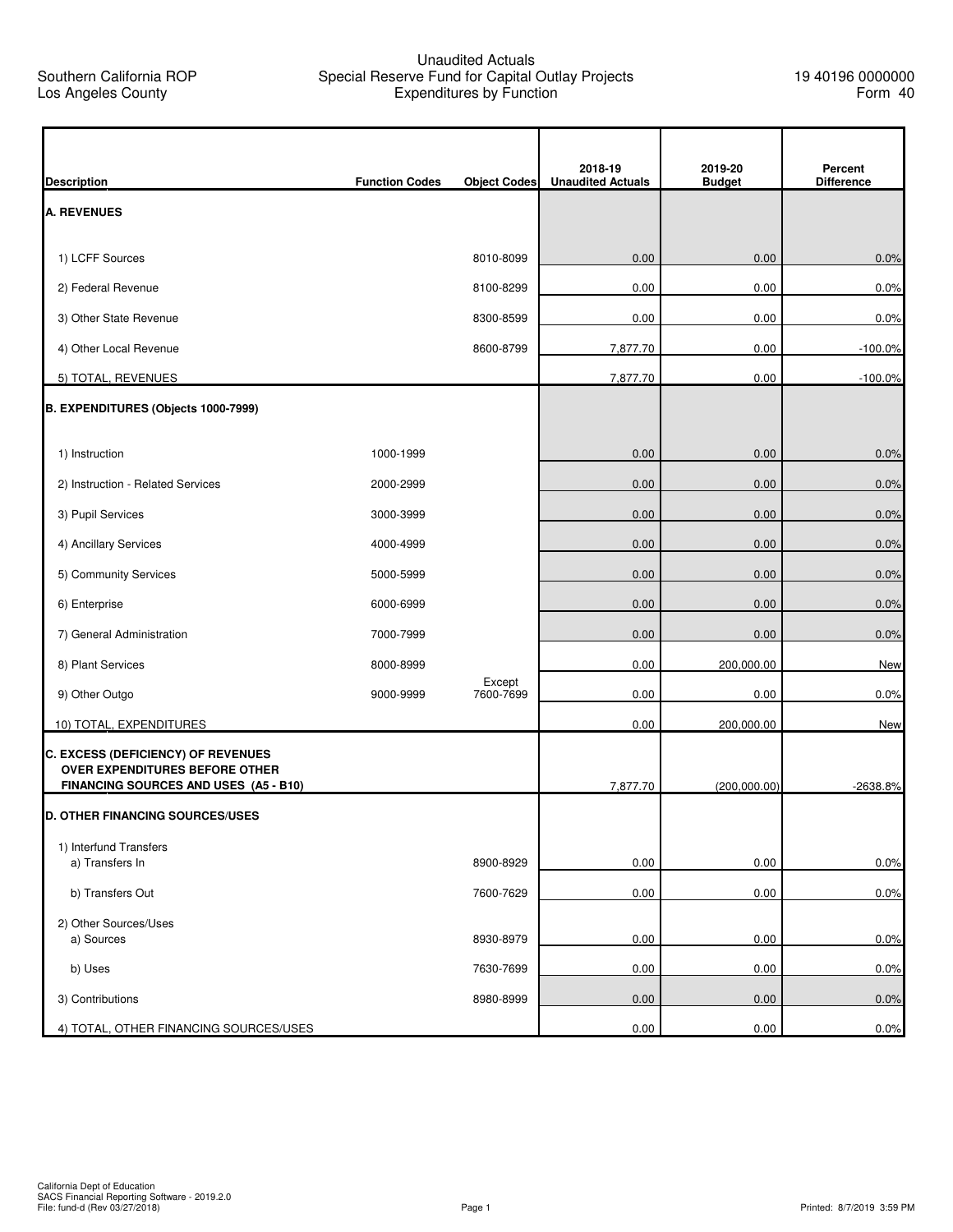Southern California ROP
Los Angeles County

# Unaudited Actuals
## Special Reserve Fund for Capital Outlay Projects
## Expenditures by Function

19 40196 0000000
Form 40

| Description | Function Codes | Object Codes | 2018-19 Unaudited Actuals | 2019-20 Budget | Percent Difference |
|---|---|---|---|---|---|
| **A. REVENUES** | | | | | |
| 1) LCFF Sources | | 8010-8099 | 0.00 | 0.00 | 0.0% |
| 2) Federal Revenue | | 8100-8299 | 0.00 | 0.00 | 0.0% |
| 3) Other State Revenue | | 8300-8599 | 0.00 | 0.00 | 0.0% |
| 4) Other Local Revenue | | 8600-8799 | 7,877.70 | 0.00 | -100.0% |
| 5) TOTAL, REVENUES | | | 7,877.70 | 0.00 | -100.0% |
| **B. EXPENDITURES (Objects 1000-7999)** | | | | | |
| 1) Instruction | 1000-1999 | | 0.00 | 0.00 | 0.0% |
| 2) Instruction - Related Services | 2000-2999 | | 0.00 | 0.00 | 0.0% |
| 3) Pupil Services | 3000-3999 | | 0.00 | 0.00 | 0.0% |
| 4) Ancillary Services | 4000-4999 | | 0.00 | 0.00 | 0.0% |
| 5) Community Services | 5000-5999 | | 0.00 | 0.00 | 0.0% |
| 6) Enterprise | 6000-6999 | | 0.00 | 0.00 | 0.0% |
| 7) General Administration | 7000-7999 | | 0.00 | 0.00 | 0.0% |
| 8) Plant Services | 8000-8999 | | 0.00 | 200,000.00 | New |
| 9) Other Outgo | 9000-9999 | Except 7600-7699 | 0.00 | 0.00 | 0.0% |
| 10) TOTAL, EXPENDITURES | | | 0.00 | 200,000.00 | New |
| **C. EXCESS (DEFICIENCY) OF REVENUES OVER EXPENDITURES BEFORE OTHER FINANCING SOURCES AND USES (A5 - B10)** | | | 7,877.70 | (200,000.00) | -2638.8% |
| **D. OTHER FINANCING SOURCES/USES** | | | | | |
| 1) Interfund Transfers<br>a) Transfers In | | 8900-8929 | 0.00 | 0.00 | 0.0% |
| b) Transfers Out | | 7600-7629 | 0.00 | 0.00 | 0.0% |
| 2) Other Sources/Uses<br>a) Sources | | 8930-8979 | 0.00 | 0.00 | 0.0% |
| b) Uses | | 7630-7699 | 0.00 | 0.00 | 0.0% |
| 3) Contributions | | 8980-8999 | 0.00 | 0.00 | 0.0% |
| 4) TOTAL, OTHER FINANCING SOURCES/USES | | | 0.00 | 0.00 | 0.0% |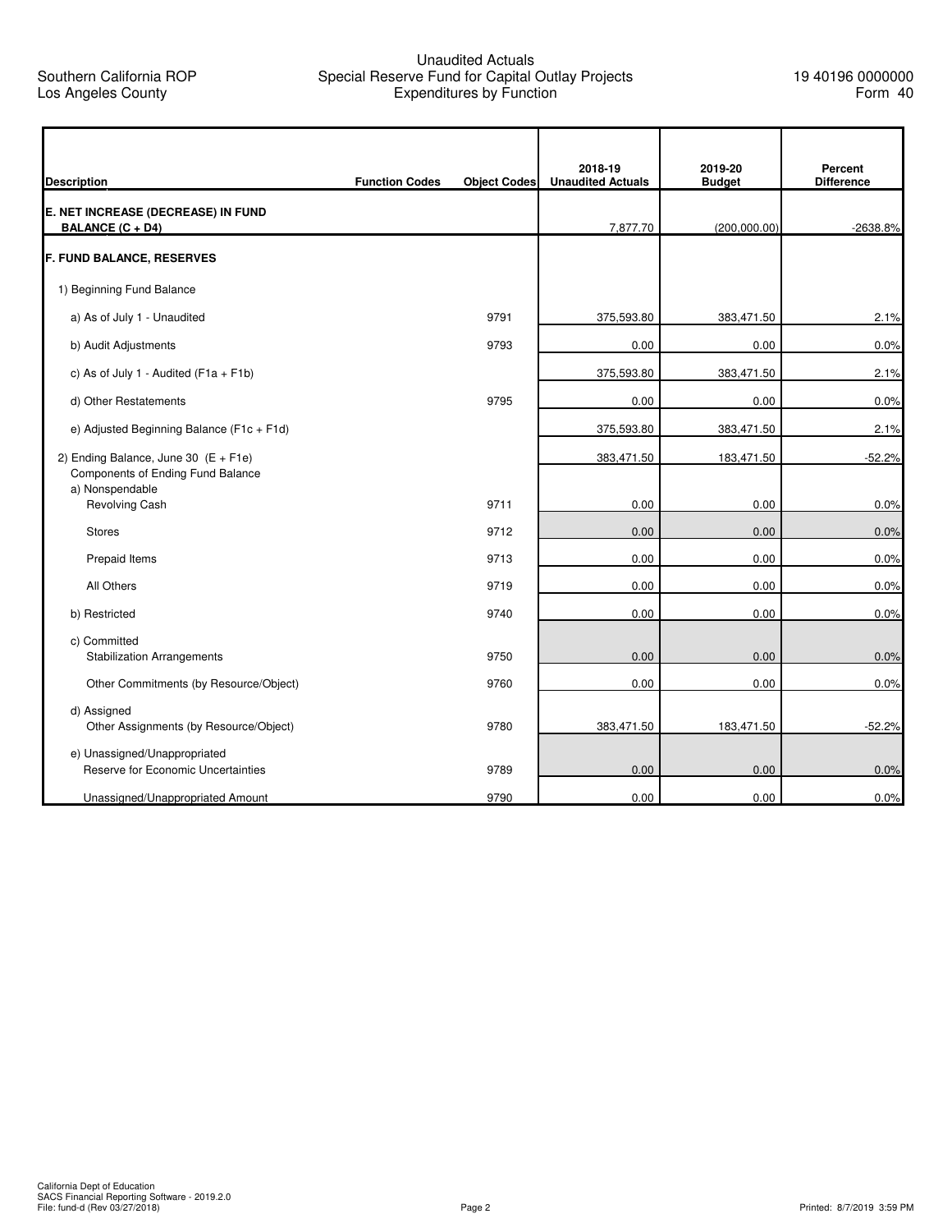Southern California ROP
Los Angeles County

Unaudited Actuals
Special Reserve Fund for Capital Outlay Projects
Expenditures by Function

19 40196 0000000
Form 40

| Description | Function Codes | Object Codes | 2018-19 Unaudited Actuals | 2019-20 Budget | Percent Difference |
|---|---|---|---|---|---|
| **E. NET INCREASE (DECREASE) IN FUND BALANCE (C + D4)** | | | 7,877.70 | (200,000.00) | -2638.8% |
| **F. FUND BALANCE, RESERVES** | | | | | |
| 1) Beginning Fund Balance | | | | | |
| a) As of July 1 - Unaudited | | 9791 | 375,593.80 | 383,471.50 | 2.1% |
| b) Audit Adjustments | | 9793 | 0.00 | 0.00 | 0.0% |
| c) As of July 1 - Audited (F1a + F1b) | | | 375,593.80 | 383,471.50 | 2.1% |
| d) Other Restatements | | 9795 | 0.00 | 0.00 | 0.0% |
| e) Adjusted Beginning Balance (F1c + F1d) | | | 375,593.80 | 383,471.50 | 2.1% |
| 2) Ending Balance, June 30 (E + F1e) | | | 383,471.50 | 183,471.50 | -52.2% |
| Components of Ending Fund Balance | | | | | |
| a) Nonspendable | | | | | |
| Revolving Cash | | 9711 | 0.00 | 0.00 | 0.0% |
| Stores | | 9712 | 0.00 | 0.00 | 0.0% |
| Prepaid Items | | 9713 | 0.00 | 0.00 | 0.0% |
| All Others | | 9719 | 0.00 | 0.00 | 0.0% |
| b) Restricted | | 9740 | 0.00 | 0.00 | 0.0% |
| c) Committed | | | | | |
| Stabilization Arrangements | | 9750 | 0.00 | 0.00 | 0.0% |
| Other Commitments (by Resource/Object) | | 9760 | 0.00 | 0.00 | 0.0% |
| d) Assigned | | | | | |
| Other Assignments (by Resource/Object) | | 9780 | 383,471.50 | 183,471.50 | -52.2% |
| e) Unassigned/Unappropriated | | | | | |
| Reserve for Economic Uncertainties | | 9789 | 0.00 | 0.00 | 0.0% |
| Unassigned/Unappropriated Amount | | 9790 | 0.00 | 0.00 | 0.0% |

California Dept of Education
SACS Financial Reporting Software - 2019.2.0
File: fund-d (Rev 03/27/2018)

Printed: 8/7/2019 3:59 PM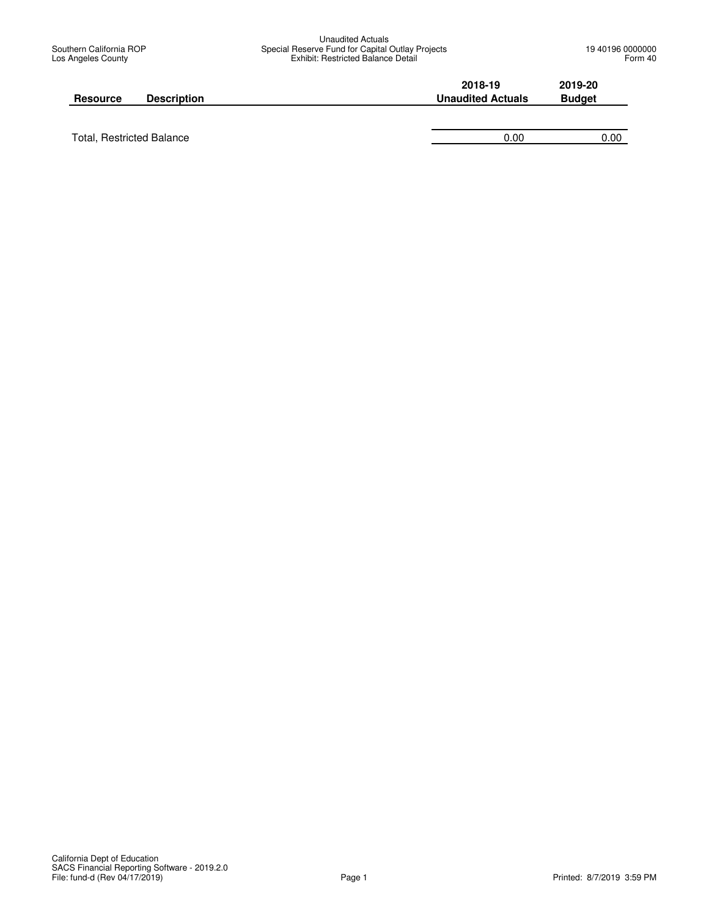Unaudited Actuals
Special Reserve Fund for Capital Outlay Projects
Exhibit: Restricted Balance Detail

Southern California ROP
Los Angeles County

19 40196 0000000
Form 40

| Resource | Description | 2018-19 Unaudited Actuals | 2019-20 Budget |
|---|---|---|---|
| Total, Restricted Balance | | 0.00 | 0.00 |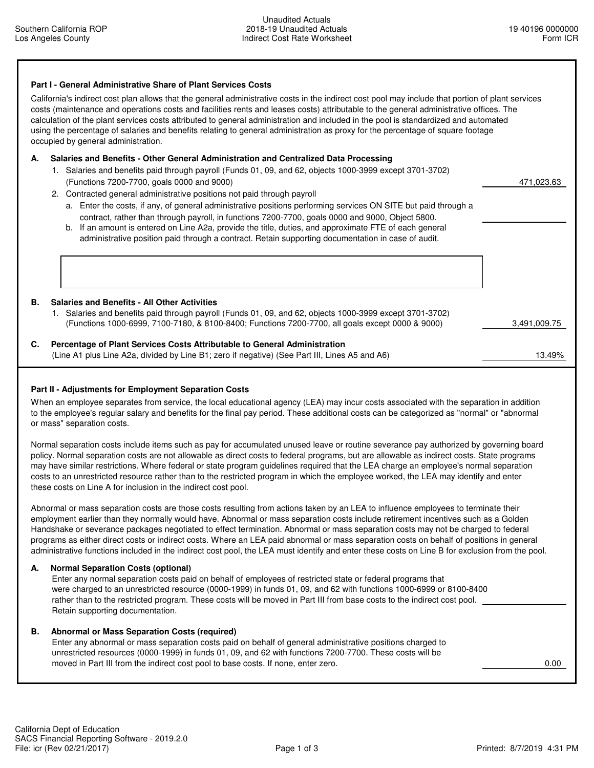Southern California ROP
Los Angeles County

Unaudited Actuals
2018-19 Unaudited Actuals
Indirect Cost Rate Worksheet

19 40196 0000000
Form ICR

## Part I - General Administrative Share of Plant Services Costs

California's indirect cost plan allows that the general administrative costs in the indirect cost pool may include that portion of plant services costs (maintenance and operations costs and facilities rents and leases costs) attributable to the general administrative offices. The calculation of the plant services costs attributed to general administration and included in the pool is standardized and automated using the percentage of salaries and benefits relating to general administration as proxy for the percentage of square footage occupied by general administration.

**A. Salaries and Benefits - Other General Administration and Centralized Data Processing**

1. Salaries and benefits paid through payroll (Funds 01, 09, and 62, objects 1000-3999 except 3701-3702) (Functions 7200-7700, goals 0000 and 9000) — 471,023.63
2. Contracted general administrative positions not paid through payroll
   a. Enter the costs, if any, of general administrative positions performing services ON SITE but paid through a contract, rather than through payroll, in functions 7200-7700, goals 0000 and 9000, Object 5800. — 
   b. If an amount is entered on Line A2a, provide the title, duties, and approximate FTE of each general administrative position paid through a contract. Retain supporting documentation in case of audit.

**B. Salaries and Benefits - All Other Activities**

1. Salaries and benefits paid through payroll (Funds 01, 09, and 62, objects 1000-3999 except 3701-3702) (Functions 1000-6999, 7100-7180, & 8100-8400; Functions 7200-7700, all goals except 0000 & 9000) — 3,491,009.75

**C. Percentage of Plant Services Costs Attributable to General Administration**

(Line A1 plus Line A2a, divided by Line B1; zero if negative) (See Part III, Lines A5 and A6) — 13.49%

## Part II - Adjustments for Employment Separation Costs

When an employee separates from service, the local educational agency (LEA) may incur costs associated with the separation in addition to the employee's regular salary and benefits for the final pay period. These additional costs can be categorized as "normal" or "abnormal or mass" separation costs.

Normal separation costs include items such as pay for accumulated unused leave or routine severance pay authorized by governing board policy. Normal separation costs are not allowable as direct costs to federal programs, but are allowable as indirect costs. State programs may have similar restrictions. Where federal or state program guidelines required that the LEA charge an employee's normal separation costs to an unrestricted resource rather than to the restricted program in which the employee worked, the LEA may identify and enter these costs on Line A for inclusion in the indirect cost pool.

Abnormal or mass separation costs are those costs resulting from actions taken by an LEA to influence employees to terminate their employment earlier than they normally would have. Abnormal or mass separation costs include retirement incentives such as a Golden Handshake or severance packages negotiated to effect termination. Abnormal or mass separation costs may not be charged to federal programs as either direct costs or indirect costs. Where an LEA paid abnormal or mass separation costs on behalf of positions in general administrative functions included in the indirect cost pool, the LEA must identify and enter these costs on Line B for exclusion from the pool.

**A. Normal Separation Costs (optional)**

Enter any normal separation costs paid on behalf of employees of restricted state or federal programs that were charged to an unrestricted resource (0000-1999) in funds 01, 09, and 62 with functions 1000-6999 or 8100-8400 rather than to the restricted program. These costs will be moved in Part III from base costs to the indirect cost pool. Retain supporting documentation. — 

**B. Abnormal or Mass Separation Costs (required)**

Enter any abnormal or mass separation costs paid on behalf of general administrative positions charged to unrestricted resources (0000-1999) in funds 01, 09, and 62 with functions 7200-7700. These costs will be moved in Part III from the indirect cost pool to base costs. If none, enter zero. — 0.00

California Dept of Education
SACS Financial Reporting Software - 2019.2.0
File: icr (Rev 02/21/2017)

Printed: 8/7/2019 4:31 PM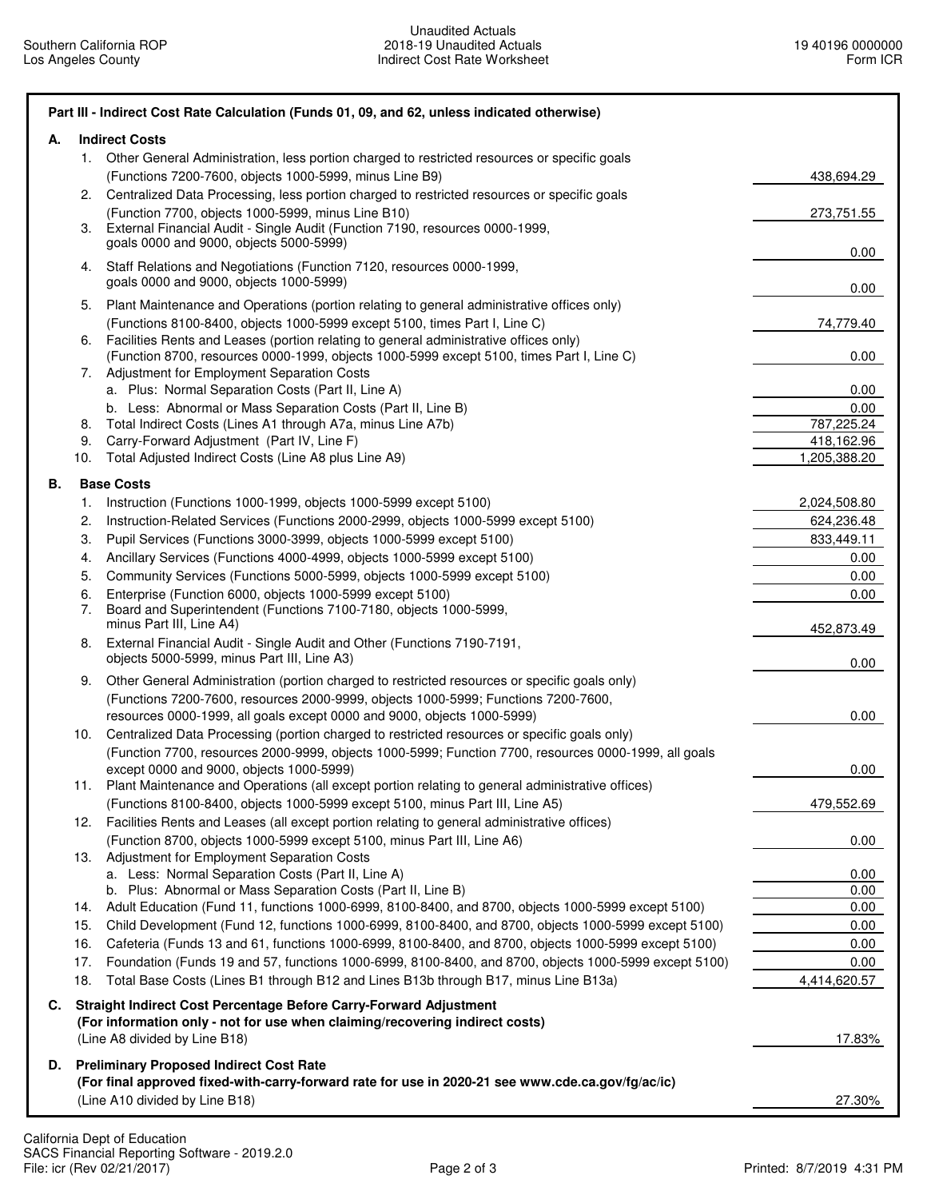## Part III - Indirect Cost Rate Calculation (Funds 01, 09, and 62, unless indicated otherwise)

| | | |
|---|---|---|
| **A.** | **Indirect Costs** | |
| 1. | Other General Administration, less portion charged to restricted resources or specific goals (Functions 7200-7600, objects 1000-5999, minus Line B9) | 438,694.29 |
| 2. | Centralized Data Processing, less portion charged to restricted resources or specific goals (Function 7700, objects 1000-5999, minus Line B10) | 273,751.55 |
| 3. | External Financial Audit - Single Audit (Function 7190, resources 0000-1999, goals 0000 and 9000, objects 5000-5999) | 0.00 |
| 4. | Staff Relations and Negotiations (Function 7120, resources 0000-1999, goals 0000 and 9000, objects 1000-5999) | 0.00 |
| 5. | Plant Maintenance and Operations (portion relating to general administrative offices only) (Functions 8100-8400, objects 1000-5999 except 5100, times Part I, Line C) | 74,779.40 |
| 6. | Facilities Rents and Leases (portion relating to general administrative offices only) (Function 8700, resources 0000-1999, objects 1000-5999 except 5100, times Part I, Line C) | 0.00 |
| 7. | Adjustment for Employment Separation Costs | |
| | a. Plus: Normal Separation Costs (Part II, Line A) | 0.00 |
| | b. Less: Abnormal or Mass Separation Costs (Part II, Line B) | 0.00 |
| 8. | Total Indirect Costs (Lines A1 through A7a, minus Line A7b) | 787,225.24 |
| 9. | Carry-Forward Adjustment (Part IV, Line F) | 418,162.96 |
| 10. | Total Adjusted Indirect Costs (Line A8 plus Line A9) | 1,205,388.20 |
| **B.** | **Base Costs** | |
| 1. | Instruction (Functions 1000-1999, objects 1000-5999 except 5100) | 2,024,508.80 |
| 2. | Instruction-Related Services (Functions 2000-2999, objects 1000-5999 except 5100) | 624,236.48 |
| 3. | Pupil Services (Functions 3000-3999, objects 1000-5999 except 5100) | 833,449.11 |
| 4. | Ancillary Services (Functions 4000-4999, objects 1000-5999 except 5100) | 0.00 |
| 5. | Community Services (Functions 5000-5999, objects 1000-5999 except 5100) | 0.00 |
| 6. | Enterprise (Function 6000, objects 1000-5999 except 5100) | 0.00 |
| 7. | Board and Superintendent (Functions 7100-7180, objects 1000-5999, minus Part III, Line A4) | 452,873.49 |
| 8. | External Financial Audit - Single Audit and Other (Functions 7190-7191, objects 5000-5999, minus Part III, Line A3) | 0.00 |
| 9. | Other General Administration (portion charged to restricted resources or specific goals only) (Functions 7200-7600, resources 2000-9999, objects 1000-5999; Functions 7200-7600, resources 0000-1999, all goals except 0000 and 9000, objects 1000-5999) | 0.00 |
| 10. | Centralized Data Processing (portion charged to restricted resources or specific goals only) (Function 7700, resources 2000-9999, objects 1000-5999; Function 7700, resources 0000-1999, all goals except 0000 and 9000, objects 1000-5999) | 0.00 |
| 11. | Plant Maintenance and Operations (all except portion relating to general administrative offices) (Functions 8100-8400, objects 1000-5999 except 5100, minus Part III, Line A5) | 479,552.69 |
| 12. | Facilities Rents and Leases (all except portion relating to general administrative offices) (Function 8700, objects 1000-5999 except 5100, minus Part III, Line A6) | 0.00 |
| 13. | Adjustment for Employment Separation Costs | |
| | a. Less: Normal Separation Costs (Part II, Line A) | 0.00 |
| | b. Plus: Abnormal or Mass Separation Costs (Part II, Line B) | 0.00 |
| 14. | Adult Education (Fund 11, functions 1000-6999, 8100-8400, and 8700, objects 1000-5999 except 5100) | 0.00 |
| 15. | Child Development (Fund 12, functions 1000-6999, 8100-8400, and 8700, objects 1000-5999 except 5100) | 0.00 |
| 16. | Cafeteria (Funds 13 and 61, functions 1000-6999, 8100-8400, and 8700, objects 1000-5999 except 5100) | 0.00 |
| 17. | Foundation (Funds 19 and 57, functions 1000-6999, 8100-8400, and 8700, objects 1000-5999 except 5100) | 0.00 |
| 18. | Total Base Costs (Lines B1 through B12 and Lines B13b through B17, minus Line B13a) | 4,414,620.57 |
| **C.** | **Straight Indirect Cost Percentage Before Carry-Forward Adjustment** **(For information only - not for use when claiming/recovering indirect costs)** (Line A8 divided by Line B18) | 17.83% |
| **D.** | **Preliminary Proposed Indirect Cost Rate** **(For final approved fixed-with-carry-forward rate for use in 2020-21 see www.cde.ca.gov/fg/ac/ic)** (Line A10 divided by Line B18) | 27.30% |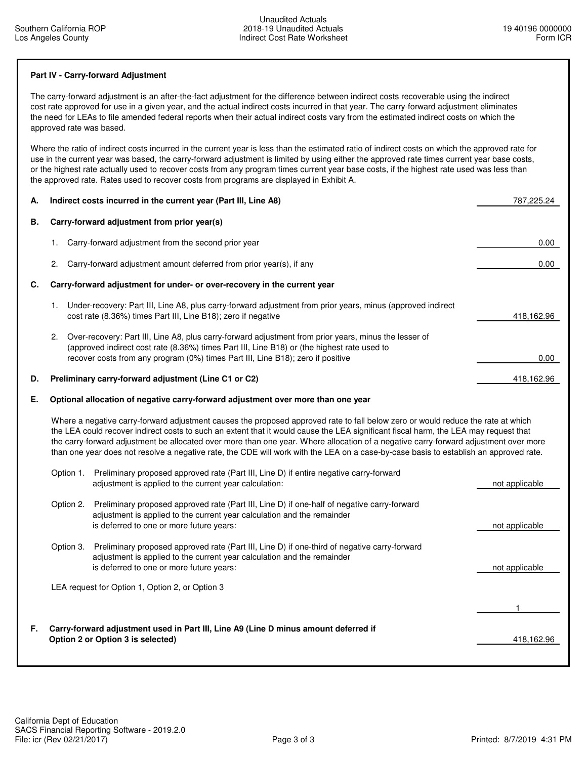## Part IV - Carry-forward Adjustment

The carry-forward adjustment is an after-the-fact adjustment for the difference between indirect costs recoverable using the indirect cost rate approved for use in a given year, and the actual indirect costs incurred in that year. The carry-forward adjustment eliminates the need for LEAs to file amended federal reports when their actual indirect costs vary from the estimated indirect costs on which the approved rate was based.

Where the ratio of indirect costs incurred in the current year is less than the estimated ratio of indirect costs on which the approved rate for use in the current year was based, the carry-forward adjustment is limited by using either the approved rate times current year base costs, or the highest rate actually used to recover costs from any program times current year base costs, if the highest rate used was less than the approved rate. Rates used to recover costs from programs are displayed in Exhibit A.

| | | |
|---|---|---|
| **A.** | **Indirect costs incurred in the current year (Part III, Line A8)** | 787,225.24 |
| **B.** | **Carry-forward adjustment from prior year(s)** | |
| | 1. Carry-forward adjustment from the second prior year | 0.00 |
| | 2. Carry-forward adjustment amount deferred from prior year(s), if any | 0.00 |
| **C.** | **Carry-forward adjustment for under- or over-recovery in the current year** | |
| | 1. Under-recovery: Part III, Line A8, plus carry-forward adjustment from prior years, minus (approved indirect cost rate (8.36%) times Part III, Line B18); zero if negative | 418,162.96 |
| | 2. Over-recovery: Part III, Line A8, plus carry-forward adjustment from prior years, minus the lesser of (approved indirect cost rate (8.36%) times Part III, Line B18) or (the highest rate used to recover costs from any program (0%) times Part III, Line B18); zero if positive | 0.00 |
| **D.** | **Preliminary carry-forward adjustment (Line C1 or C2)** | 418,162.96 |

**E. Optional allocation of negative carry-forward adjustment over more than one year**

Where a negative carry-forward adjustment causes the proposed approved rate to fall below zero or would reduce the rate at which the LEA could recover indirect costs to such an extent that it would cause the LEA significant fiscal harm, the LEA may request that the carry-forward adjustment be allocated over more than one year. Where allocation of a negative carry-forward adjustment over more than one year does not resolve a negative rate, the CDE will work with the LEA on a case-by-case basis to establish an approved rate.

| | |
|---|---|
| Option 1. Preliminary proposed approved rate (Part III, Line D) if entire negative carry-forward adjustment is applied to the current year calculation: | not applicable |
| Option 2. Preliminary proposed approved rate (Part III, Line D) if one-half of negative carry-forward adjustment is applied to the current year calculation and the remainder is deferred to one or more future years: | not applicable |
| Option 3. Preliminary proposed approved rate (Part III, Line D) if one-third of negative carry-forward adjustment is applied to the current year calculation and the remainder is deferred to one or more future years: | not applicable |
| LEA request for Option 1, Option 2, or Option 3 | 1 |

| | | |
|---|---|---|
| **F.** | **Carry-forward adjustment used in Part III, Line A9 (Line D minus amount deferred if Option 2 or Option 3 is selected)** | 418,162.96 |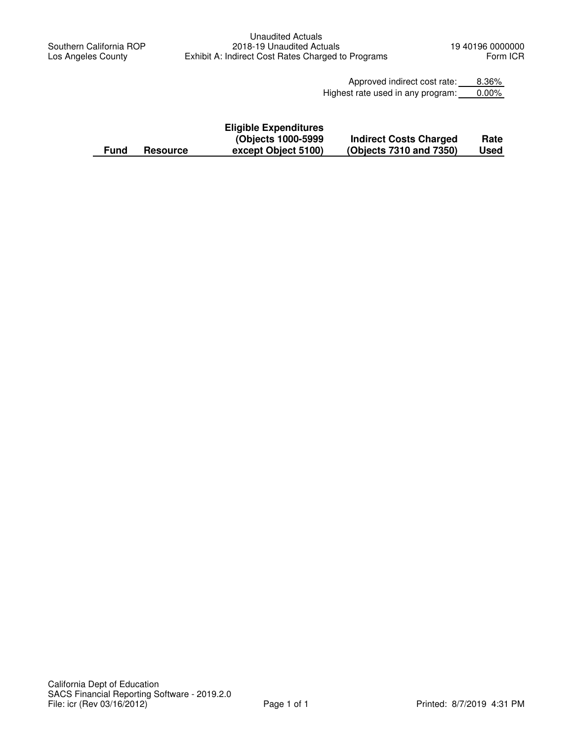Southern California ROP
Los Angeles County

Unaudited Actuals
2018-19 Unaudited Actuals
Exhibit A: Indirect Cost Rates Charged to Programs

19 40196 0000000
Form ICR

Approved indirect cost rate: 8.36%
Highest rate used in any program: 0.00%

| Fund | Resource | Eligible Expenditures (Objects 1000-5999 except Object 5100) | Indirect Costs Charged (Objects 7310 and 7350) | Rate Used |
|---|---|---|---|---|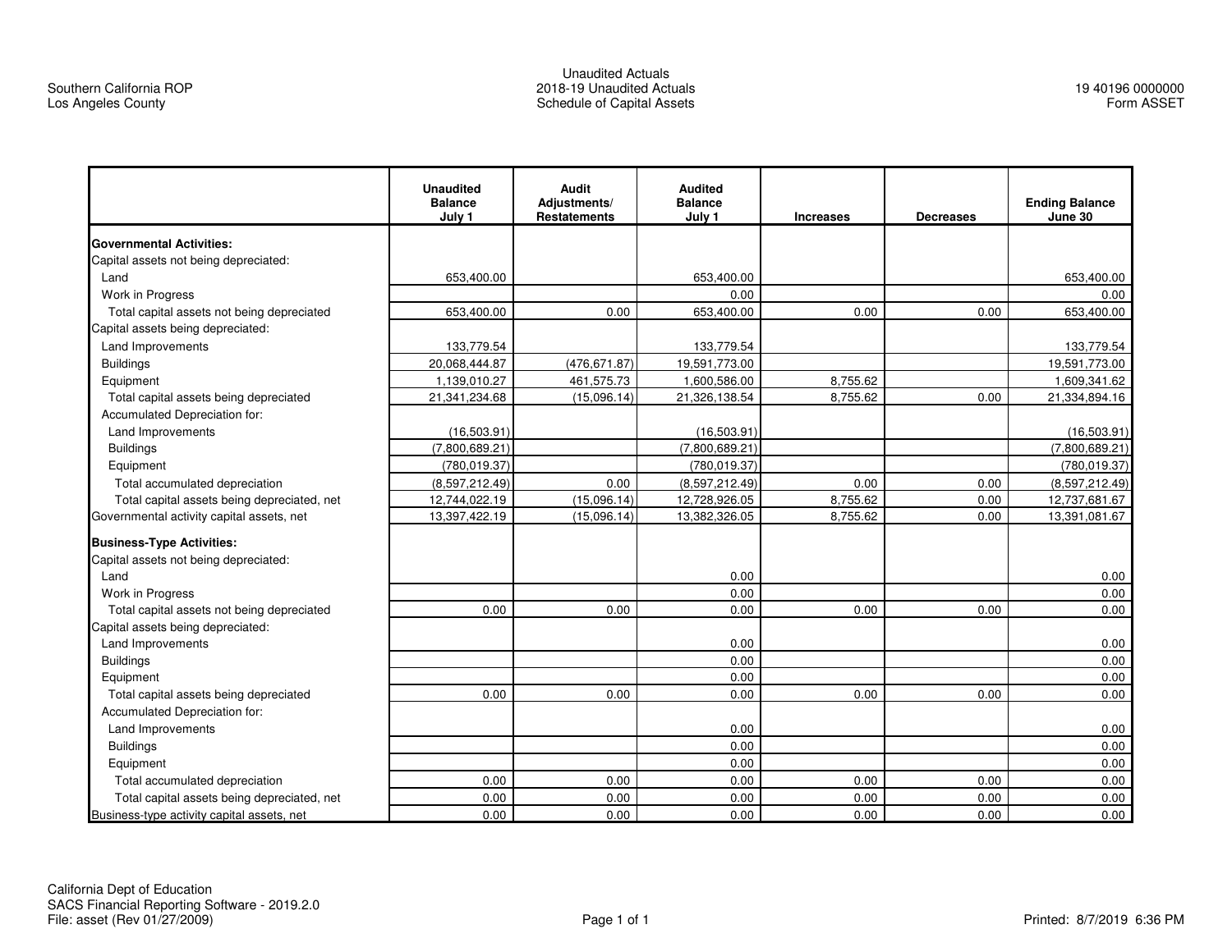Southern California ROP
Los Angeles County

Unaudited Actuals
2018-19 Unaudited Actuals
Schedule of Capital Assets

19 40196 0000000
Form ASSET

| | Unaudited Balance July 1 | Audit Adjustments/ Restatements | Audited Balance July 1 | Increases | Decreases | Ending Balance June 30 |
|---|---|---|---|---|---|---|
| **Governmental Activities:** | | | | | | |
| Capital assets not being depreciated: | | | | | | |
| Land | 653,400.00 | | 653,400.00 | | | 653,400.00 |
| Work in Progress | | | 0.00 | | | 0.00 |
| Total capital assets not being depreciated | 653,400.00 | 0.00 | 653,400.00 | 0.00 | 0.00 | 653,400.00 |
| Capital assets being depreciated: | | | | | | |
| Land Improvements | 133,779.54 | | 133,779.54 | | | 133,779.54 |
| Buildings | 20,068,444.87 | (476,671.87) | 19,591,773.00 | | | 19,591,773.00 |
| Equipment | 1,139,010.27 | 461,575.73 | 1,600,586.00 | 8,755.62 | | 1,609,341.62 |
| Total capital assets being depreciated | 21,341,234.68 | (15,096.14) | 21,326,138.54 | 8,755.62 | 0.00 | 21,334,894.16 |
| Accumulated Depreciation for: | | | | | | |
| Land Improvements | (16,503.91) | | (16,503.91) | | | (16,503.91) |
| Buildings | (7,800,689.21) | | (7,800,689.21) | | | (7,800,689.21) |
| Equipment | (780,019.37) | | (780,019.37) | | | (780,019.37) |
| Total accumulated depreciation | (8,597,212.49) | 0.00 | (8,597,212.49) | 0.00 | 0.00 | (8,597,212.49) |
| Total capital assets being depreciated, net | 12,744,022.19 | (15,096.14) | 12,728,926.05 | 8,755.62 | 0.00 | 12,737,681.67 |
| Governmental activity capital assets, net | 13,397,422.19 | (15,096.14) | 13,382,326.05 | 8,755.62 | 0.00 | 13,391,081.67 |
| **Business-Type Activities:** | | | | | | |
| Capital assets not being depreciated: | | | | | | |
| Land | | | 0.00 | | | 0.00 |
| Work in Progress | | | 0.00 | | | 0.00 |
| Total capital assets not being depreciated | 0.00 | 0.00 | 0.00 | 0.00 | 0.00 | 0.00 |
| Capital assets being depreciated: | | | | | | |
| Land Improvements | | | 0.00 | | | 0.00 |
| Buildings | | | 0.00 | | | 0.00 |
| Equipment | | | 0.00 | | | 0.00 |
| Total capital assets being depreciated | 0.00 | 0.00 | 0.00 | 0.00 | 0.00 | 0.00 |
| Accumulated Depreciation for: | | | | | | |
| Land Improvements | | | 0.00 | | | 0.00 |
| Buildings | | | 0.00 | | | 0.00 |
| Equipment | | | 0.00 | | | 0.00 |
| Total accumulated depreciation | 0.00 | 0.00 | 0.00 | 0.00 | 0.00 | 0.00 |
| Total capital assets being depreciated, net | 0.00 | 0.00 | 0.00 | 0.00 | 0.00 | 0.00 |
| Business-type activity capital assets, net | 0.00 | 0.00 | 0.00 | 0.00 | 0.00 | 0.00 |

California Dept of Education
SACS Financial Reporting Software - 2019.2.0
File: asset (Rev 01/27/2009)

Printed: 8/7/2019 6:36 PM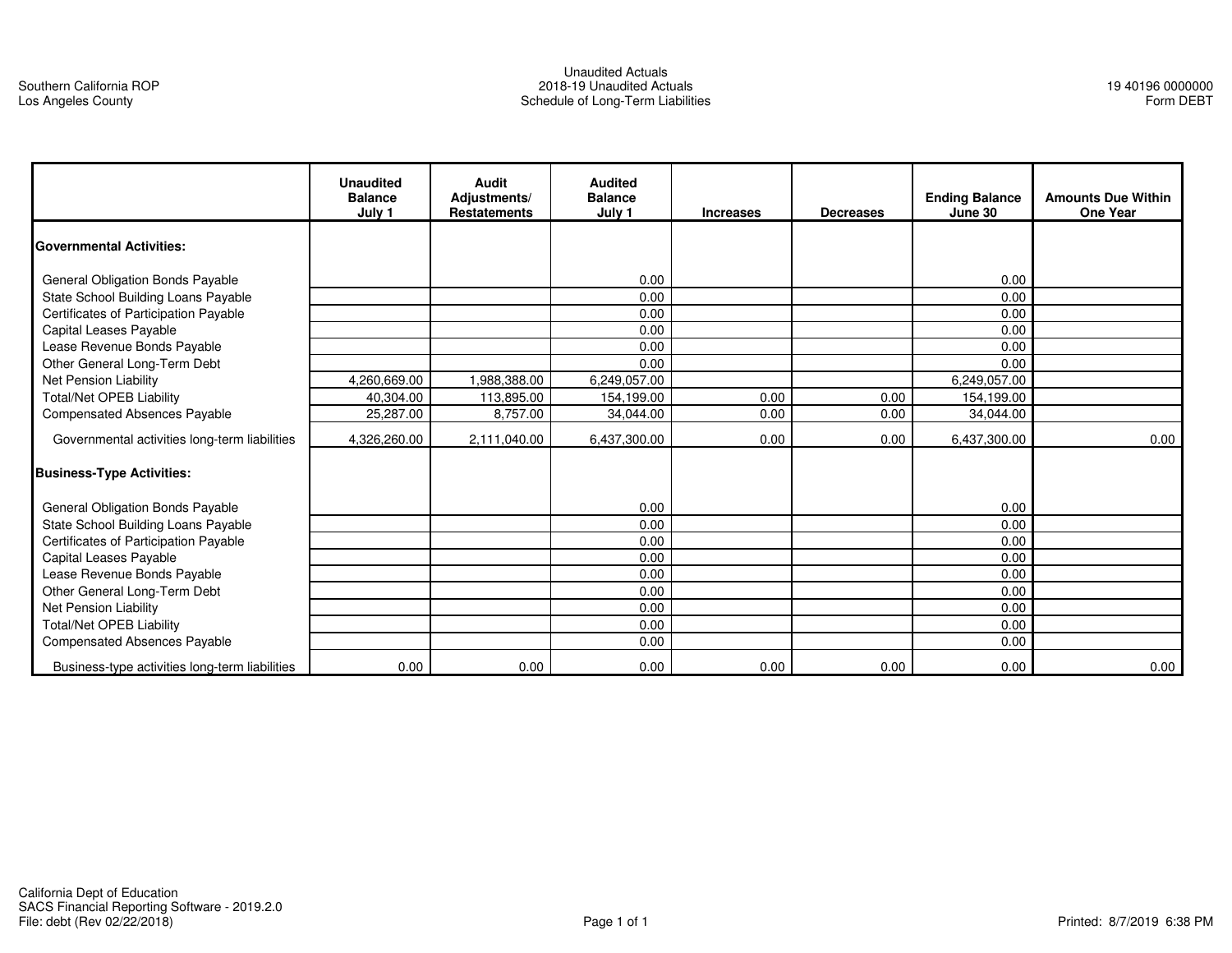Southern California ROP
Los Angeles County

Unaudited Actuals
2018-19 Unaudited Actuals
Schedule of Long-Term Liabilities

19 40196 0000000
Form DEBT

| | Unaudited Balance July 1 | Audit Adjustments/ Restatements | Audited Balance July 1 | Increases | Decreases | Ending Balance June 30 | Amounts Due Within One Year |
|---|---|---|---|---|---|---|---|
| **Governmental Activities:** | | | | | | | |
| General Obligation Bonds Payable | | | 0.00 | | | 0.00 | |
| State School Building Loans Payable | | | 0.00 | | | 0.00 | |
| Certificates of Participation Payable | | | 0.00 | | | 0.00 | |
| Capital Leases Payable | | | 0.00 | | | 0.00 | |
| Lease Revenue Bonds Payable | | | 0.00 | | | 0.00 | |
| Other General Long-Term Debt | | | 0.00 | | | 0.00 | |
| Net Pension Liability | 4,260,669.00 | 1,988,388.00 | 6,249,057.00 | | | 6,249,057.00 | |
| Total/Net OPEB Liability | 40,304.00 | 113,895.00 | 154,199.00 | 0.00 | 0.00 | 154,199.00 | |
| Compensated Absences Payable | 25,287.00 | 8,757.00 | 34,044.00 | 0.00 | 0.00 | 34,044.00 | |
| Governmental activities long-term liabilities | 4,326,260.00 | 2,111,040.00 | 6,437,300.00 | 0.00 | 0.00 | 6,437,300.00 | 0.00 |
| **Business-Type Activities:** | | | | | | | |
| General Obligation Bonds Payable | | | 0.00 | | | 0.00 | |
| State School Building Loans Payable | | | 0.00 | | | 0.00 | |
| Certificates of Participation Payable | | | 0.00 | | | 0.00 | |
| Capital Leases Payable | | | 0.00 | | | 0.00 | |
| Lease Revenue Bonds Payable | | | 0.00 | | | 0.00 | |
| Other General Long-Term Debt | | | 0.00 | | | 0.00 | |
| Net Pension Liability | | | 0.00 | | | 0.00 | |
| Total/Net OPEB Liability | | | 0.00 | | | 0.00 | |
| Compensated Absences Payable | | | 0.00 | | | 0.00 | |
| Business-type activities long-term liabilities | 0.00 | 0.00 | 0.00 | 0.00 | 0.00 | 0.00 | 0.00 |

California Dept of Education
SACS Financial Reporting Software - 2019.2.0
File: debt (Rev 02/22/2018)

Printed: 8/7/2019 6:38 PM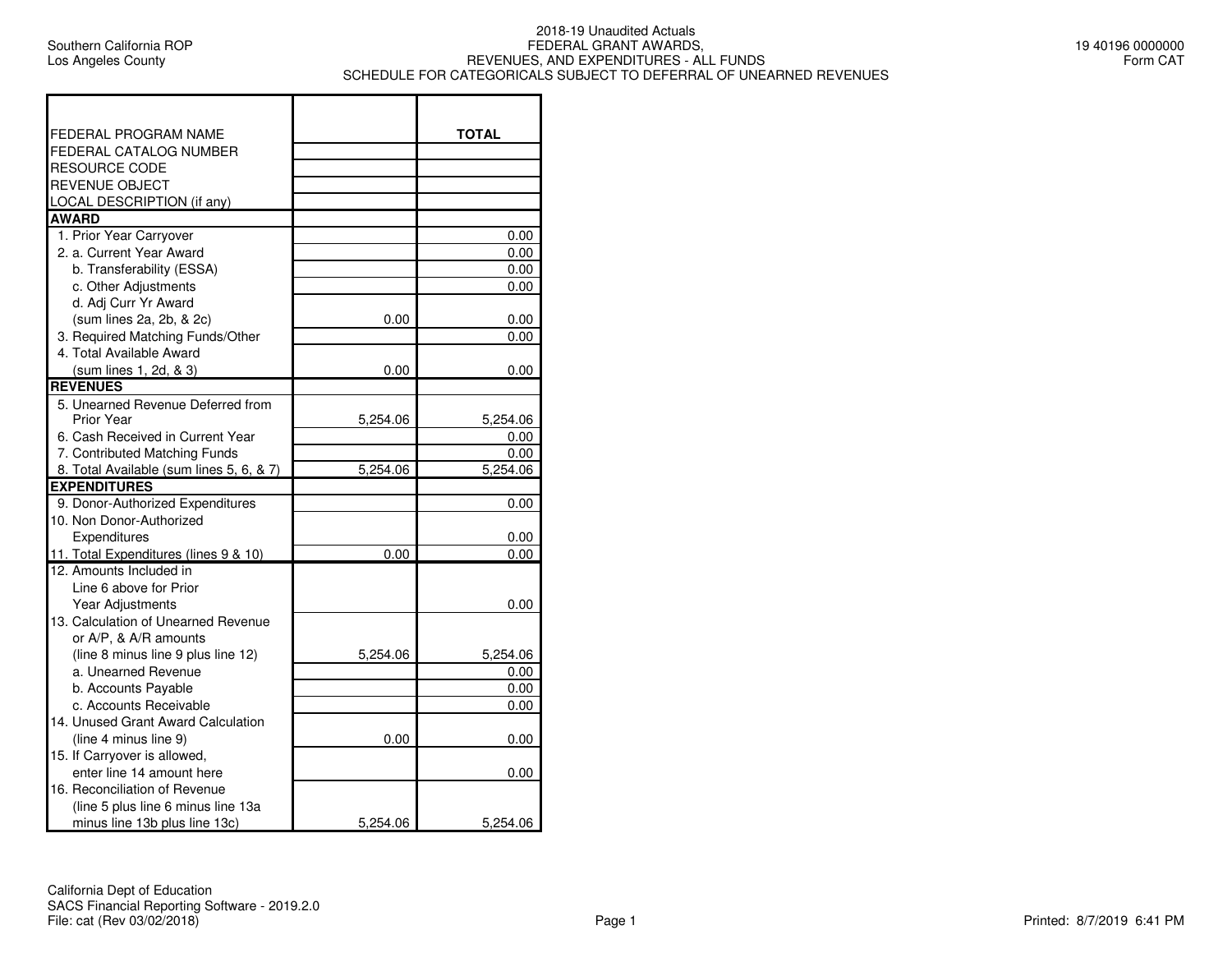Southern California ROP
Los Angeles County

2018-19 Unaudited Actuals
FEDERAL GRANT AWARDS,
REVENUES, AND EXPENDITURES - ALL FUNDS
SCHEDULE FOR CATEGORICALS SUBJECT TO DEFERRAL OF UNEARNED REVENUES

19 40196 0000000
Form CAT

| FEDERAL PROGRAM NAME | | TOTAL |
|---|---|---|
| FEDERAL CATALOG NUMBER | | |
| RESOURCE CODE | | |
| REVENUE OBJECT | | |
| LOCAL DESCRIPTION (if any) | | |
| **AWARD** | | |
| 1. Prior Year Carryover | | 0.00 |
| 2. a. Current Year Award | | 0.00 |
| b. Transferability (ESSA) | | 0.00 |
| c. Other Adjustments | | 0.00 |
| d. Adj Curr Yr Award (sum lines 2a, 2b, & 2c) | 0.00 | 0.00 |
| 3. Required Matching Funds/Other | | 0.00 |
| 4. Total Available Award (sum lines 1, 2d, & 3) | 0.00 | 0.00 |
| **REVENUES** | | |
| 5. Unearned Revenue Deferred from Prior Year | 5,254.06 | 5,254.06 |
| 6. Cash Received in Current Year | | 0.00 |
| 7. Contributed Matching Funds | | 0.00 |
| 8. Total Available (sum lines 5, 6, & 7) | 5,254.06 | 5,254.06 |
| **EXPENDITURES** | | |
| 9. Donor-Authorized Expenditures | | 0.00 |
| 10. Non Donor-Authorized Expenditures | | 0.00 |
| 11. Total Expenditures (lines 9 & 10) | 0.00 | 0.00 |
| 12. Amounts Included in Line 6 above for Prior Year Adjustments | | 0.00 |
| 13. Calculation of Unearned Revenue or A/P, & A/R amounts (line 8 minus line 9 plus line 12) | 5,254.06 | 5,254.06 |
| a. Unearned Revenue | | 0.00 |
| b. Accounts Payable | | 0.00 |
| c. Accounts Receivable | | 0.00 |
| 14. Unused Grant Award Calculation (line 4 minus line 9) | 0.00 | 0.00 |
| 15. If Carryover is allowed, enter line 14 amount here | | 0.00 |
| 16. Reconciliation of Revenue (line 5 plus line 6 minus line 13a minus line 13b plus line 13c) | 5,254.06 | 5,254.06 |

California Dept of Education
SACS Financial Reporting Software - 2019.2.0
File: cat (Rev 03/02/2018)

Printed: 8/7/2019 6:41 PM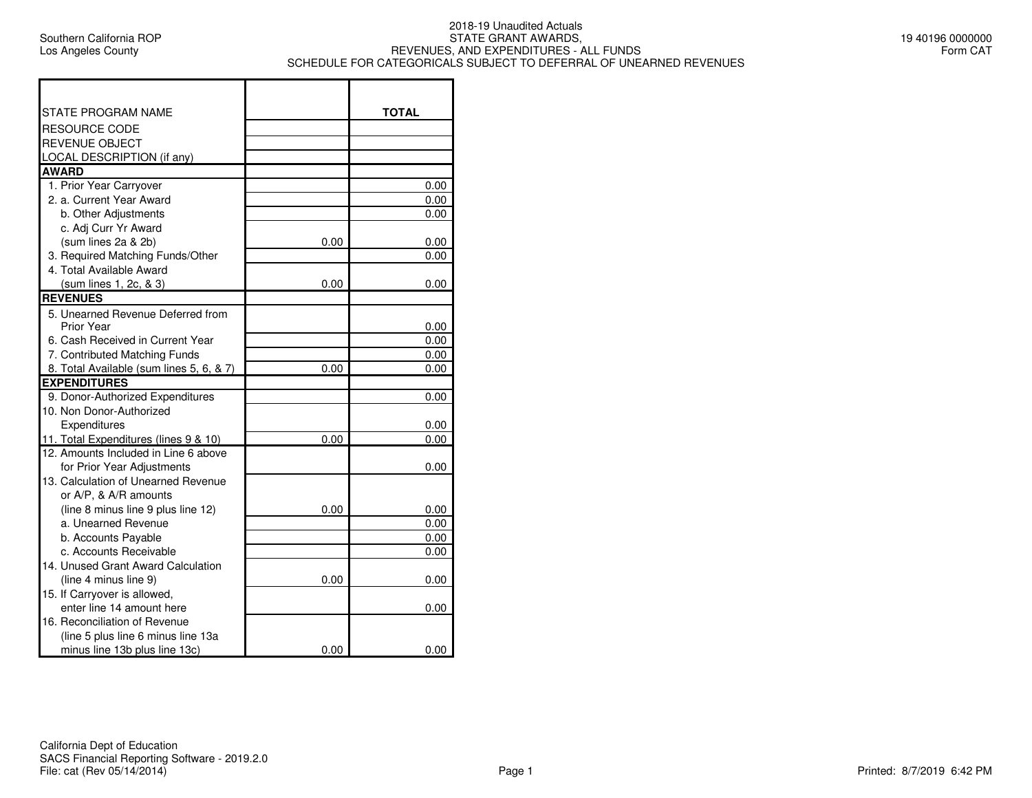Southern California ROP
Los Angeles County

2018-19 Unaudited Actuals
STATE GRANT AWARDS,
REVENUES, AND EXPENDITURES - ALL FUNDS
SCHEDULE FOR CATEGORICALS SUBJECT TO DEFERRAL OF UNEARNED REVENUES

19 40196 0000000
Form CAT

| STATE PROGRAM NAME | | TOTAL |
|---|---|---|
| RESOURCE CODE | | |
| REVENUE OBJECT | | |
| LOCAL DESCRIPTION (if any) | | |
| **AWARD** | | |
| 1. Prior Year Carryover | | 0.00 |
| 2. a. Current Year Award | | 0.00 |
| b. Other Adjustments | | 0.00 |
| c. Adj Curr Yr Award (sum lines 2a & 2b) | 0.00 | 0.00 |
| 3. Required Matching Funds/Other | | 0.00 |
| 4. Total Available Award (sum lines 1, 2c, & 3) | 0.00 | 0.00 |
| **REVENUES** | | |
| 5. Unearned Revenue Deferred from Prior Year | | 0.00 |
| 6. Cash Received in Current Year | | 0.00 |
| 7. Contributed Matching Funds | | 0.00 |
| 8. Total Available (sum lines 5, 6, & 7) | 0.00 | 0.00 |
| **EXPENDITURES** | | |
| 9. Donor-Authorized Expenditures | | 0.00 |
| 10. Non Donor-Authorized Expenditures | | 0.00 |
| 11. Total Expenditures (lines 9 & 10) | 0.00 | 0.00 |
| 12. Amounts Included in Line 6 above for Prior Year Adjustments | | 0.00 |
| 13. Calculation of Unearned Revenue or A/P, & A/R amounts (line 8 minus line 9 plus line 12) | 0.00 | 0.00 |
| a. Unearned Revenue | | 0.00 |
| b. Accounts Payable | | 0.00 |
| c. Accounts Receivable | | 0.00 |
| 14. Unused Grant Award Calculation (line 4 minus line 9) | 0.00 | 0.00 |
| 15. If Carryover is allowed, enter line 14 amount here | | 0.00 |
| 16. Reconciliation of Revenue (line 5 plus line 6 minus line 13a minus line 13b plus line 13c) | 0.00 | 0.00 |

California Dept of Education
SACS Financial Reporting Software - 2019.2.0
File: cat (Rev 05/14/2014)

Printed: 8/7/2019 6:42 PM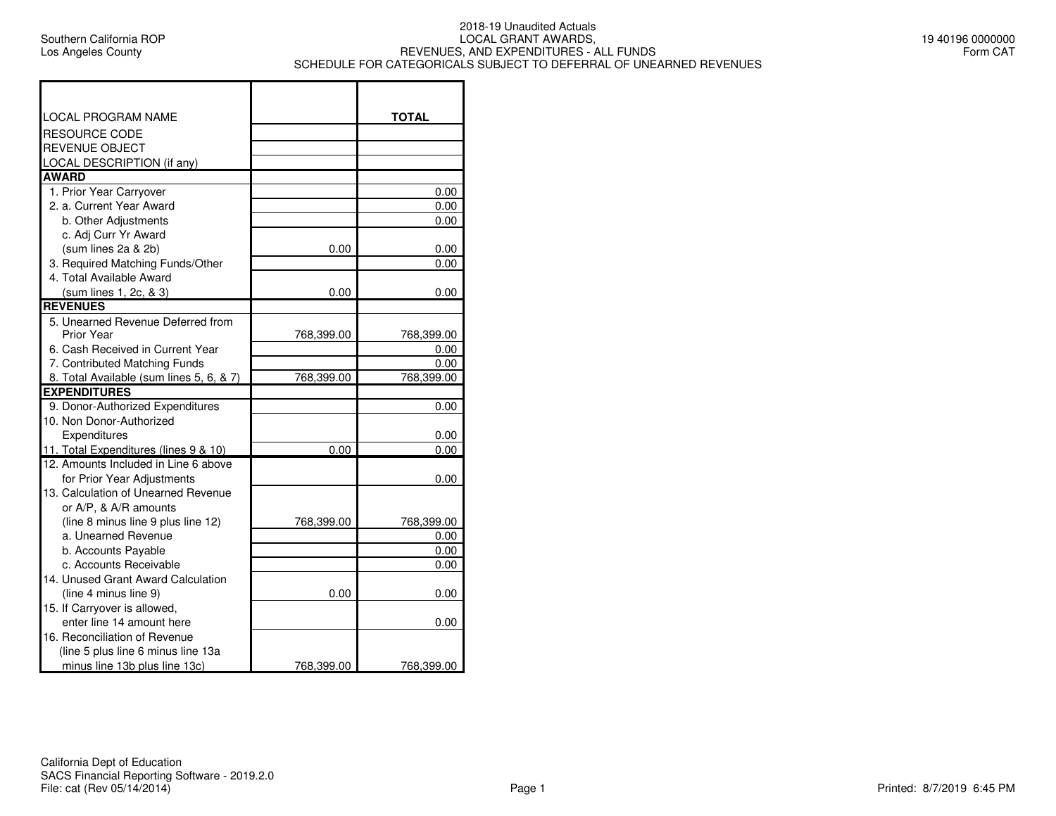Southern California ROP
Los Angeles County

# 2018-19 Unaudited Actuals
## LOCAL GRANT AWARDS, REVENUES, AND EXPENDITURES - ALL FUNDS
## SCHEDULE FOR CATEGORICALS SUBJECT TO DEFERRAL OF UNEARNED REVENUES

19 40196 0000000
Form CAT

| LOCAL PROGRAM NAME | | TOTAL |
|---|---|---|
| RESOURCE CODE | | |
| REVENUE OBJECT | | |
| LOCAL DESCRIPTION (if any) | | |
| **AWARD** | | |
| 1. Prior Year Carryover | | 0.00 |
| 2. a. Current Year Award | | 0.00 |
| b. Other Adjustments | | 0.00 |
| c. Adj Curr Yr Award (sum lines 2a & 2b) | 0.00 | 0.00 |
| 3. Required Matching Funds/Other | | 0.00 |
| 4. Total Available Award (sum lines 1, 2c, & 3) | 0.00 | 0.00 |
| **REVENUES** | | |
| 5. Unearned Revenue Deferred from Prior Year | 768,399.00 | 768,399.00 |
| 6. Cash Received in Current Year | | 0.00 |
| 7. Contributed Matching Funds | | 0.00 |
| 8. Total Available (sum lines 5, 6, & 7) | 768,399.00 | 768,399.00 |
| **EXPENDITURES** | | |
| 9. Donor-Authorized Expenditures | | 0.00 |
| 10. Non Donor-Authorized Expenditures | | 0.00 |
| 11. Total Expenditures (lines 9 & 10) | 0.00 | 0.00 |
| 12. Amounts Included in Line 6 above for Prior Year Adjustments | | 0.00 |
| 13. Calculation of Unearned Revenue or A/P, & A/R amounts (line 8 minus line 9 plus line 12) | 768,399.00 | 768,399.00 |
| a. Unearned Revenue | | 0.00 |
| b. Accounts Payable | | 0.00 |
| c. Accounts Receivable | | 0.00 |
| 14. Unused Grant Award Calculation (line 4 minus line 9) | 0.00 | 0.00 |
| 15. If Carryover is allowed, enter line 14 amount here | | 0.00 |
| 16. Reconciliation of Revenue (line 5 plus line 6 minus line 13a minus line 13b plus line 13c) | 768,399.00 | 768,399.00 |

California Dept of Education
SACS Financial Reporting Software - 2019.2.0
File: cat (Rev 05/14/2014)

Printed: 8/7/2019 6:45 PM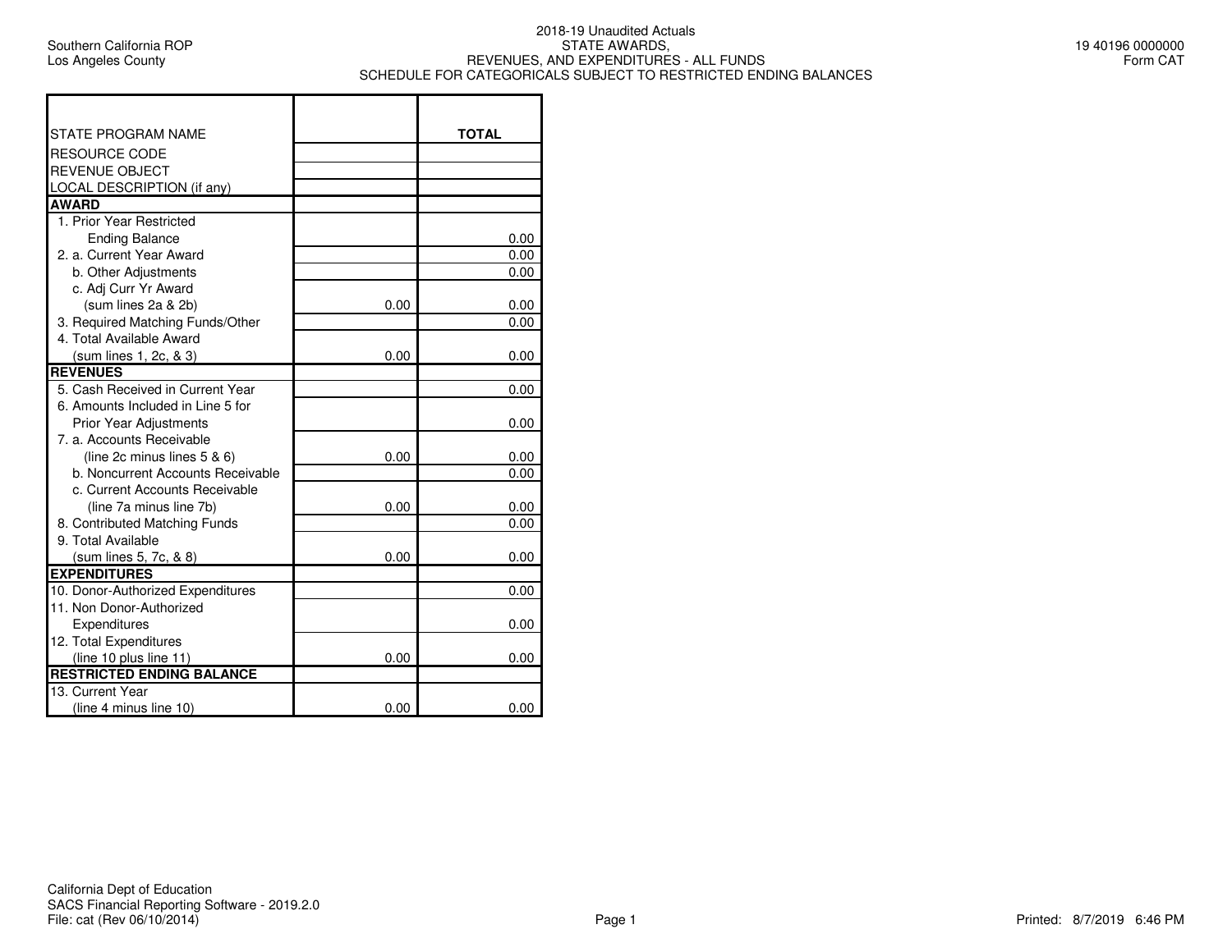Southern California ROP
Los Angeles County

# 2018-19 Unaudited Actuals
## STATE AWARDS, REVENUES, AND EXPENDITURES - ALL FUNDS
## SCHEDULE FOR CATEGORICALS SUBJECT TO RESTRICTED ENDING BALANCES

19 40196 0000000
Form CAT

| STATE PROGRAM NAME | | TOTAL |
|---|---|---|
| RESOURCE CODE | | |
| REVENUE OBJECT | | |
| LOCAL DESCRIPTION (if any) | | |
| **AWARD** | | |
| 1. Prior Year Restricted Ending Balance | | 0.00 |
| 2. a. Current Year Award | | 0.00 |
| b. Other Adjustments | | 0.00 |
| c. Adj Curr Yr Award (sum lines 2a & 2b) | 0.00 | 0.00 |
| 3. Required Matching Funds/Other | | 0.00 |
| 4. Total Available Award (sum lines 1, 2c, & 3) | 0.00 | 0.00 |
| **REVENUES** | | |
| 5. Cash Received in Current Year | | 0.00 |
| 6. Amounts Included in Line 5 for Prior Year Adjustments | | 0.00 |
| 7. a. Accounts Receivable (line 2c minus lines 5 & 6) | 0.00 | 0.00 |
| b. Noncurrent Accounts Receivable | | 0.00 |
| c. Current Accounts Receivable (line 7a minus line 7b) | 0.00 | 0.00 |
| 8. Contributed Matching Funds | | 0.00 |
| 9. Total Available (sum lines 5, 7c, & 8) | 0.00 | 0.00 |
| **EXPENDITURES** | | |
| 10. Donor-Authorized Expenditures | | 0.00 |
| 11. Non Donor-Authorized Expenditures | | 0.00 |
| 12. Total Expenditures (line 10 plus line 11) | 0.00 | 0.00 |
| **RESTRICTED ENDING BALANCE** | | |
| 13. Current Year (line 4 minus line 10) | 0.00 | 0.00 |

California Dept of Education
SACS Financial Reporting Software - 2019.2.0
File: cat (Rev 06/10/2014)

Printed: 8/7/2019 6:46 PM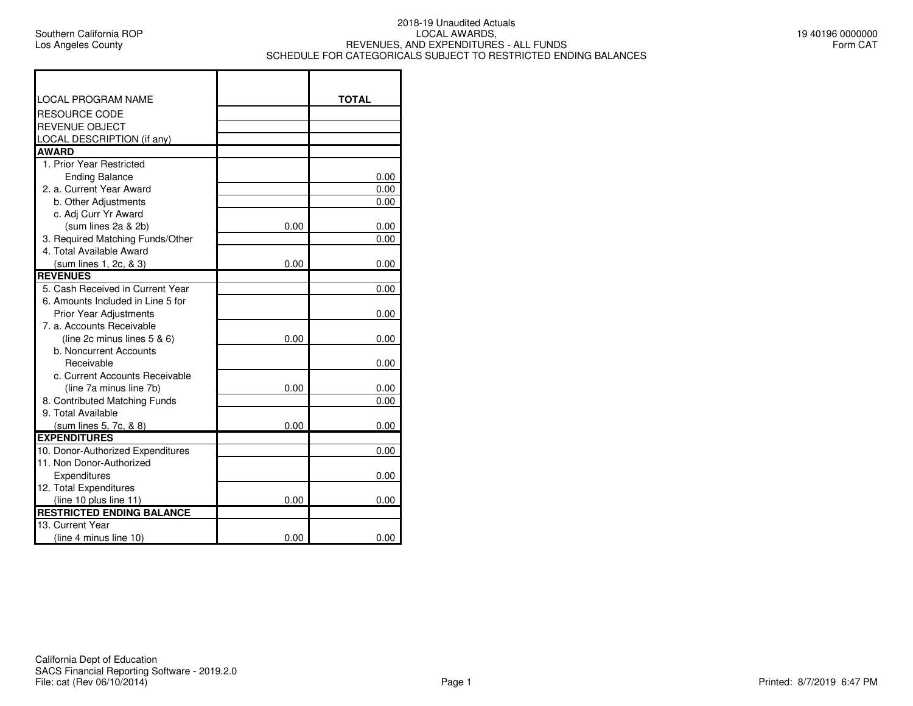Southern California ROP
Los Angeles County

2018-19 Unaudited Actuals
LOCAL AWARDS,
REVENUES, AND EXPENDITURES - ALL FUNDS
SCHEDULE FOR CATEGORICALS SUBJECT TO RESTRICTED ENDING BALANCES

19 40196 0000000
Form CAT

| LOCAL PROGRAM NAME | | TOTAL |
|---|---|---|
| RESOURCE CODE | | |
| REVENUE OBJECT | | |
| LOCAL DESCRIPTION (if any) | | |
| **AWARD** | | |
| 1. Prior Year Restricted Ending Balance | | 0.00 |
| 2. a. Current Year Award | | 0.00 |
| b. Other Adjustments | | 0.00 |
| c. Adj Curr Yr Award (sum lines 2a & 2b) | 0.00 | 0.00 |
| 3. Required Matching Funds/Other | | 0.00 |
| 4. Total Available Award (sum lines 1, 2c, & 3) | 0.00 | 0.00 |
| **REVENUES** | | |
| 5. Cash Received in Current Year | | 0.00 |
| 6. Amounts Included in Line 5 for Prior Year Adjustments | | 0.00 |
| 7. a. Accounts Receivable (line 2c minus lines 5 & 6) | 0.00 | 0.00 |
| b. Noncurrent Accounts Receivable | | 0.00 |
| c. Current Accounts Receivable (line 7a minus line 7b) | 0.00 | 0.00 |
| 8. Contributed Matching Funds | | 0.00 |
| 9. Total Available (sum lines 5, 7c, & 8) | 0.00 | 0.00 |
| **EXPENDITURES** | | |
| 10. Donor-Authorized Expenditures | | 0.00 |
| 11. Non Donor-Authorized Expenditures | | 0.00 |
| 12. Total Expenditures (line 10 plus line 11) | 0.00 | 0.00 |
| **RESTRICTED ENDING BALANCE** | | |
| 13. Current Year (line 4 minus line 10) | 0.00 | 0.00 |

California Dept of Education
SACS Financial Reporting Software - 2019.2.0
File: cat (Rev 06/10/2014)

Printed: 8/7/2019 6:47 PM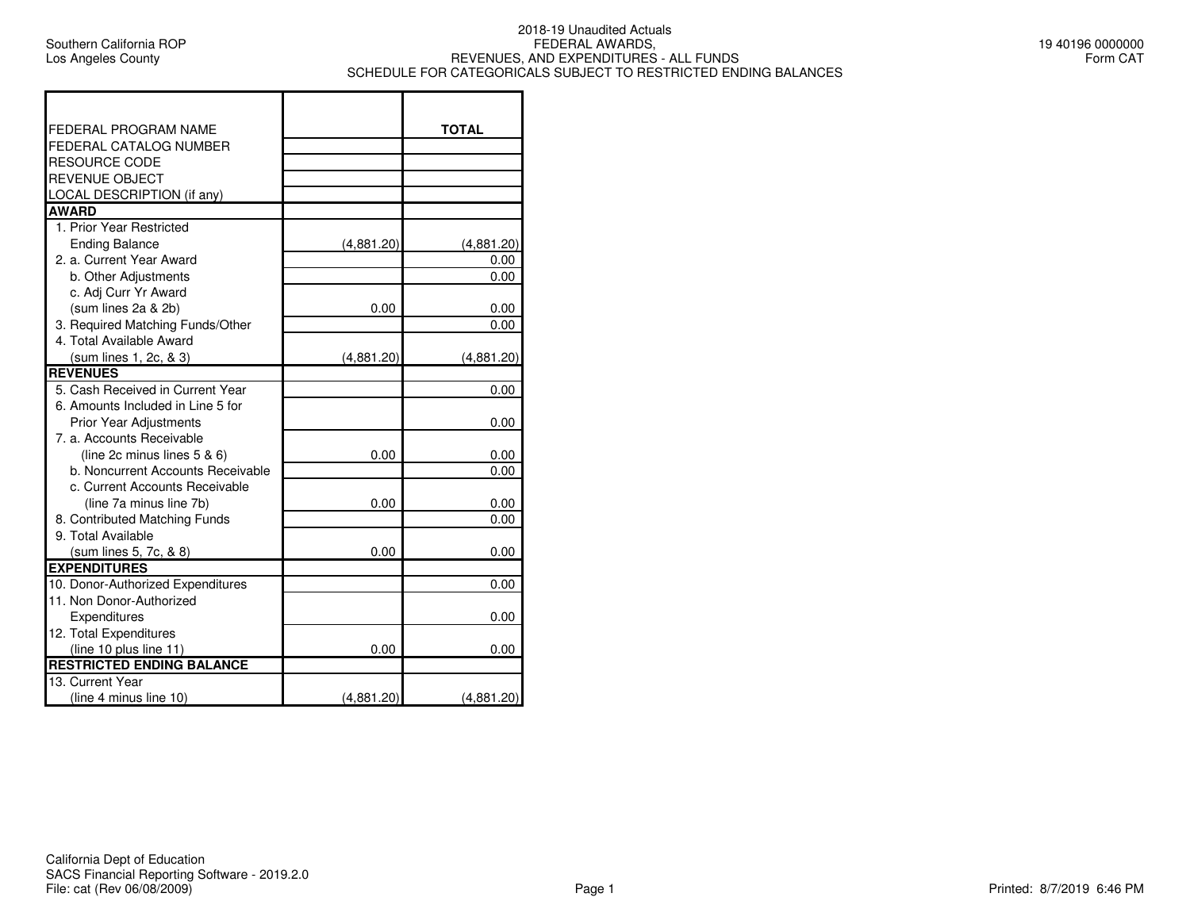Southern California ROP
Los Angeles County

2018-19 Unaudited Actuals
FEDERAL AWARDS,
REVENUES, AND EXPENDITURES - ALL FUNDS
SCHEDULE FOR CATEGORICALS SUBJECT TO RESTRICTED ENDING BALANCES

19 40196 0000000
Form CAT

| FEDERAL PROGRAM NAME | | TOTAL |
|---|---|---|
| FEDERAL CATALOG NUMBER | | |
| RESOURCE CODE | | |
| REVENUE OBJECT | | |
| LOCAL DESCRIPTION (if any) | | |
| **AWARD** | | |
| 1. Prior Year Restricted Ending Balance | (4,881.20) | (4,881.20) |
| 2. a. Current Year Award | | 0.00 |
| b. Other Adjustments | | 0.00 |
| c. Adj Curr Yr Award (sum lines 2a & 2b) | 0.00 | 0.00 |
| 3. Required Matching Funds/Other | | 0.00 |
| 4. Total Available Award (sum lines 1, 2c, & 3) | (4,881.20) | (4,881.20) |
| **REVENUES** | | |
| 5. Cash Received in Current Year | | 0.00 |
| 6. Amounts Included in Line 5 for Prior Year Adjustments | | 0.00 |
| 7. a. Accounts Receivable (line 2c minus lines 5 & 6) | 0.00 | 0.00 |
| b. Noncurrent Accounts Receivable | | 0.00 |
| c. Current Accounts Receivable (line 7a minus line 7b) | 0.00 | 0.00 |
| 8. Contributed Matching Funds | | 0.00 |
| 9. Total Available (sum lines 5, 7c, & 8) | 0.00 | 0.00 |
| **EXPENDITURES** | | |
| 10. Donor-Authorized Expenditures | | 0.00 |
| 11. Non Donor-Authorized Expenditures | | 0.00 |
| 12. Total Expenditures (line 10 plus line 11) | 0.00 | 0.00 |
| **RESTRICTED ENDING BALANCE** | | |
| 13. Current Year (line 4 minus line 10) | (4,881.20) | (4,881.20) |

California Dept of Education
SACS Financial Reporting Software - 2019.2.0
File: cat (Rev 06/08/2009)

Printed: 8/7/2019 6:46 PM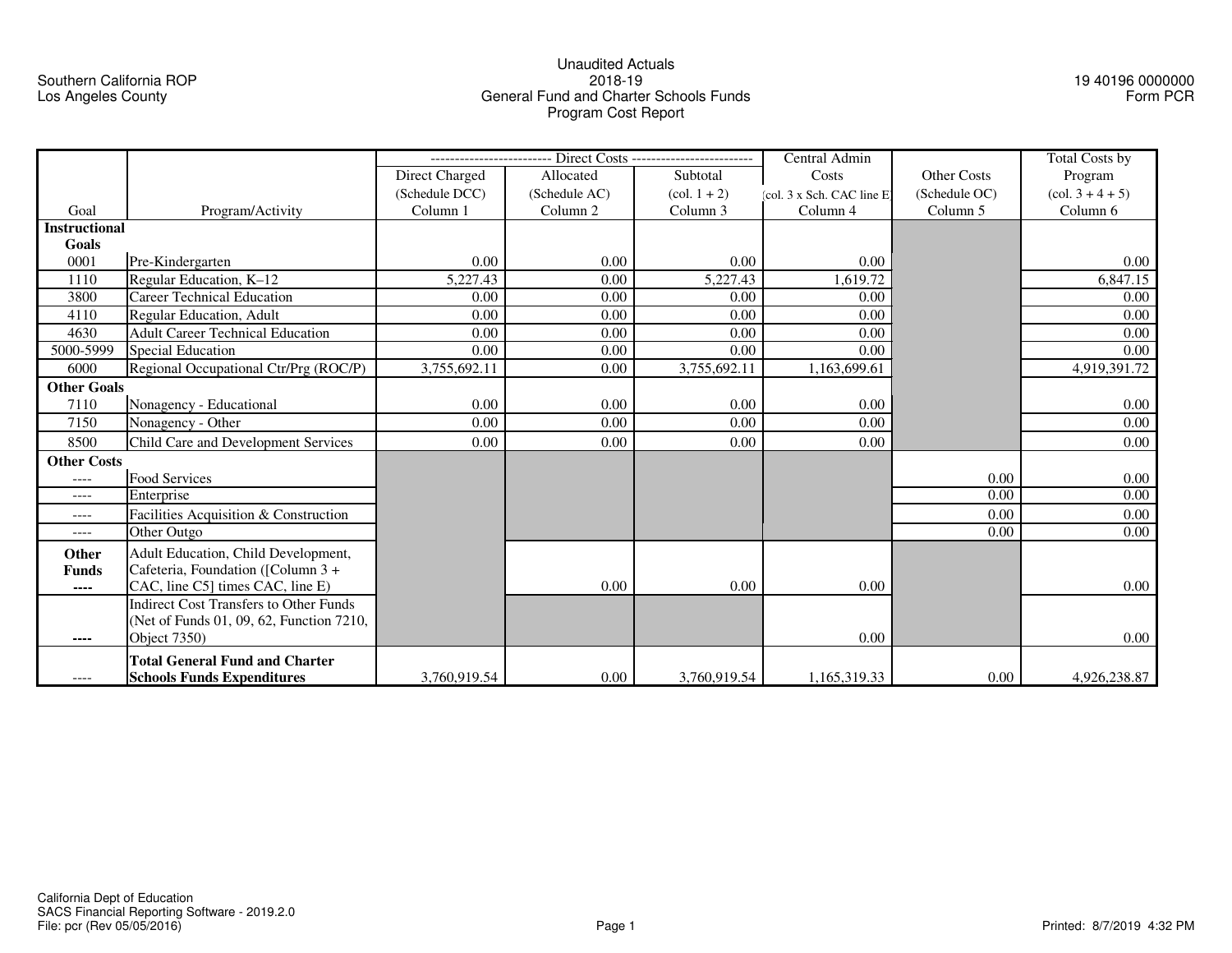Southern California ROP
Los Angeles County

# Unaudited Actuals
## 2018-19
## General Fund and Charter Schools Funds
## Program Cost Report

19 40196 0000000
Form PCR

| Goal | Program/Activity | Direct Costs Direct Charged (Schedule DCC) Column 1 | Direct Costs Allocated (Schedule AC) Column 2 | Direct Costs Subtotal (col. 1 + 2) Column 3 | Central Admin Costs (col. 3 x Sch. CAC line E) Column 4 | Other Costs (Schedule OC) Column 5 | Total Costs by Program (col. 3 + 4 + 5) Column 6 |
|---|---|---|---|---|---|---|---|
| **Instructional Goals** | | | | | | | |
| 0001 | Pre-Kindergarten | 0.00 | 0.00 | 0.00 | 0.00 | | 0.00 |
| 1110 | Regular Education, K–12 | 5,227.43 | 0.00 | 5,227.43 | 1,619.72 | | 6,847.15 |
| 3800 | Career Technical Education | 0.00 | 0.00 | 0.00 | 0.00 | | 0.00 |
| 4110 | Regular Education, Adult | 0.00 | 0.00 | 0.00 | 0.00 | | 0.00 |
| 4630 | Adult Career Technical Education | 0.00 | 0.00 | 0.00 | 0.00 | | 0.00 |
| 5000-5999 | Special Education | 0.00 | 0.00 | 0.00 | 0.00 | | 0.00 |
| 6000 | Regional Occupational Ctr/Prg (ROC/P) | 3,755,692.11 | 0.00 | 3,755,692.11 | 1,163,699.61 | | 4,919,391.72 |
| **Other Goals** | | | | | | | |
| 7110 | Nonagency - Educational | 0.00 | 0.00 | 0.00 | 0.00 | | 0.00 |
| 7150 | Nonagency - Other | 0.00 | 0.00 | 0.00 | 0.00 | | 0.00 |
| 8500 | Child Care and Development Services | 0.00 | 0.00 | 0.00 | 0.00 | | 0.00 |
| **Other Costs** | | | | | | | |
| ---- | Food Services | | | | | 0.00 | 0.00 |
| ---- | Enterprise | | | | | 0.00 | 0.00 |
| ---- | Facilities Acquisition & Construction | | | | | 0.00 | 0.00 |
| ---- | Other Outgo | | | | | 0.00 | 0.00 |
| **Other Funds ----** | Adult Education, Child Development, Cafeteria, Foundation ([Column 3 + CAC, line C5] times CAC, line E) | | 0.00 | 0.00 | 0.00 | | 0.00 |
| ---- | Indirect Cost Transfers to Other Funds (Net of Funds 01, 09, 62, Function 7210, Object 7350) | | | | 0.00 | | 0.00 |
| ---- | **Total General Fund and Charter Schools Funds Expenditures** | 3,760,919.54 | 0.00 | 3,760,919.54 | 1,165,319.33 | 0.00 | 4,926,238.87 |

California Dept of Education
SACS Financial Reporting Software - 2019.2.0
File: pcr (Rev 05/05/2016)

Printed: 8/7/2019 4:32 PM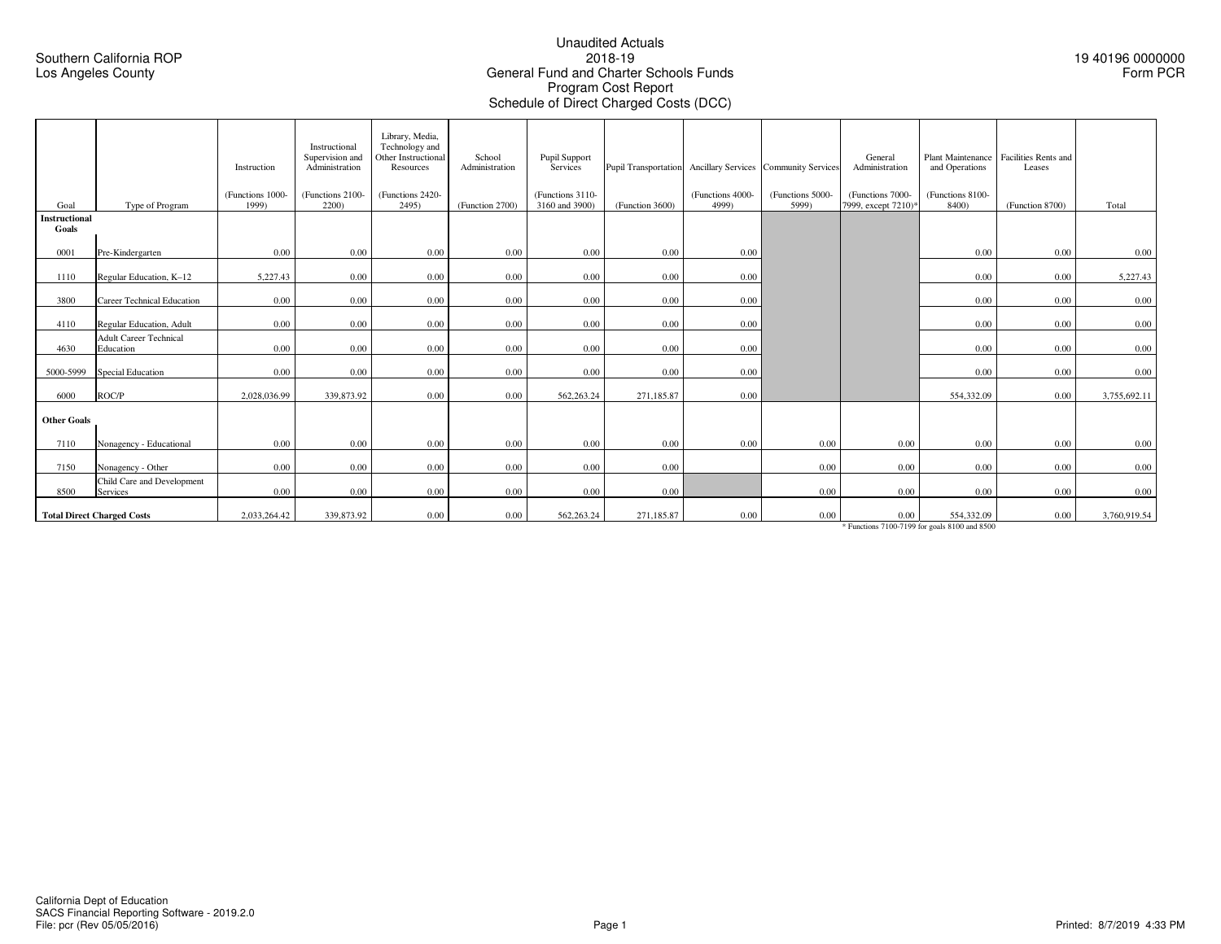Southern California ROP
Los Angeles County

# Unaudited Actuals
## 2018-19
## General Fund and Charter Schools Funds
## Program Cost Report
## Schedule of Direct Charged Costs (DCC)

19 40196 0000000
Form PCR

| Goal | Type of Program | Instruction (Functions 1000-1999) | Instructional Supervision and Administration (Functions 2100-2200) | Library, Media, Technology and Other Instructional Resources (Functions 2420-2495) | School Administration (Function 2700) | Pupil Support Services (Functions 3110-3160 and 3900) | Pupil Transportation (Function 3600) | Ancillary Services (Functions 4000-4999) | Community Services (Functions 5000-5999) | General Administration (Functions 7000-7999, except 7210)* | Plant Maintenance and Operations (Functions 8100-8400) | Facilities Rents and Leases (Function 8700) | Total |
|---|---|---|---|---|---|---|---|---|---|---|---|---|---|
| **Instructional Goals** | | | | | | | | | | | | | |
| 0001 | Pre-Kindergarten | 0.00 | 0.00 | 0.00 | 0.00 | 0.00 | 0.00 | 0.00 | | | 0.00 | 0.00 | 0.00 |
| 1110 | Regular Education, K–12 | 5,227.43 | 0.00 | 0.00 | 0.00 | 0.00 | 0.00 | 0.00 | | | 0.00 | 0.00 | 5,227.43 |
| 3800 | Career Technical Education | 0.00 | 0.00 | 0.00 | 0.00 | 0.00 | 0.00 | 0.00 | | | 0.00 | 0.00 | 0.00 |
| 4110 | Regular Education, Adult | 0.00 | 0.00 | 0.00 | 0.00 | 0.00 | 0.00 | 0.00 | | | 0.00 | 0.00 | 0.00 |
| 4630 | Adult Career Technical Education | 0.00 | 0.00 | 0.00 | 0.00 | 0.00 | 0.00 | 0.00 | | | 0.00 | 0.00 | 0.00 |
| 5000-5999 | Special Education | 0.00 | 0.00 | 0.00 | 0.00 | 0.00 | 0.00 | 0.00 | | | 0.00 | 0.00 | 0.00 |
| 6000 | ROC/P | 2,028,036.99 | 339,873.92 | 0.00 | 0.00 | 562,263.24 | 271,185.87 | 0.00 | | | 554,332.09 | 0.00 | 3,755,692.11 |
| **Other Goals** | | | | | | | | | | | | | |
| 7110 | Nonagency - Educational | 0.00 | 0.00 | 0.00 | 0.00 | 0.00 | 0.00 | 0.00 | 0.00 | 0.00 | 0.00 | 0.00 | 0.00 |
| 7150 | Nonagency - Other | 0.00 | 0.00 | 0.00 | 0.00 | 0.00 | 0.00 | | 0.00 | 0.00 | 0.00 | 0.00 | 0.00 |
| 8500 | Child Care and Development Services | 0.00 | 0.00 | 0.00 | 0.00 | 0.00 | 0.00 | | 0.00 | 0.00 | 0.00 | 0.00 | 0.00 |
| **Total Direct Charged Costs** | | 2,033,264.42 | 339,873.92 | 0.00 | 0.00 | 562,263.24 | 271,185.87 | 0.00 | 0.00 | 0.00 | 554,332.09 | 0.00 | 3,760,919.54 |

* Functions 7100-7199 for goals 8100 and 8500

California Dept of Education
SACS Financial Reporting Software - 2019.2.0
File: pcr (Rev 05/05/2016)

Printed: 8/7/2019 4:33 PM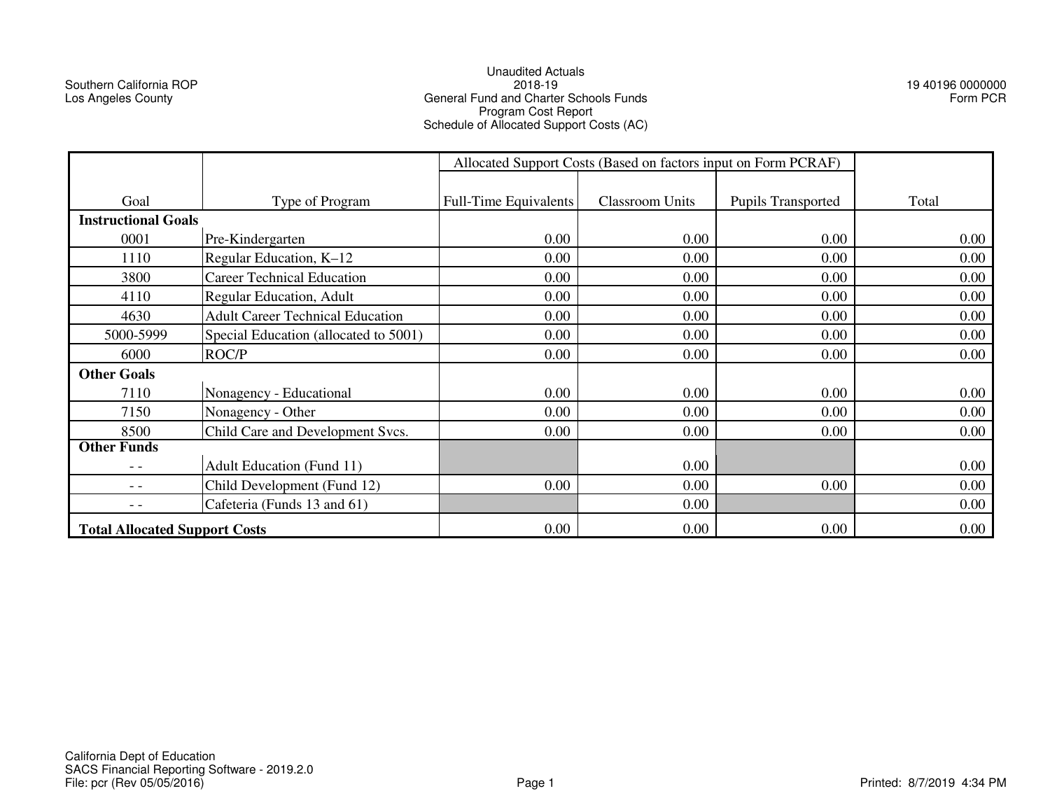Southern California ROP
Los Angeles County

# Unaudited Actuals
## 2018-19
## General Fund and Charter Schools Funds
## Program Cost Report
## Schedule of Allocated Support Costs (AC)

19 40196 0000000
Form PCR

| Goal | Type of Program | Allocated Support Costs (Based on factors input on Form PCRAF) | | | Total |
|---|---|---|---|---|---|
| | | Full-Time Equivalents | Classroom Units | Pupils Transported | |
| **Instructional Goals** | | | | | |
| 0001 | Pre-Kindergarten | 0.00 | 0.00 | 0.00 | 0.00 |
| 1110 | Regular Education, K–12 | 0.00 | 0.00 | 0.00 | 0.00 |
| 3800 | Career Technical Education | 0.00 | 0.00 | 0.00 | 0.00 |
| 4110 | Regular Education, Adult | 0.00 | 0.00 | 0.00 | 0.00 |
| 4630 | Adult Career Technical Education | 0.00 | 0.00 | 0.00 | 0.00 |
| 5000-5999 | Special Education (allocated to 5001) | 0.00 | 0.00 | 0.00 | 0.00 |
| 6000 | ROC/P | 0.00 | 0.00 | 0.00 | 0.00 |
| **Other Goals** | | | | | |
| 7110 | Nonagency - Educational | 0.00 | 0.00 | 0.00 | 0.00 |
| 7150 | Nonagency - Other | 0.00 | 0.00 | 0.00 | 0.00 |
| 8500 | Child Care and Development Svcs. | 0.00 | 0.00 | 0.00 | 0.00 |
| **Other Funds** | | | | | |
| - - | Adult Education (Fund 11) | | 0.00 | | 0.00 |
| - - | Child Development (Fund 12) | 0.00 | 0.00 | 0.00 | 0.00 |
| - - | Cafeteria (Funds 13 and 61) | | 0.00 | | 0.00 |
| **Total Allocated Support Costs** | | 0.00 | 0.00 | 0.00 | 0.00 |

California Dept of Education
SACS Financial Reporting Software - 2019.2.0
File: pcr (Rev 05/05/2016)

Printed: 8/7/2019 4:34 PM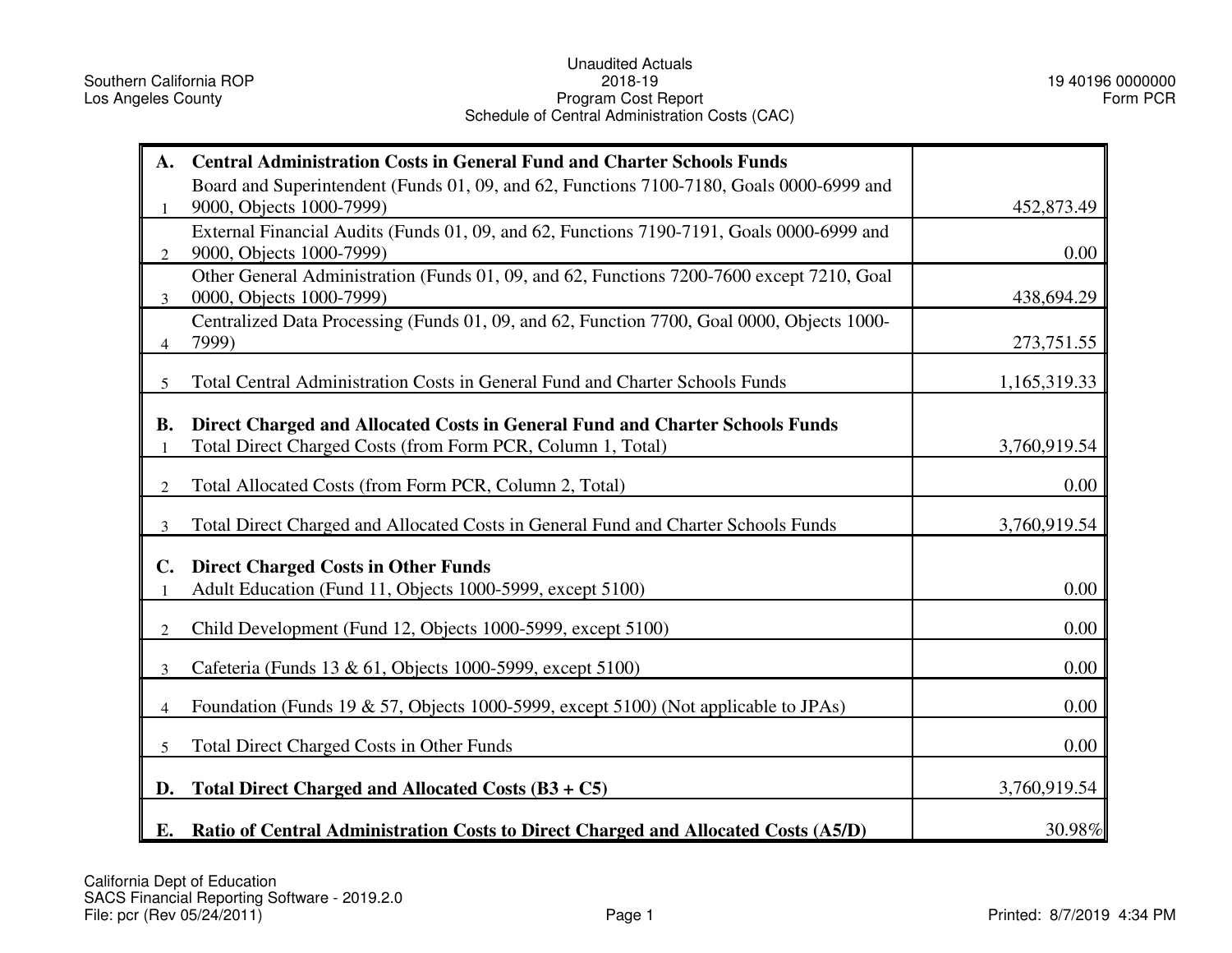Southern California ROP
Los Angeles County

Unaudited Actuals
2018-19
Program Cost Report
Schedule of Central Administration Costs (CAC)

19 40196 0000000
Form PCR

| | | |
|---|---|---|
| **A.** | **Central Administration Costs in General Fund and Charter Schools Funds** | |
| 1 | Board and Superintendent (Funds 01, 09, and 62, Functions 7100-7180, Goals 0000-6999 and 9000, Objects 1000-7999) | 452,873.49 |
| 2 | External Financial Audits (Funds 01, 09, and 62, Functions 7190-7191, Goals 0000-6999 and 9000, Objects 1000-7999) | 0.00 |
| 3 | Other General Administration (Funds 01, 09, and 62, Functions 7200-7600 except 7210, Goal 0000, Objects 1000-7999) | 438,694.29 |
| 4 | Centralized Data Processing (Funds 01, 09, and 62, Function 7700, Goal 0000, Objects 1000-7999) | 273,751.55 |
| 5 | Total Central Administration Costs in General Fund and Charter Schools Funds | 1,165,319.33 |
| **B.** | **Direct Charged and Allocated Costs in General Fund and Charter Schools Funds** | |
| 1 | Total Direct Charged Costs (from Form PCR, Column 1, Total) | 3,760,919.54 |
| 2 | Total Allocated Costs (from Form PCR, Column 2, Total) | 0.00 |
| 3 | Total Direct Charged and Allocated Costs in General Fund and Charter Schools Funds | 3,760,919.54 |
| **C.** | **Direct Charged Costs in Other Funds** | |
| 1 | Adult Education (Fund 11, Objects 1000-5999, except 5100) | 0.00 |
| 2 | Child Development (Fund 12, Objects 1000-5999, except 5100) | 0.00 |
| 3 | Cafeteria (Funds 13 & 61, Objects 1000-5999, except 5100) | 0.00 |
| 4 | Foundation (Funds 19 & 57, Objects 1000-5999, except 5100) (Not applicable to JPAs) | 0.00 |
| 5 | Total Direct Charged Costs in Other Funds | 0.00 |
| **D.** | **Total Direct Charged and Allocated Costs (B3 + C5)** | 3,760,919.54 |
| **E.** | **Ratio of Central Administration Costs to Direct Charged and Allocated Costs (A5/D)** | 30.98% |

California Dept of Education
SACS Financial Reporting Software - 2019.2.0
File: pcr (Rev 05/24/2011)

Printed: 8/7/2019 4:34 PM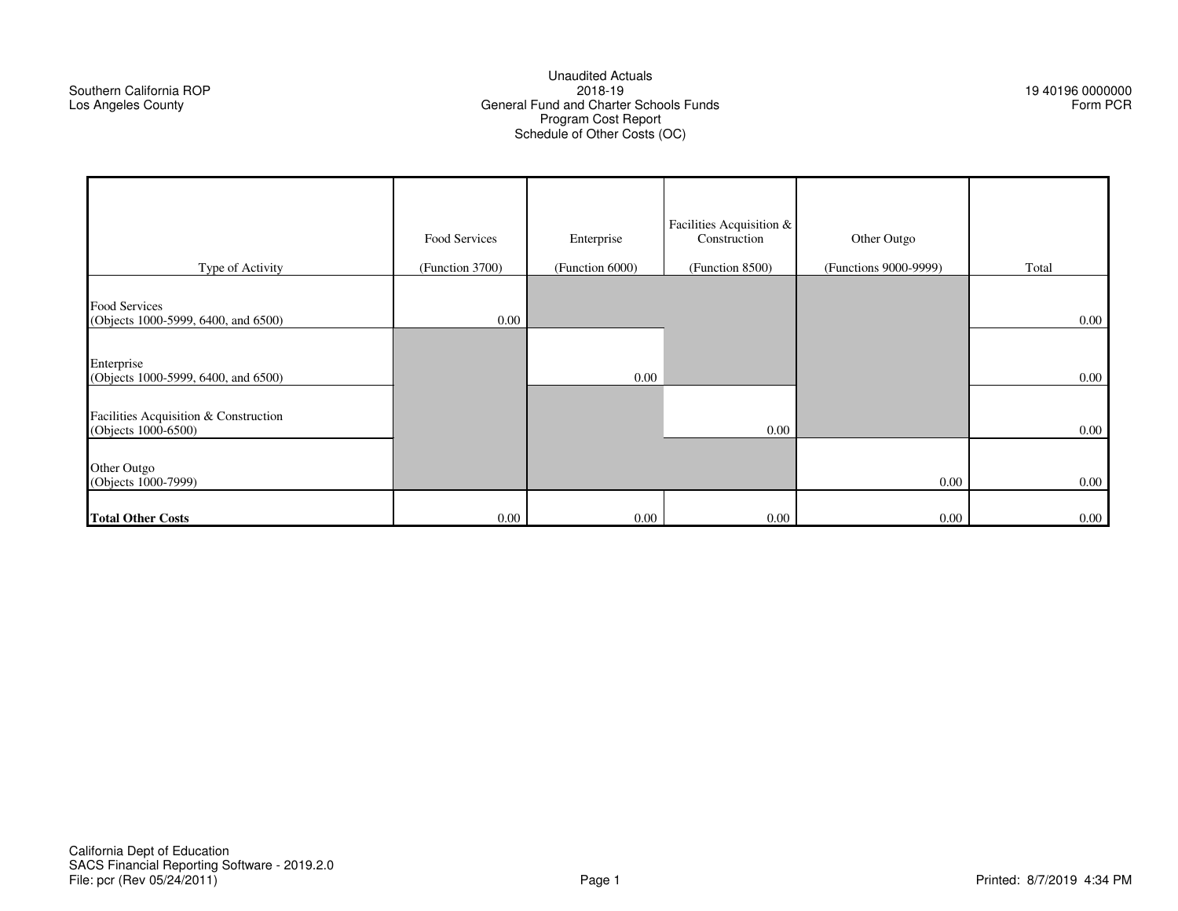Southern California ROP
Los Angeles County

Unaudited Actuals
2018-19
General Fund and Charter Schools Funds
Program Cost Report
Schedule of Other Costs (OC)

19 40196 0000000
Form PCR

| Type of Activity | Food Services (Function 3700) | Enterprise (Function 6000) | Facilities Acquisition & Construction (Function 8500) | Other Outgo (Functions 9000-9999) | Total |
|---|---|---|---|---|---|
| Food Services (Objects 1000-5999, 6400, and 6500) | 0.00 | | | | 0.00 |
| Enterprise (Objects 1000-5999, 6400, and 6500) | | 0.00 | | | 0.00 |
| Facilities Acquisition & Construction (Objects 1000-6500) | | | 0.00 | | 0.00 |
| Other Outgo (Objects 1000-7999) | | | | 0.00 | 0.00 |
| **Total Other Costs** | 0.00 | 0.00 | 0.00 | 0.00 | 0.00 |

California Dept of Education
SACS Financial Reporting Software - 2019.2.0
File: pcr (Rev 05/24/2011)

Printed: 8/7/2019 4:34 PM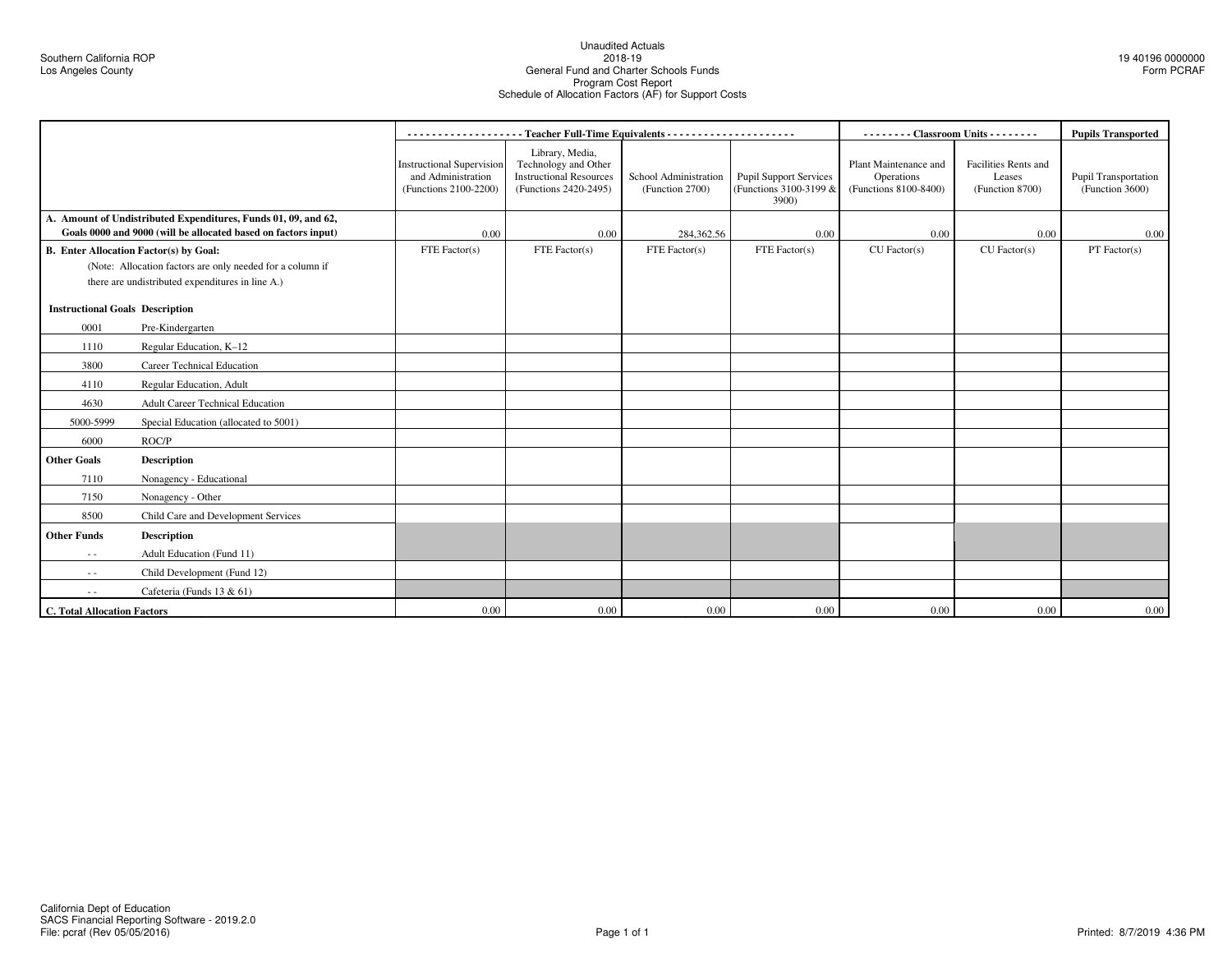Southern California ROP
Los Angeles County

Unaudited Actuals
2018-19
General Fund and Charter Schools Funds
Program Cost Report
Schedule of Allocation Factors (AF) for Support Costs

19 40196 0000000
Form PCRAF

| | | Teacher Full-Time Equivalents | | | | Classroom Units | | Pupils Transported |
|---|---|---|---|---|---|---|---|---|
| | | Instructional Supervision and Administration (Functions 2100-2200) | Library, Media, Technology and Other Instructional Resources (Functions 2420-2495) | School Administration (Function 2700) | Pupil Support Services (Functions 3100-3199 & 3900) | Plant Maintenance and Operations (Functions 8100-8400) | Facilities Rents and Leases (Function 8700) | Pupil Transportation (Function 3600) |
| **A. Amount of Undistributed Expenditures, Funds 01, 09, and 62, Goals 0000 and 9000 (will be allocated based on factors input)** | | 0.00 | 0.00 | 284,362.56 | 0.00 | 0.00 | 0.00 | 0.00 |
| **B. Enter Allocation Factor(s) by Goal:** (Note: Allocation factors are only needed for a column if there are undistributed expenditures in line A.) | | FTE Factor(s) | FTE Factor(s) | FTE Factor(s) | FTE Factor(s) | CU Factor(s) | CU Factor(s) | PT Factor(s) |
| **Instructional Goals** | **Description** | | | | | | | |
| 0001 | Pre-Kindergarten | | | | | | | |
| 1110 | Regular Education, K–12 | | | | | | | |
| 3800 | Career Technical Education | | | | | | | |
| 4110 | Regular Education, Adult | | | | | | | |
| 4630 | Adult Career Technical Education | | | | | | | |
| 5000-5999 | Special Education (allocated to 5001) | | | | | | | |
| 6000 | ROC/P | | | | | | | |
| **Other Goals** | **Description** | | | | | | | |
| 7110 | Nonagency - Educational | | | | | | | |
| 7150 | Nonagency - Other | | | | | | | |
| 8500 | Child Care and Development Services | | | | | | | |
| **Other Funds** | **Description** | | | | | | | |
| - - | Adult Education (Fund 11) | | | | | | | |
| - - | Child Development (Fund 12) | | | | | | | |
| - - | Cafeteria (Funds 13 & 61) | | | | | | | |
| **C. Total Allocation Factors** | | 0.00 | 0.00 | 0.00 | 0.00 | 0.00 | 0.00 | 0.00 |

California Dept of Education
SACS Financial Reporting Software - 2019.2.0
File: pcraf (Rev 05/05/2016)

Printed: 8/7/2019 4:36 PM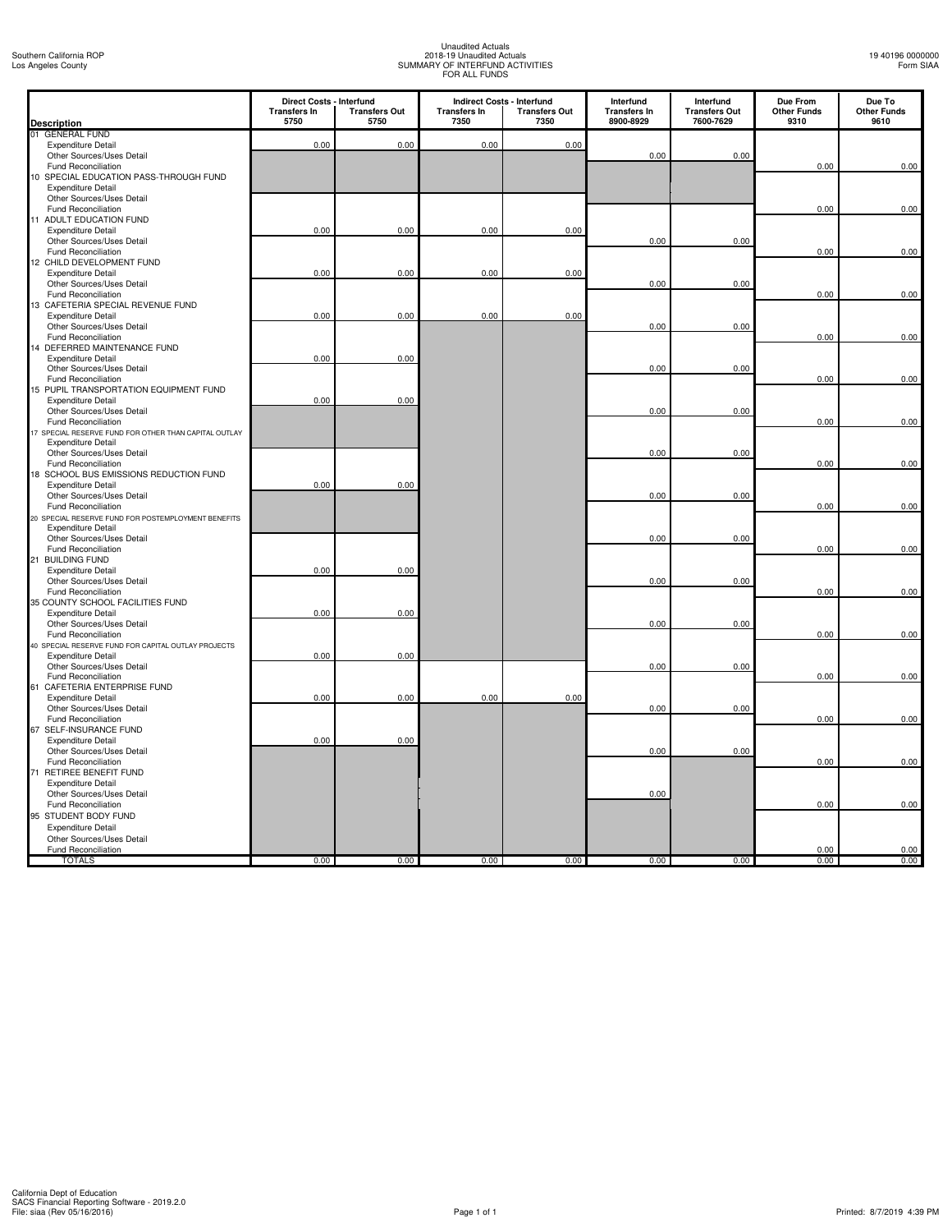Southern California ROP
Los Angeles County

Unaudited Actuals
2018-19 Unaudited Actuals
SUMMARY OF INTERFUND ACTIVITIES
FOR ALL FUNDS

19 40196 0000000
Form SIAA

| Description | Direct Costs - Interfund Transfers In 5750 | Direct Costs - Interfund Transfers Out 5750 | Indirect Costs - Interfund Transfers In 7350 | Indirect Costs - Interfund Transfers Out 7350 | Interfund Transfers In 8900-8929 | Interfund Transfers Out 7600-7629 | Due From Other Funds 9310 | Due To Other Funds 9610 |
|---|---|---|---|---|---|---|---|---|
| 01 GENERAL FUND | | | | | | | | |
| Expenditure Detail | 0.00 | 0.00 | 0.00 | 0.00 | | | | |
| Other Sources/Uses Detail | | | | | 0.00 | 0.00 | | |
| Fund Reconciliation | | | | | | | 0.00 | 0.00 |
| 10 SPECIAL EDUCATION PASS-THROUGH FUND | | | | | | | | |
| Expenditure Detail | | | | | | | | |
| Other Sources/Uses Detail | | | | | | | | |
| Fund Reconciliation | | | | | | | 0.00 | 0.00 |
| 11 ADULT EDUCATION FUND | | | | | | | | |
| Expenditure Detail | 0.00 | 0.00 | 0.00 | 0.00 | | | | |
| Other Sources/Uses Detail | | | | | 0.00 | 0.00 | | |
| Fund Reconciliation | | | | | | | 0.00 | 0.00 |
| 12 CHILD DEVELOPMENT FUND | | | | | | | | |
| Expenditure Detail | 0.00 | 0.00 | 0.00 | 0.00 | | | | |
| Other Sources/Uses Detail | | | | | 0.00 | 0.00 | | |
| Fund Reconciliation | | | | | | | 0.00 | 0.00 |
| 13 CAFETERIA SPECIAL REVENUE FUND | | | | | | | | |
| Expenditure Detail | 0.00 | 0.00 | 0.00 | 0.00 | | | | |
| Other Sources/Uses Detail | | | | | 0.00 | 0.00 | | |
| Fund Reconciliation | | | | | | | 0.00 | 0.00 |
| 14 DEFERRED MAINTENANCE FUND | | | | | | | | |
| Expenditure Detail | 0.00 | 0.00 | | | | | | |
| Other Sources/Uses Detail | | | | | 0.00 | 0.00 | | |
| Fund Reconciliation | | | | | | | 0.00 | 0.00 |
| 15 PUPIL TRANSPORTATION EQUIPMENT FUND | | | | | | | | |
| Expenditure Detail | 0.00 | 0.00 | | | | | | |
| Other Sources/Uses Detail | | | | | 0.00 | 0.00 | | |
| Fund Reconciliation | | | | | | | 0.00 | 0.00 |
| 17 SPECIAL RESERVE FUND FOR OTHER THAN CAPITAL OUTLAY | | | | | | | | |
| Expenditure Detail | | | | | | | | |
| Other Sources/Uses Detail | | | | | 0.00 | 0.00 | | |
| Fund Reconciliation | | | | | | | 0.00 | 0.00 |
| 18 SCHOOL BUS EMISSIONS REDUCTION FUND | | | | | | | | |
| Expenditure Detail | 0.00 | 0.00 | | | | | | |
| Other Sources/Uses Detail | | | | | 0.00 | 0.00 | | |
| Fund Reconciliation | | | | | | | 0.00 | 0.00 |
| 20 SPECIAL RESERVE FUND FOR POSTEMPLOYMENT BENEFITS | | | | | | | | |
| Expenditure Detail | | | | | | | | |
| Other Sources/Uses Detail | | | | | 0.00 | 0.00 | | |
| Fund Reconciliation | | | | | | | 0.00 | 0.00 |
| 21 BUILDING FUND | | | | | | | | |
| Expenditure Detail | 0.00 | 0.00 | | | | | | |
| Other Sources/Uses Detail | | | | | 0.00 | 0.00 | | |
| Fund Reconciliation | | | | | | | 0.00 | 0.00 |
| 35 COUNTY SCHOOL FACILITIES FUND | | | | | | | | |
| Expenditure Detail | 0.00 | 0.00 | | | | | | |
| Other Sources/Uses Detail | | | | | 0.00 | 0.00 | | |
| Fund Reconciliation | | | | | | | 0.00 | 0.00 |
| 40 SPECIAL RESERVE FUND FOR CAPITAL OUTLAY PROJECTS | | | | | | | | |
| Expenditure Detail | 0.00 | 0.00 | | | | | | |
| Other Sources/Uses Detail | | | | | 0.00 | 0.00 | | |
| Fund Reconciliation | | | | | | | 0.00 | 0.00 |
| 61 CAFETERIA ENTERPRISE FUND | | | | | | | | |
| Expenditure Detail | 0.00 | 0.00 | 0.00 | 0.00 | | | | |
| Other Sources/Uses Detail | | | | | 0.00 | 0.00 | | |
| Fund Reconciliation | | | | | | | 0.00 | 0.00 |
| 67 SELF-INSURANCE FUND | | | | | | | | |
| Expenditure Detail | 0.00 | 0.00 | | | | | | |
| Other Sources/Uses Detail | | | | | 0.00 | 0.00 | | |
| Fund Reconciliation | | | | | | | 0.00 | 0.00 |
| 71 RETIREE BENEFIT FUND | | | | | | | | |
| Expenditure Detail | | | | | | | | |
| Other Sources/Uses Detail | | | | | 0.00 | | | |
| Fund Reconciliation | | | | | | | 0.00 | 0.00 |
| 95 STUDENT BODY FUND | | | | | | | | |
| Expenditure Detail | | | | | | | | |
| Other Sources/Uses Detail | | | | | | | | |
| Fund Reconciliation | | | | | | | 0.00 | 0.00 |
| TOTALS | 0.00 | 0.00 | 0.00 | 0.00 | 0.00 | 0.00 | 0.00 | 0.00 |

California Dept of Education
SACS Financial Reporting Software - 2019.2.0
File: siaa (Rev 05/16/2016)

Printed: 8/7/2019 4:39 PM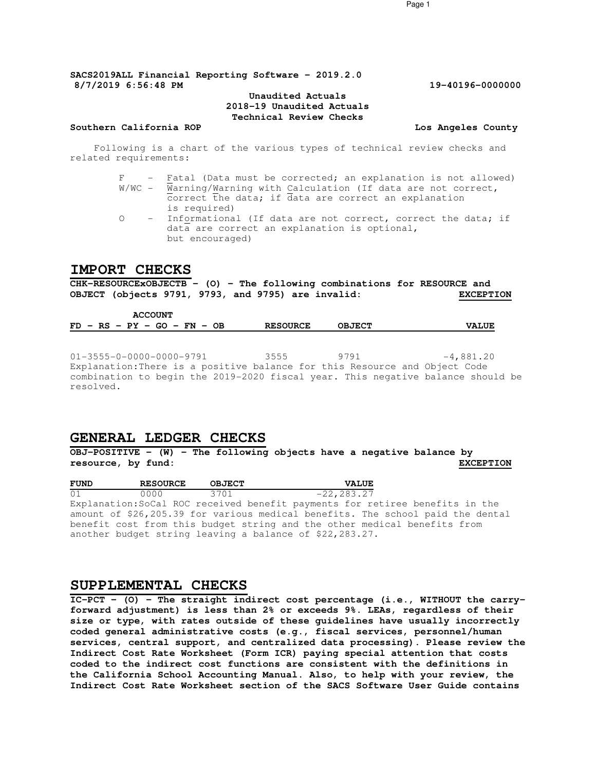SACS2019ALL Financial Reporting Software - 2019.2.0
8/7/2019 6:56:48 PM 19-40196-0000000

Unaudited Actuals
2018-19 Unaudited Actuals
Technical Review Checks

Southern California ROP Los Angeles County

Following is a chart of the various types of technical review checks and related requirements:

- F - Fatal (Data must be corrected; an explanation is not allowed)
- W/WC - Warning/Warning with Calculation (If data are not correct, correct the data; if data are correct an explanation is required)
- O - Informational (If data are not correct, correct the data; if data are correct an explanation is optional, but encouraged)

## IMPORT CHECKS

**CHK-RESOURCExOBJECTB - (O) - The following combinations for RESOURCE and OBJECT (objects 9791, 9793, and 9795) are invalid:** **EXCEPTION**

| ACCOUNT FD - RS - PY - GO - FN - OB | RESOURCE | OBJECT | VALUE |
|---|---|---|---|
| 01-3555-0-0000-0000-9791 | 3555 | 9791 | -4,881.20 |

Explanation:There is a positive balance for this Resource and Object Code combination to begin the 2019-2020 fiscal year. This negative balance should be resolved.

## GENERAL LEDGER CHECKS

**OBJ-POSITIVE - (W) - The following objects have a negative balance by resource, by fund:** **EXCEPTION**

| FUND | RESOURCE | OBJECT | VALUE |
|---|---|---|---|
| 01 | 0000 | 3701 | -22,283.27 |

Explanation:SoCal ROC received benefit payments for retiree benefits in the amount of $26,205.39 for various medical benefits. The school paid the dental benefit cost from this budget string and the other medical benefits from another budget string leaving a balance of $22,283.27.

## SUPPLEMENTAL CHECKS

**IC-PCT - (O) - The straight indirect cost percentage (i.e., WITHOUT the carry-forward adjustment) is less than 2% or exceeds 9%. LEAs, regardless of their size or type, with rates outside of these guidelines have usually incorrectly coded general administrative costs (e.g., fiscal services, personnel/human services, central support, and centralized data processing). Please review the Indirect Cost Rate Worksheet (Form ICR) paying special attention that costs coded to the indirect cost functions are consistent with the definitions in the California School Accounting Manual. Also, to help with your review, the Indirect Cost Rate Worksheet section of the SACS Software User Guide contains**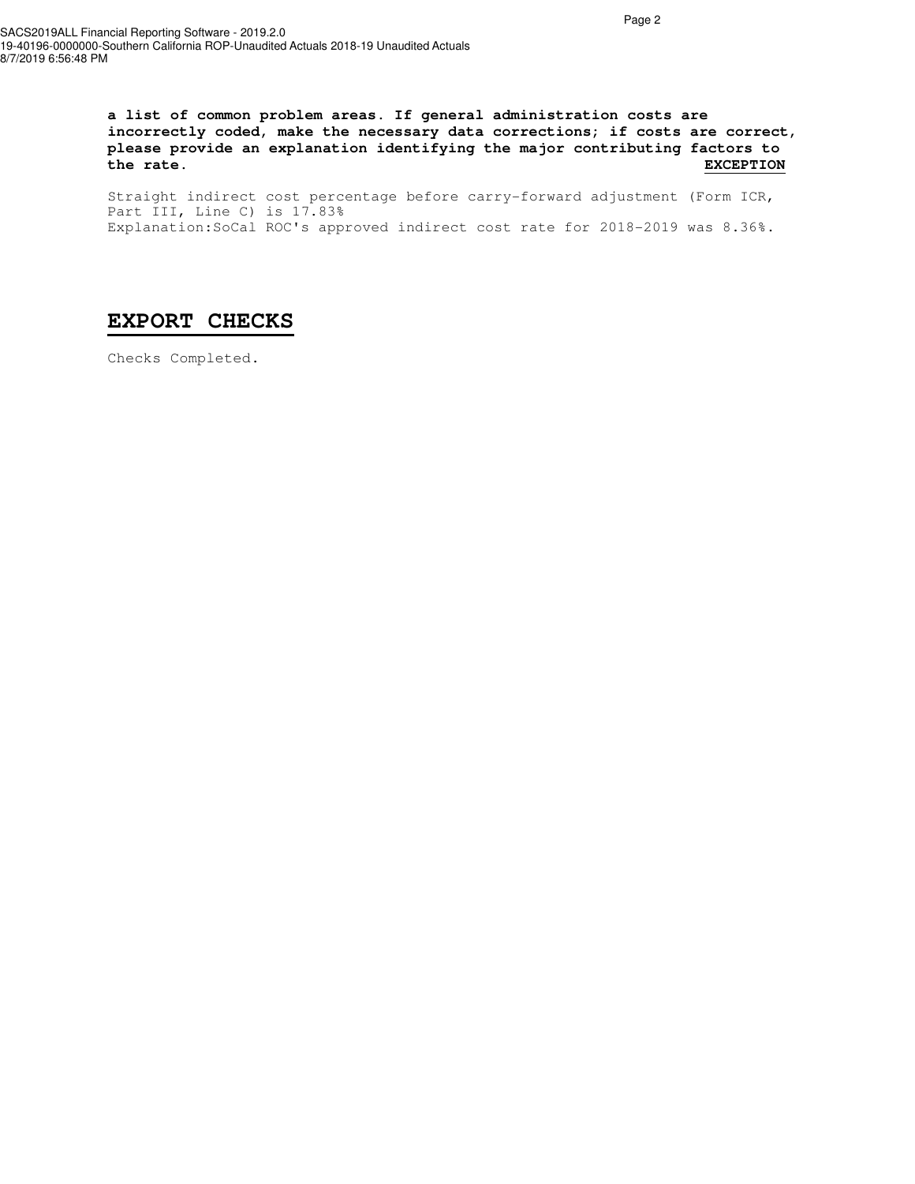**a list of common problem areas. If general administration costs are incorrectly coded, make the necessary data corrections; if costs are correct, please provide an explanation identifying the major contributing factors to the rate.** **EXCEPTION**

Straight indirect cost percentage before carry-forward adjustment (Form ICR, Part III, Line C) is 17.83%
Explanation:SoCal ROC's approved indirect cost rate for 2018-2019 was 8.36%.

## EXPORT CHECKS

Checks Completed.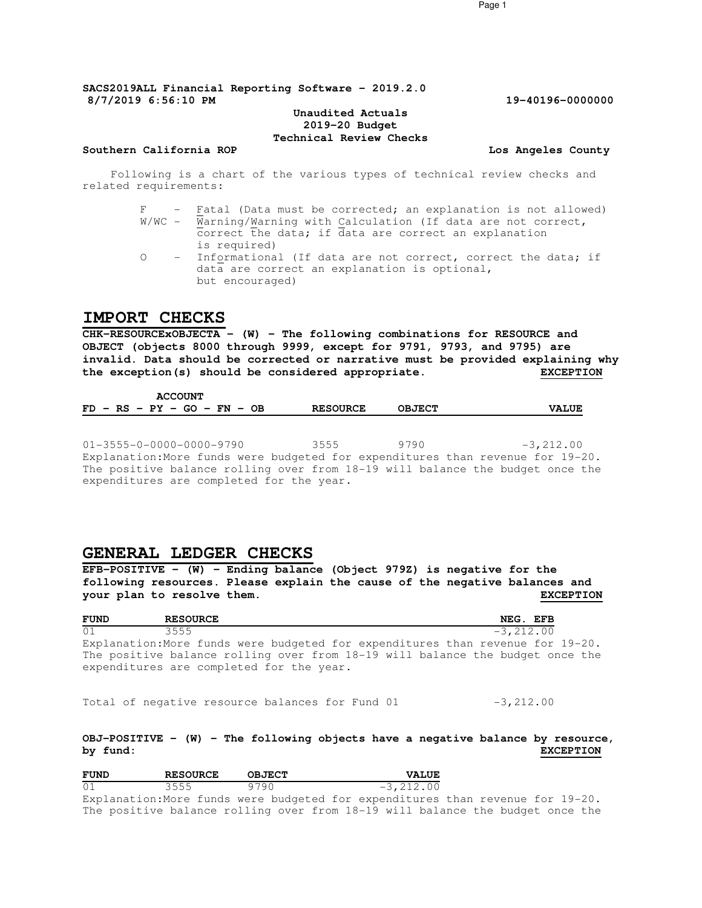**SACS2019ALL Financial Reporting Software - 2019.2.0**
**8/7/2019 6:56:10 PM** **19-40196-0000000**

**Unaudited Actuals**
**2019-20 Budget**
**Technical Review Checks**

**Southern California ROP** **Los Angeles County**

Following is a chart of the various types of technical review checks and related requirements:

- F - Fatal (Data must be corrected; an explanation is not allowed)
- W/WC - Warning/Warning with Calculation (If data are not correct, correct the data; if data are correct an explanation is required)
- O - Informational (If data are not correct, correct the data; if data are correct an explanation is optional, but encouraged)

## IMPORT CHECKS

**CHK-RESOURCExOBJECTA - (W) - The following combinations for RESOURCE and OBJECT (objects 8000 through 9999, except for 9791, 9793, and 9795) are invalid. Data should be corrected or narrative must be provided explaining why the exception(s) should be considered appropriate.** **EXCEPTION**

| ACCOUNT FD - RS - PY - GO - FN - OB | RESOURCE | OBJECT | VALUE |
|---|---|---|---|
| 01-3555-0-0000-0000-9790 | 3555 | 9790 | -3,212.00 |

Explanation:More funds were budgeted for expenditures than revenue for 19-20. The positive balance rolling over from 18-19 will balance the budget once the expenditures are completed for the year.

## GENERAL LEDGER CHECKS

**EFB-POSITIVE - (W) - Ending balance (Object 979Z) is negative for the following resources. Please explain the cause of the negative balances and your plan to resolve them.** **EXCEPTION**

| FUND | RESOURCE | NEG. EFB |
|---|---|---|
| 01 | 3555 | -3,212.00 |

Explanation:More funds were budgeted for expenditures than revenue for 19-20. The positive balance rolling over from 18-19 will balance the budget once the expenditures are completed for the year.

Total of negative resource balances for Fund 01 -3,212.00

**OBJ-POSITIVE - (W) - The following objects have a negative balance by resource, by fund:** **EXCEPTION**

| FUND | RESOURCE | OBJECT | VALUE |
|---|---|---|---|
| 01 | 3555 | 9790 | -3,212.00 |

Explanation:More funds were budgeted for expenditures than revenue for 19-20. The positive balance rolling over from 18-19 will balance the budget once the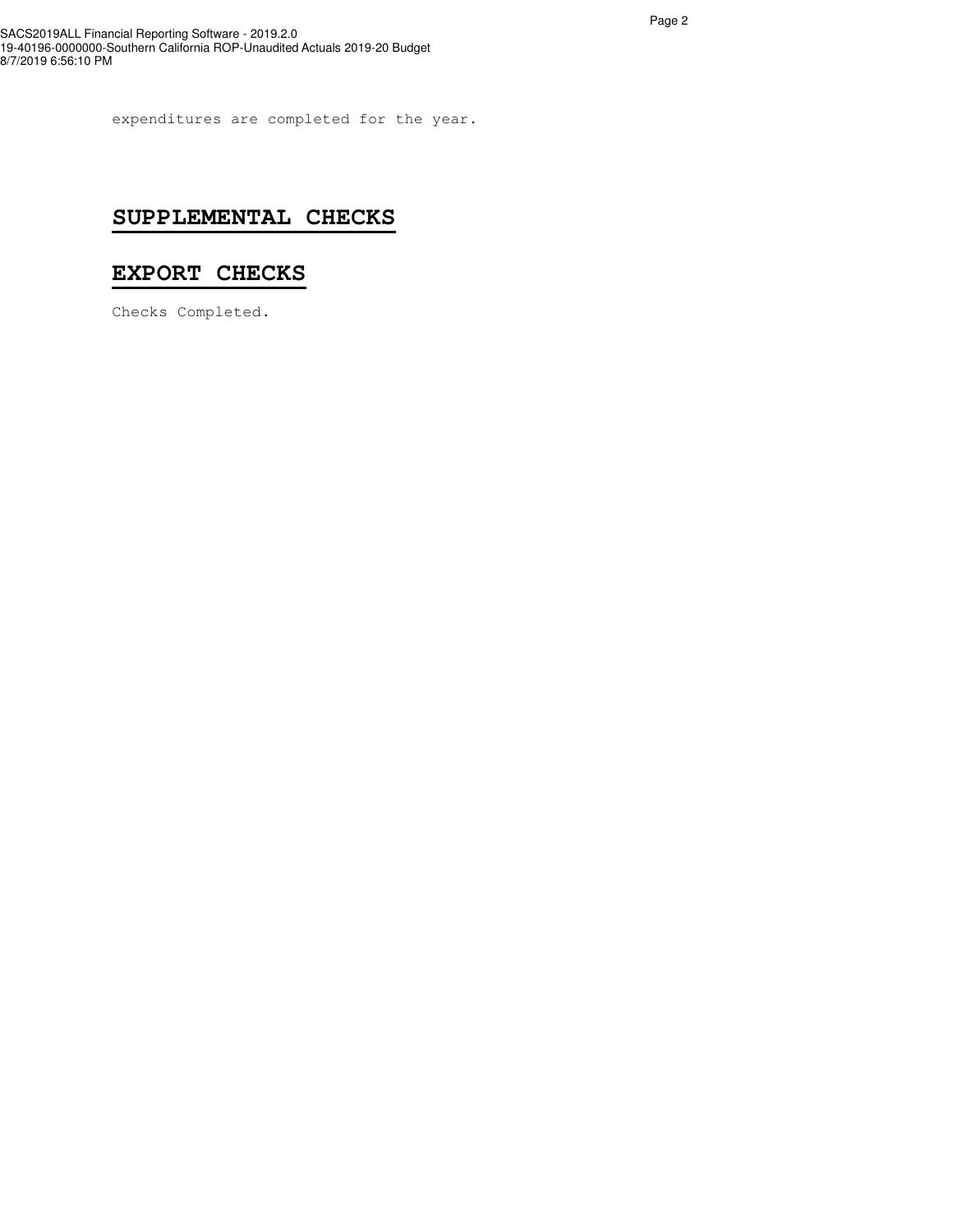expenditures are completed for the year.

## SUPPLEMENTAL CHECKS

## EXPORT CHECKS

Checks Completed.